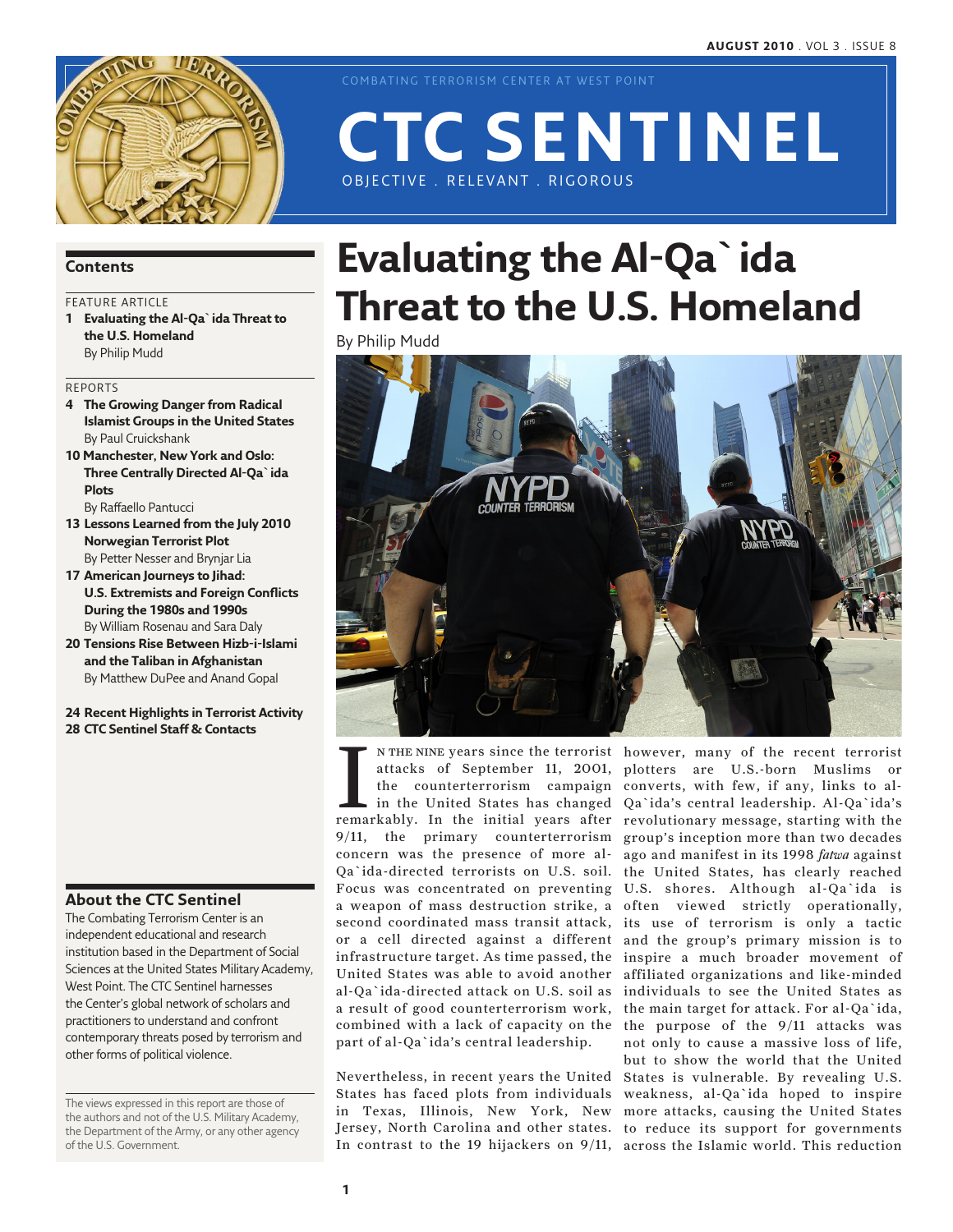AUGUST 2010 . VOL 3 . ISSUE 8

COMBATING TERRORISM CENTER AT WEST POINT

# CTC SENTINEL

OBJECTIVE . RELEVANT . RIGOROUS

## Contents

FEATURE ARTICLE

**1 Evaluating the Al-Qa`ida Threat to the U.S. Homeland**
By Philip Mudd

REPORTS

**4 The Growing Danger from Radical Islamist Groups in the United States**
By Paul Cruickshank

**10 Manchester, New York and Oslo: Three Centrally Directed Al-Qa`ida Plots**
By Raffaello Pantucci

**13 Lessons Learned from the July 2010 Norwegian Terrorist Plot**
By Petter Nesser and Brynjar Lia

**17 American Journeys to Jihad: U.S. Extremists and Foreign Conflicts During the 1980s and 1990s**
By William Rosenau and Sara Daly

**20 Tensions Rise Between Hizb-i-Islami and the Taliban in Afghanistan**
By Matthew DuPee and Anand Gopal

**24 Recent Highlights in Terrorist Activity**

**28 CTC Sentinel Staff & Contacts**

## About the CTC Sentinel

The Combating Terrorism Center is an independent educational and research institution based in the Department of Social Sciences at the United States Military Academy, West Point. The CTC Sentinel harnesses the Center's global network of scholars and practitioners to understand and confront contemporary threats posed by terrorism and other forms of political violence.

The views expressed in this report are those of the authors and not of the U.S. Military Academy, the Department of the Army, or any other agency of the U.S. Government.

# Evaluating the Al-Qa`ida Threat to the U.S. Homeland

By Philip Mudd

In the nine years since the terrorist attacks of September 11, 2001, the counterterrorism campaign in the United States has changed remarkably. In the initial years after 9/11, the primary counterterrorism concern was the presence of more al-Qa`ida-directed terrorists on U.S. soil. Focus was concentrated on preventing a weapon of mass destruction strike, a second coordinated mass transit attack, or a cell directed against a different infrastructure target. As time passed, the United States was able to avoid another al-Qa`ida-directed attack on U.S. soil as a result of good counterterrorism work, combined with a lack of capacity on the part of al-Qa`ida's central leadership.

Nevertheless, in recent years the United States has faced plots from individuals in Texas, Illinois, New York, New Jersey, North Carolina and other states. In contrast to the 19 hijackers on 9/11, however, many of the recent terrorist plotters are U.S.-born Muslims or converts, with few, if any, links to al-Qa`ida's central leadership. Al-Qa`ida's revolutionary message, starting with the group's inception more than two decades ago and manifest in its 1998 *fatwa* against the United States, has clearly reached U.S. shores. Although al-Qa`ida is often viewed strictly operationally, its use of terrorism is only a tactic and the group's primary mission is to inspire a much broader movement of affiliated organizations and like-minded individuals to see the United States as the main target for attack. For al-Qa`ida, the purpose of the 9/11 attacks was not only to cause a massive loss of life, but to show the world that the United States is vulnerable. By revealing U.S. weakness, al-Qa`ida hoped to inspire more attacks, causing the United States to reduce its support for governments across the Islamic world. This reduction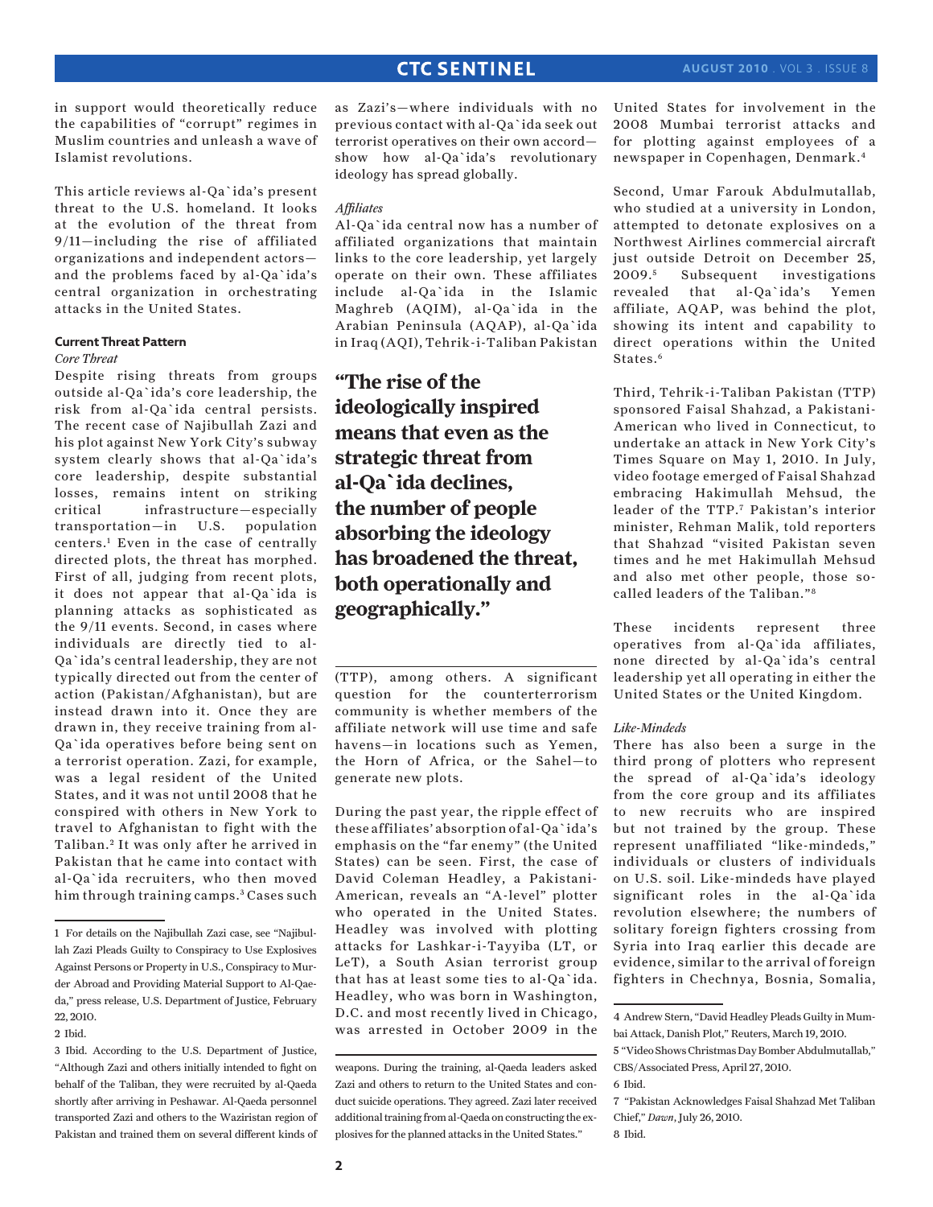in support would theoretically reduce the capabilities of "corrupt" regimes in Muslim countries and unleash a wave of Islamist revolutions.

This article reviews al-Qa`ida's present threat to the U.S. homeland. It looks at the evolution of the threat from 9/11—including the rise of affiliated organizations and independent actors—and the problems faced by al-Qa`ida's central organization in orchestrating attacks in the United States.

### Current Threat Pattern

*Core Threat*

Despite rising threats from groups outside al-Qa`ida's core leadership, the risk from al-Qa`ida central persists. The recent case of Najibullah Zazi and his plot against New York City's subway system clearly shows that al-Qa`ida's core leadership, despite substantial losses, remains intent on striking critical infrastructure—especially transportation—in U.S. population centers.[1] Even in the case of centrally directed plots, the threat has morphed. First of all, judging from recent plots, it does not appear that al-Qa`ida is planning attacks as sophisticated as the 9/11 events. Second, in cases where individuals are directly tied to al-Qa`ida's central leadership, they are not typically directed out from the center of action (Pakistan/Afghanistan), but are instead drawn into it. Once they are drawn in, they receive training from al-Qa`ida operatives before being sent on a terrorist operation. Zazi, for example, was a legal resident of the United States, and it was not until 2008 that he conspired with others in New York to travel to Afghanistan to fight with the Taliban.[2] It was only after he arrived in Pakistan that he came into contact with al-Qa`ida recruiters, who then moved him through training camps.[3] Cases such as Zazi's—where individuals with no previous contact with al-Qa`ida seek out terrorist operatives on their own accord—show how al-Qa`ida's revolutionary ideology has spread globally.

*Affiliates*

Al-Qa`ida central now has a number of affiliated organizations that maintain links to the core leadership, yet largely operate on their own. These affiliates include al-Qa`ida in the Islamic Maghreb (AQIM), al-Qa`ida in the Arabian Peninsula (AQAP), al-Qa`ida in Iraq (AQI), Tehrik-i-Taliban Pakistan (TTP), among others. A significant question for the counterterrorism community is whether members of the affiliate network will use time and safe havens—in locations such as Yemen, the Horn of Africa, or the Sahel—to generate new plots.

**"The rise of the ideologically inspired means that even as the strategic threat from al-Qa`ida declines, the number of people absorbing the ideology has broadened the threat, both operationally and geographically."**

During the past year, the ripple effect of these affiliates' absorption of al-Qa`ida's emphasis on the "far enemy" (the United States) can be seen. First, the case of David Coleman Headley, a Pakistani-American, reveals an "A-level" plotter who operated in the United States. Headley was involved with plotting attacks for Lashkar-i-Tayyiba (LT, or LeT), a South Asian terrorist group that has at least some ties to al-Qa`ida. Headley, who was born in Washington, D.C. and most recently lived in Chicago, was arrested in October 2009 in the United States for involvement in the 2008 Mumbai terrorist attacks and for plotting against employees of a newspaper in Copenhagen, Denmark.[4]

Second, Umar Farouk Abdulmutallab, who studied at a university in London, attempted to detonate explosives on a Northwest Airlines commercial aircraft just outside Detroit on December 25, 2009.[5] Subsequent investigations revealed that al-Qa`ida's Yemen affiliate, AQAP, was behind the plot, showing its intent and capability to direct operations within the United States.[6]

Third, Tehrik-i-Taliban Pakistan (TTP) sponsored Faisal Shahzad, a Pakistani-American who lived in Connecticut, to undertake an attack in New York City's Times Square on May 1, 2010. In July, video footage emerged of Faisal Shahzad embracing Hakimullah Mehsud, the leader of the TTP.[7] Pakistan's interior minister, Rehman Malik, told reporters that Shahzad "visited Pakistan seven times and he met Hakimullah Mehsud and also met other people, those so-called leaders of the Taliban."[8]

These incidents represent three operatives from al-Qa`ida affiliates, none directed by al-Qa`ida's central leadership yet all operating in either the United States or the United Kingdom.

*Like-Mindeds*

There has also been a surge in the third prong of plotters who represent the spread of al-Qa`ida's ideology from the core group and its affiliates to new recruits who are inspired but not trained by the group. These represent unaffiliated "like-mindeds," individuals or clusters of individuals on U.S. soil. Like-mindeds have played significant roles in the al-Qa`ida revolution elsewhere; the numbers of solitary foreign fighters crossing from Syria into Iraq earlier this decade are evidence, similar to the arrival of foreign fighters in Chechnya, Bosnia, Somalia,

---

1 For details on the Najibullah Zazi case, see "Najibullah Zazi Pleads Guilty to Conspiracy to Use Explosives Against Persons or Property in U.S., Conspiracy to Murder Abroad and Providing Material Support to Al-Qaeda," press release, U.S. Department of Justice, February 22, 2010.

2 Ibid.

3 Ibid. According to the U.S. Department of Justice, "Although Zazi and others initially intended to fight on behalf of the Taliban, they were recruited by al-Qaeda shortly after arriving in Peshawar. Al-Qaeda personnel transported Zazi and others to the Waziristan region of Pakistan and trained them on several different kinds of weapons. During the training, al-Qaeda leaders asked Zazi and others to return to the United States and conduct suicide operations. They agreed. Zazi later received additional training from al-Qaeda on constructing the explosives for the planned attacks in the United States."

4 Andrew Stern, "David Headley Pleads Guilty in Mumbai Attack, Danish Plot," Reuters, March 19, 2010.

5 "Video Shows Christmas Day Bomber Abdulmutallab," CBS/Associated Press, April 27, 2010.

6 Ibid.

7 "Pakistan Acknowledges Faisal Shahzad Met Taliban Chief," *Dawn*, July 26, 2010.

8 Ibid.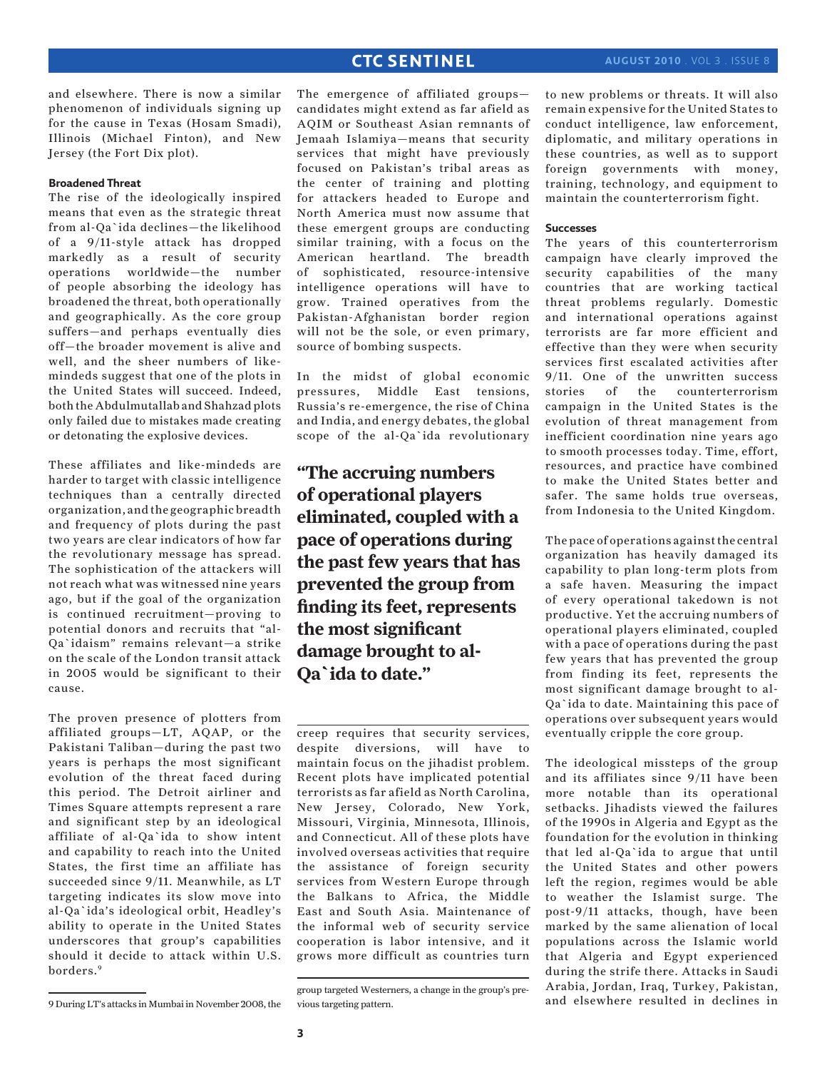and elsewhere. There is now a similar phenomenon of individuals signing up for the cause in Texas (Hosam Smadi), Illinois (Michael Finton), and New Jersey (the Fort Dix plot).

#### Broadened Threat

The rise of the ideologically inspired means that even as the strategic threat from al-Qa`ida declines—the likelihood of a 9/11-style attack has dropped markedly as a result of security operations worldwide—the number of people absorbing the ideology has broadened the threat, both operationally and geographically. As the core group suffers—and perhaps eventually dies off—the broader movement is alive and well, and the sheer numbers of like-mindeds suggest that one of the plots in the United States will succeed. Indeed, both the Abdulmutallab and Shahzad plots only failed due to mistakes made creating or detonating the explosive devices.

These affiliates and like-mindeds are harder to target with classic intelligence techniques than a centrally directed organization, and the geographic breadth and frequency of plots during the past two years are clear indicators of how far the revolutionary message has spread. The sophistication of the attackers will not reach what was witnessed nine years ago, but if the goal of the organization is continued recruitment—proving to potential donors and recruits that "al-Qa`idaism" remains relevant—a strike on the scale of the London transit attack in 2005 would be significant to their cause.

The proven presence of plotters from affiliated groups—LT, AQAP, or the Pakistani Taliban—during the past two years is perhaps the most significant evolution of the threat faced during this period. The Detroit airliner and Times Square attempts represent a rare and significant step by an ideological affiliate of al-Qa`ida to show intent and capability to reach into the United States, the first time an affiliate has succeeded since 9/11. Meanwhile, as LT targeting indicates its slow move into al-Qa`ida's ideological orbit, Headley's ability to operate in the United States underscores that group's capabilities should it decide to attack within U.S. borders.[9]

The emergence of affiliated groups—candidates might extend as far afield as AQIM or Southeast Asian remnants of Jemaah Islamiya—means that security services that might have previously focused on Pakistan's tribal areas as the center of training and plotting for attackers headed to Europe and North America must now assume that these emergent groups are conducting similar training, with a focus on the American heartland. The breadth of sophisticated, resource-intensive intelligence operations will have to grow. Trained operatives from the Pakistan-Afghanistan border region will not be the sole, or even primary, source of bombing suspects.

In the midst of global economic pressures, Middle East tensions, Russia's re-emergence, the rise of China and India, and energy debates, the global scope of the al-Qa`ida revolutionary creep requires that security services, despite diversions, will have to maintain focus on the jihadist problem. Recent plots have implicated potential terrorists as far afield as North Carolina, New Jersey, Colorado, New York, Missouri, Virginia, Minnesota, Illinois, and Connecticut. All of these plots have involved overseas activities that require the assistance of foreign security services from Western Europe through the Balkans to Africa, the Middle East and South Asia. Maintenance of the informal web of security service cooperation is labor intensive, and it grows more difficult as countries turn to new problems or threats. It will also remain expensive for the United States to conduct intelligence, law enforcement, diplomatic, and military operations in these countries, as well as to support foreign governments with money, training, technology, and equipment to maintain the counterterrorism fight.

> **"The accruing numbers of operational players eliminated, coupled with a pace of operations during the past few years that has prevented the group from finding its feet, represents the most significant damage brought to al-Qa`ida to date."**

#### Successes

The years of this counterterrorism campaign have clearly improved the security capabilities of the many countries that are working tactical threat problems regularly. Domestic and international operations against terrorists are far more efficient and effective than they were when security services first escalated activities after 9/11. One of the unwritten success stories of the counterterrorism campaign in the United States is the evolution of threat management from inefficient coordination nine years ago to smooth processes today. Time, effort, resources, and practice have combined to make the United States better and safer. The same holds true overseas, from Indonesia to the United Kingdom.

The pace of operations against the central organization has heavily damaged its capability to plan long-term plots from a safe haven. Measuring the impact of every operational takedown is not productive. Yet the accruing numbers of operational players eliminated, coupled with a pace of operations during the past few years that has prevented the group from finding its feet, represents the most significant damage brought to al-Qa`ida to date. Maintaining this pace of operations over subsequent years would eventually cripple the core group.

The ideological missteps of the group and its affiliates since 9/11 have been more notable than its operational setbacks. Jihadists viewed the failures of the 1990s in Algeria and Egypt as the foundation for the evolution in thinking that led al-Qa`ida to argue that until the United States and other powers left the region, regimes would be able to weather the Islamist surge. The post-9/11 attacks, though, have been marked by the same alienation of local populations across the Islamic world that Algeria and Egypt experienced during the strife there. Attacks in Saudi Arabia, Jordan, Iraq, Turkey, Pakistan, and elsewhere resulted in declines in

---

[9] During LT's attacks in Mumbai in November 2008, the group targeted Westerners, a change in the group's previous targeting pattern.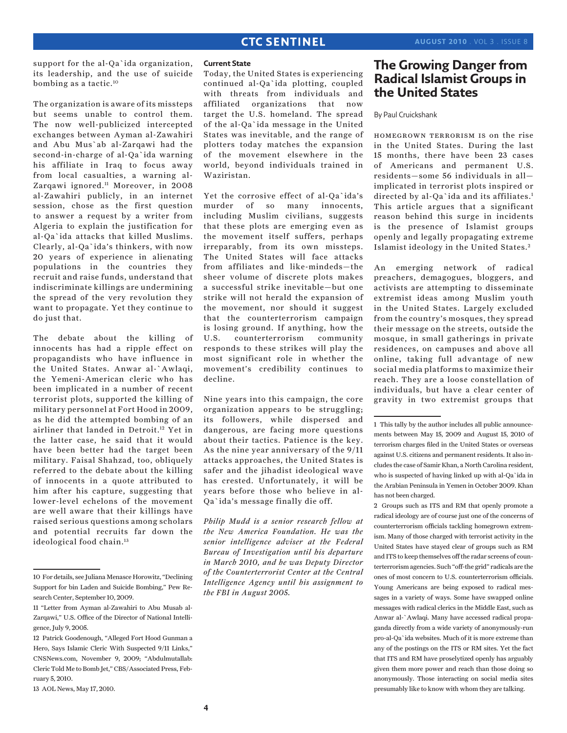support for the al-Qa`ida organization, its leadership, and the use of suicide bombing as a tactic.[10]

The organization is aware of its missteps but seems unable to control them. The now well-publicized intercepted exchanges between Ayman al-Zawahiri and Abu Mus`ab al-Zarqawi had the second-in-charge of al-Qa`ida warning his affiliate in Iraq to focus away from local casualties, a warning al-Zarqawi ignored.[11] Moreover, in 2008 al-Zawahiri publicly, in an internet session, chose as the first question to answer a request by a writer from Algeria to explain the justification for al-Qa`ida attacks that killed Muslims. Clearly, al-Qa`ida's thinkers, with now 20 years of experience in alienating populations in the countries they recruit and raise funds, understand that indiscriminate killings are undermining the spread of the very revolution they want to propagate. Yet they continue to do just that.

The debate about the killing of innocents has had a ripple effect on propagandists who have influence in the United States. Anwar al-`Awlaqi, the Yemeni-American cleric who has been implicated in a number of recent terrorist plots, supported the killing of military personnel at Fort Hood in 2009, as he did the attempted bombing of an airliner that landed in Detroit.[12] Yet in the latter case, he said that it would have been better had the target been military. Faisal Shahzad, too, obliquely referred to the debate about the killing of innocents in a quote attributed to him after his capture, suggesting that lower-level echelons of the movement are well aware that their killings have raised serious questions among scholars and potential recruits far down the ideological food chain.[13]

#### Current State

Today, the United States is experiencing continued al-Qa`ida plotting, coupled with threats from individuals and affiliated organizations that now target the U.S. homeland. The spread of the al-Qa`ida message in the United States was inevitable, and the range of plotters today matches the expansion of the movement elsewhere in the world, beyond individuals trained in Waziristan.

Yet the corrosive effect of al-Qa`ida's murder of so many innocents, including Muslim civilians, suggests that these plots are emerging even as the movement itself suffers, perhaps irreparably, from its own missteps. The United States will face attacks from affiliates and like-mindeds—the sheer volume of discrete plots makes a successful strike inevitable—but one strike will not herald the expansion of the movement, nor should it suggest that the counterterrorism campaign is losing ground. If anything, how the U.S. counterterrorism community responds to these strikes will play the most significant role in whether the movement's credibility continues to decline.

Nine years into this campaign, the core organization appears to be struggling; its followers, while dispersed and dangerous, are facing more questions about their tactics. Patience is the key. As the nine year anniversary of the 9/11 attacks approaches, the United States is safer and the jihadist ideological wave has crested. Unfortunately, it will be years before those who believe in al-Qa`ida's message finally die off.

*Philip Mudd is a senior research fellow at the New America Foundation. He was the senior intelligence adviser at the Federal Bureau of Investigation until his departure in March 2010, and he was Deputy Director of the Counterterrorist Center at the Central Intelligence Agency until his assignment to the FBI in August 2005.*

10 For details, see Juliana Menasce Horowitz, "Declining Support for bin Laden and Suicide Bombing," Pew Research Center, September 10, 2009.

11 "Letter from Ayman al-Zawahiri to Abu Musab al-Zarqawi," U.S. Office of the Director of National Intelligence, July 9, 2005.

12 Patrick Goodenough, "Alleged Fort Hood Gunman a Hero, Says Islamic Cleric With Suspected 9/11 Links," CNSNews.com, November 9, 2009; "Abdulmutallab: Cleric Told Me to Bomb Jet," CBS/Associated Press, February 5, 2010.

13 AOL News, May 17, 2010.

# The Growing Danger from Radical Islamist Groups in the United States

By Paul Cruickshank

Homegrown terrorism is on the rise in the United States. During the last 15 months, there have been 23 cases of Americans and permanent U.S. residents—some 56 individuals in all—implicated in terrorist plots inspired or directed by al-Qa`ida and its affiliates.[1] This article argues that a significant reason behind this surge in incidents is the presence of Islamist groups openly and legally propagating extreme Islamist ideology in the United States.[2]

An emerging network of radical preachers, demagogues, bloggers, and activists are attempting to disseminate extremist ideas among Muslim youth in the United States. Largely excluded from the country's mosques, they spread their message on the streets, outside the mosque, in small gatherings in private residences, on campuses and above all online, taking full advantage of new social media platforms to maximize their reach. They are a loose constellation of individuals, but have a clear center of gravity in two extremist groups that

1 This tally by the author includes all public announcements between May 15, 2009 and August 15, 2010 of terrorism charges filed in the United States or overseas against U.S. citizens and permanent residents. It also includes the case of Samir Khan, a North Carolina resident, who is suspected of having linked up with al-Qa`ida in the Arabian Peninsula in Yemen in October 2009. Khan has not been charged.

2 Groups such as ITS and RM that openly promote a radical ideology are of course just one of the concerns of counterterrorism officials tackling homegrown extremism. Many of those charged with terrorist activity in the United States have stayed clear of groups such as RM and ITS to keep themselves off the radar screens of counterterrorism agencies. Such "off-the grid" radicals are the ones of most concern to U.S. counterterrorism officials. Young Americans are being exposed to radical messages in a variety of ways. Some have swapped online messages with radical clerics in the Middle East, such as Anwar al-`Awlaqi. Many have accessed radical propaganda directly from a wide variety of anonymously-run pro-al-Qa`ida websites. Much of it is more extreme than any of the postings on the ITS or RM sites. Yet the fact that ITS and RM have proselytized openly has arguably given them more power and reach than those doing so anonymously. Those interacting on social media sites presumably like to know with whom they are talking.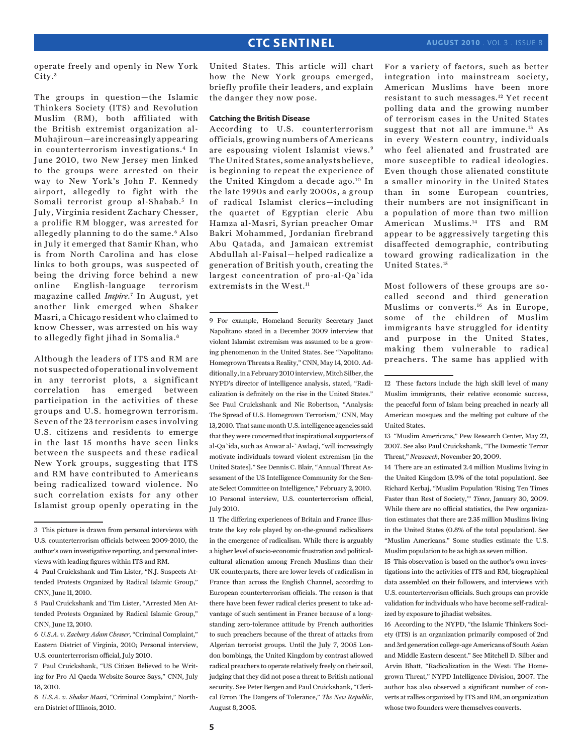operate freely and openly in New York City.[3]

The groups in question—the Islamic Thinkers Society (ITS) and Revolution Muslim (RM), both affiliated with the British extremist organization al-Muhajiroun—are increasingly appearing in counterterrorism investigations.[4] In June 2010, two New Jersey men linked to the groups were arrested on their way to New York's John F. Kennedy airport, allegedly to fight with the Somali terrorist group al-Shabab.[5] In July, Virginia resident Zachary Chesser, a prolific RM blogger, was arrested for allegedly planning to do the same.[6] Also in July it emerged that Samir Khan, who is from North Carolina and has close links to both groups, was suspected of being the driving force behind a new online English-language terrorism magazine called *Inspire*.[7] In August, yet another link emerged when Shaker Masri, a Chicago resident who claimed to know Chesser, was arrested on his way to allegedly fight jihad in Somalia.[8]

Although the leaders of ITS and RM are not suspected of operational involvement in any terrorist plots, a significant correlation has emerged between participation in the activities of these groups and U.S. homegrown terrorism. Seven of the 23 terrorism cases involving U.S. citizens and residents to emerge in the last 15 months have seen links between the suspects and these radical New York groups, suggesting that ITS and RM have contributed to Americans being radicalized toward violence. No such correlation exists for any other Islamist group openly operating in the United States. This article will chart how the New York groups emerged, briefly profile their leaders, and explain the danger they now pose.

**Catching the British Disease**

According to U.S. counterterrorism officials, growing numbers of Americans are espousing violent Islamist views.[9] The United States, some analysts believe, is beginning to repeat the experience of the United Kingdom a decade ago.[10] In the late 1990s and early 2000s, a group of radical Islamist clerics—including the quartet of Egyptian cleric Abu Hamza al-Masri, Syrian preacher Omar Bakri Mohammed, Jordanian firebrand Abu Qatada, and Jamaican extremist Abdullah al-Faisal—helped radicalize a generation of British youth, creating the largest concentration of pro-al-Qa`ida extremists in the West.[11]

For a variety of factors, such as better integration into mainstream society, American Muslims have been more resistant to such messages.[12] Yet recent polling data and the growing number of terrorism cases in the United States suggest that not all are immune.[13] As in every Western country, individuals who feel alienated and frustrated are more susceptible to radical ideologies. Even though those alienated constitute a smaller minority in the United States than in some European countries, their numbers are not insignificant in a population of more than two million American Muslims.[14] ITS and RM appear to be aggressively targeting this disaffected demographic, contributing toward growing radicalization in the United States.[15]

Most followers of these groups are so-called second and third generation Muslims or converts.[16] As in Europe, some of the children of Muslim immigrants have struggled for identity and purpose in the United States, making them vulnerable to radical preachers. The same has applied with

---

3 This picture is drawn from personal interviews with U.S. counterterrorism officials between 2009-2010, the author's own investigative reporting, and personal interviews with leading figures within ITS and RM.

4 Paul Cruickshank and Tim Lister, "N.J. Suspects Attended Protests Organized by Radical Islamic Group," CNN, June 11, 2010.

5 Paul Cruickshank and Tim Lister, "Arrested Men Attended Protests Organized by Radical Islamic Group," CNN, June 12, 2010.

6 *U.S.A. v. Zachary Adam Chesser*, "Criminal Complaint," Eastern District of Virginia, 2010; Personal interview, U.S. counterterrorism official, July 2010.

7 Paul Cruickshank, "US Citizen Believed to be Writing for Pro Al Qaeda Website Source Says," CNN, July 18, 2010.

8 *U.S.A. v. Shaker Masri*, "Criminal Complaint," Northern District of Illinois, 2010.

9 For example, Homeland Security Secretary Janet Napolitano stated in a December 2009 interview that violent Islamist extremism was assumed to be a growing phenomenon in the United States. See "Napolitano: Homegrown Threats a Reality," CNN, May 14, 2010. Additionally, in a February 2010 interview, Mitch Silber, the NYPD's director of intelligence analysis, stated, "Radicalization is definitely on the rise in the United States." See Paul Cruickshank and Nic Robertson, "Analysis: The Spread of U.S. Homegrown Terrorism," CNN, May 13, 2010. That same month U.S. intelligence agencies said that they were concerned that inspirational supporters of al-Qa`ida, such as Anwar al-`Awlaqi, "will increasingly motivate individuals toward violent extremism [in the United States]." See Dennis C. Blair, "Annual Threat Assessment of the US Intelligence Community for the Senate Select Committee on Intelligence," February 2, 2010.

10 Personal interview, U.S. counterterrorism official, July 2010.

11 The differing experiences of Britain and France illustrate the key role played by on-the-ground radicalizers in the emergence of radicalism. While there is arguably a higher level of socio-economic frustration and political-cultural alienation among French Muslims than their UK counterparts, there are lower levels of radicalism in France than across the English Channel, according to European counterterrorism officials. The reason is that there have been fewer radical clerics present to take advantage of such sentiment in France because of a long-standing zero-tolerance attitude by French authorities to such preachers because of the threat of attacks from Algerian terrorist groups. Until the July 7, 2005 London bombings, the United Kingdom by contrast allowed radical preachers to operate relatively freely on their soil, judging that they did not pose a threat to British national security. See Peter Bergen and Paul Cruickshank, "Clerical Error: The Dangers of Tolerance," *The New Republic*, August 8, 2005.

12 These factors include the high skill level of many Muslim immigrants, their relative economic success, the peaceful form of Islam being preached in nearly all American mosques and the melting pot culture of the United States.

13 "Muslim Americans," Pew Research Center, May 22, 2007. See also Paul Cruickshank, "The Domestic Terror Threat," *Newsweek*, November 20, 2009.

14 There are an estimated 2.4 million Muslims living in the United Kingdom (3.9% of the total population). See Richard Kerbaj, "Muslim Population 'Rising Ten Times Faster than Rest of Society,'" *Times*, January 30, 2009. While there are no official statistics, the Pew organization estimates that there are 2.35 million Muslims living in the United States (0.8% of the total population). See "Muslim Americans." Some studies estimate the U.S. Muslim population to be as high as seven million.

15 This observation is based on the author's own investigations into the activities of ITS and RM, biographical data assembled on their followers, and interviews with U.S. counterterrorism officials. Such groups can provide validation for individuals who have become self-radicalized by exposure to jihadist websites.

16 According to the NYPD, "the Islamic Thinkers Society (ITS) is an organization primarily composed of 2nd and 3rd generation college-age Americans of South Asian and Middle Eastern descent." See Mitchell D. Silber and Arvin Bhatt, "Radicalization in the West: The Homegrown Threat," NYPD Intelligence Division, 2007. The author has also observed a significant number of converts at rallies organized by ITS and RM, an organization whose two founders were themselves converts.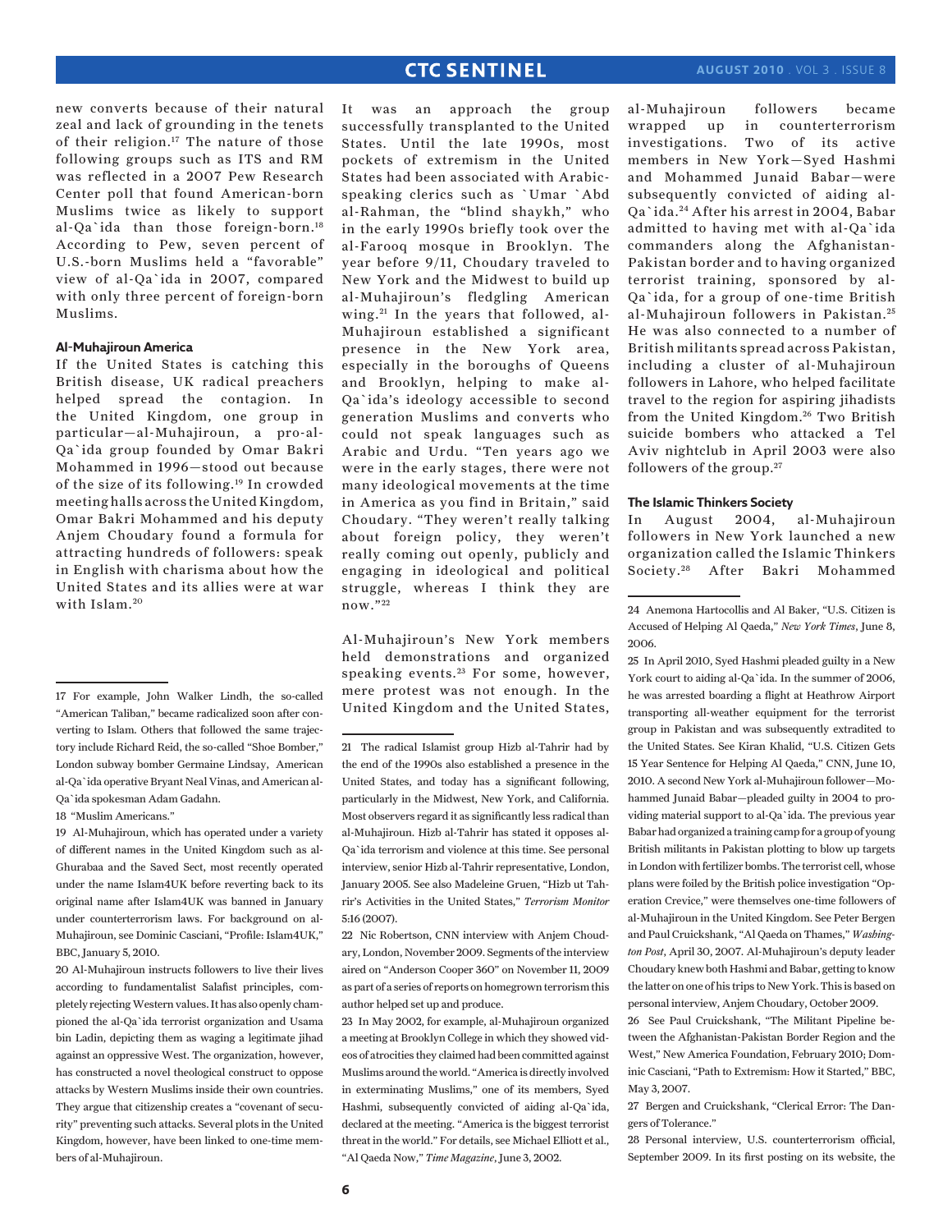new converts because of their natural zeal and lack of grounding in the tenets of their religion.[17] The nature of those following groups such as ITS and RM was reflected in a 2007 Pew Research Center poll that found American-born Muslims twice as likely to support al-Qa`ida than those foreign-born.[18] According to Pew, seven percent of U.S.-born Muslims held a "favorable" view of al-Qa`ida in 2007, compared with only three percent of foreign-born Muslims.

### Al-Muhajiroun America

If the United States is catching this British disease, UK radical preachers helped spread the contagion. In the United Kingdom, one group in particular—al-Muhajiroun, a pro-al-Qa`ida group founded by Omar Bakri Mohammed in 1996—stood out because of the size of its following.[19] In crowded meeting halls across the United Kingdom, Omar Bakri Mohammed and his deputy Anjem Choudary found a formula for attracting hundreds of followers: speak in English with charisma about how the United States and its allies were at war with Islam.[20]

It was an approach the group successfully transplanted to the United States. Until the late 1990s, most pockets of extremism in the United States had been associated with Arabic-speaking clerics such as `Umar `Abd al-Rahman, the "blind shaykh," who in the early 1990s briefly took over the al-Farooq mosque in Brooklyn. The year before 9/11, Choudary traveled to New York and the Midwest to build up al-Muhajiroun's fledgling American wing.[21] In the years that followed, al-Muhajiroun established a significant presence in the New York area, especially in the boroughs of Queens and Brooklyn, helping to make al-Qa`ida's ideology accessible to second generation Muslims and converts who could not speak languages such as Arabic and Urdu. "Ten years ago we were in the early stages, there were not many ideological movements at the time in America as you find in Britain," said Choudary. "They weren't really talking about foreign policy, they weren't really coming out openly, publicly and engaging in ideological and political struggle, whereas I think they are now."[22]

Al-Muhajiroun's New York members held demonstrations and organized speaking events.[23] For some, however, mere protest was not enough. In the United Kingdom and the United States, al-Muhajiroun followers became wrapped up in counterterrorism investigations. Two of its active members in New York—Syed Hashmi and Mohammed Junaid Babar—were subsequently convicted of aiding al-Qa`ida.[24] After his arrest in 2004, Babar admitted to having met with al-Qa`ida commanders along the Afghanistan-Pakistan border and to having organized terrorist training, sponsored by al-Qa`ida, for a group of one-time British al-Muhajiroun followers in Pakistan.[25] He was also connected to a number of British militants spread across Pakistan, including a cluster of al-Muhajiroun followers in Lahore, who helped facilitate travel to the region for aspiring jihadists from the United Kingdom.[26] Two British suicide bombers who attacked a Tel Aviv nightclub in April 2003 were also followers of the group.[27]

### The Islamic Thinkers Society

In August 2004, al-Muhajiroun followers in New York launched a new organization called the Islamic Thinkers Society.[28] After Bakri Mohammed

---

17 For example, John Walker Lindh, the so-called "American Taliban," became radicalized soon after converting to Islam. Others that followed the same trajectory include Richard Reid, the so-called "Shoe Bomber," London subway bomber Germaine Lindsay, American al-Qa`ida operative Bryant Neal Vinas, and American al-Qa`ida spokesman Adam Gadahn.

18 "Muslim Americans."

19 Al-Muhajiroun, which has operated under a variety of different names in the United Kingdom such as al-Ghurabaa and the Saved Sect, most recently operated under the name Islam4UK before reverting back to its original name after Islam4UK was banned in January under counterterrorism laws. For background on al-Muhajiroun, see Dominic Casciani, "Profile: Islam4UK," BBC, January 5, 2010.

20 Al-Muhajiroun instructs followers to live their lives according to fundamentalist Salafist principles, completely rejecting Western values. It has also openly championed the al-Qa`ida terrorist organization and Usama bin Ladin, depicting them as waging a legitimate jihad against an oppressive West. The organization, however, has constructed a novel theological construct to oppose attacks by Western Muslims inside their own countries. They argue that citizenship creates a "covenant of security" preventing such attacks. Several plots in the United Kingdom, however, have been linked to one-time members of al-Muhajiroun.

21 The radical Islamist group Hizb al-Tahrir had by the end of the 1990s also established a presence in the United States, and today has a significant following, particularly in the Midwest, New York, and California. Most observers regard it as significantly less radical than al-Muhajiroun. Hizb al-Tahrir has stated it opposes al-Qa`ida terrorism and violence at this time. See personal interview, senior Hizb al-Tahrir representative, London, January 2005. See also Madeleine Gruen, "Hizb ut Tahrir's Activities in the United States," *Terrorism Monitor* 5:16 (2007).

22 Nic Robertson, CNN interview with Anjem Choudary, London, November 2009. Segments of the interview aired on "Anderson Cooper 360" on November 11, 2009 as part of a series of reports on homegrown terrorism this author helped set up and produce.

23 In May 2002, for example, al-Muhajiroun organized a meeting at Brooklyn College in which they showed videos of atrocities they claimed had been committed against Muslims around the world. "America is directly involved in exterminating Muslims," one of its members, Syed Hashmi, subsequently convicted of aiding al-Qa`ida, declared at the meeting. "America is the biggest terrorist threat in the world." For details, see Michael Elliott et al., "Al Qaeda Now," *Time Magazine*, June 3, 2002.

24 Anemona Hartocollis and Al Baker, "U.S. Citizen is Accused of Helping Al Qaeda," *New York Times*, June 8, 2006.

25 In April 2010, Syed Hashmi pleaded guilty in a New York court to aiding al-Qa`ida. In the summer of 2006, he was arrested boarding a flight at Heathrow Airport transporting all-weather equipment for the terrorist group in Pakistan and was subsequently extradited to the United States. See Kiran Khalid, "U.S. Citizen Gets 15 Year Sentence for Helping Al Qaeda," CNN, June 10, 2010. A second New York al-Muhajiroun follower—Mohammed Junaid Babar—pleaded guilty in 2004 to providing material support to al-Qa`ida. The previous year Babar had organized a training camp for a group of young British militants in Pakistan plotting to blow up targets in London with fertilizer bombs. The terrorist cell, whose plans were foiled by the British police investigation "Operation Crevice," were themselves one-time followers of al-Muhajiroun in the United Kingdom. See Peter Bergen and Paul Cruickshank, "Al Qaeda on Thames," *Washington Post*, April 30, 2007. Al-Muhajiroun's deputy leader Choudary knew both Hashmi and Babar, getting to know the latter on one of his trips to New York. This is based on personal interview, Anjem Choudary, October 2009.

26 See Paul Cruickshank, "The Militant Pipeline between the Afghanistan-Pakistan Border Region and the West," New America Foundation, February 2010; Dominic Casciani, "Path to Extremism: How it Started," BBC, May 3, 2007.

27 Bergen and Cruickshank, "Clerical Error: The Dangers of Tolerance."

28 Personal interview, U.S. counterterrorism official, September 2009. In its first posting on its website, the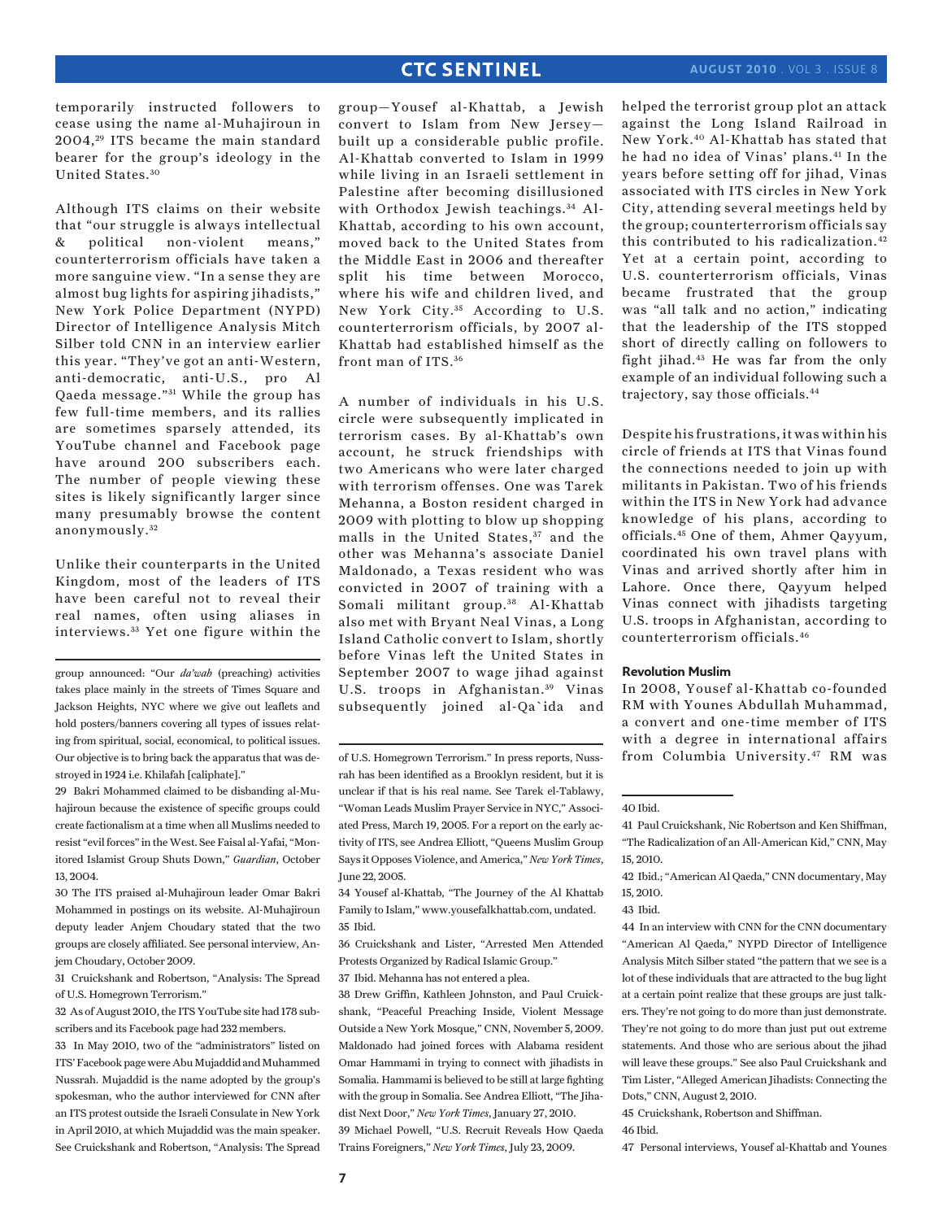temporarily instructed followers to cease using the name al-Muhajiroun in 2004,[29] ITS became the main standard bearer for the group's ideology in the United States.[30]

Although ITS claims on their website that "our struggle is always intellectual & political non-violent means," counterterrorism officials have taken a more sanguine view. "In a sense they are almost bug lights for aspiring jihadists," New York Police Department (NYPD) Director of Intelligence Analysis Mitch Silber told CNN in an interview earlier this year. "They've got an anti-Western, anti-democratic, anti-U.S., pro Al Qaeda message."[31] While the group has few full-time members, and its rallies are sometimes sparsely attended, its YouTube channel and Facebook page have around 200 subscribers each. The number of people viewing these sites is likely significantly larger since many presumably browse the content anonymously.[32]

Unlike their counterparts in the United Kingdom, most of the leaders of ITS have been careful not to reveal their real names, often using aliases in interviews.[33] Yet one figure within the group—Yousef al-Khattab, a Jewish convert to Islam from New Jersey—built up a considerable public profile. Al-Khattab converted to Islam in 1999 while living in an Israeli settlement in Palestine after becoming disillusioned with Orthodox Jewish teachings.[34] Al-Khattab, according to his own account, moved back to the United States from the Middle East in 2006 and thereafter split his time between Morocco, where his wife and children lived, and New York City.[35] According to U.S. counterterrorism officials, by 2007 al-Khattab had established himself as the front man of ITS.[36]

A number of individuals in his U.S. circle were subsequently implicated in terrorism cases. By al-Khattab's own account, he struck friendships with two Americans who were later charged with terrorism offenses. One was Tarek Mehanna, a Boston resident charged in 2009 with plotting to blow up shopping malls in the United States,[37] and the other was Mehanna's associate Daniel Maldonado, a Texas resident who was convicted in 2007 of training with a Somali militant group.[38] Al-Khattab also met with Bryant Neal Vinas, a Long Island Catholic convert to Islam, shortly before Vinas left the United States in September 2007 to wage jihad against U.S. troops in Afghanistan.[39] Vinas subsequently joined al-Qa`ida and helped the terrorist group plot an attack against the Long Island Railroad in New York.[40] Al-Khattab has stated that he had no idea of Vinas' plans.[41] In the years before setting off for jihad, Vinas associated with ITS circles in New York City, attending several meetings held by the group; counterterrorism officials say this contributed to his radicalization.[42] Yet at a certain point, according to U.S. counterterrorism officials, Vinas became frustrated that the group was "all talk and no action," indicating that the leadership of the ITS stopped short of directly calling on followers to fight jihad.[43] He was far from the only example of an individual following such a trajectory, say those officials.[44]

Despite his frustrations, it was within his circle of friends at ITS that Vinas found the connections needed to join up with militants in Pakistan. Two of his friends within the ITS in New York had advance knowledge of his plans, according to officials.[45] One of them, Ahmer Qayyum, coordinated his own travel plans with Vinas and arrived shortly after him in Lahore. Once there, Qayyum helped Vinas connect with jihadists targeting U.S. troops in Afghanistan, according to counterterrorism officials.[46]

### Revolution Muslim

In 2008, Yousef al-Khattab co-founded RM with Younes Abdullah Muhammad, a convert and one-time member of ITS with a degree in international affairs from Columbia University.[47] RM was

---

group announced: "Our *da'wah* (preaching) activities takes place mainly in the streets of Times Square and Jackson Heights, NYC where we give out leaflets and hold posters/banners covering all types of issues relating from spiritual, social, economical, to political issues. Our objective is to bring back the apparatus that was destroyed in 1924 i.e. Khilafah [caliphate]."

29 Bakri Mohammed claimed to be disbanding al-Muhajiroun because the existence of specific groups could create factionalism at a time when all Muslims needed to resist "evil forces" in the West. See Faisal al-Yafai, "Monitored Islamist Group Shuts Down," *Guardian*, October 13, 2004.

30 The ITS praised al-Muhajiroun leader Omar Bakri Mohammed in postings on its website. Al-Muhajiroun deputy leader Anjem Choudary stated that the two groups are closely affiliated. See personal interview, Anjem Choudary, October 2009.

31 Cruickshank and Robertson, "Analysis: The Spread of U.S. Homegrown Terrorism."

32 As of August 2010, the ITS YouTube site had 178 subscribers and its Facebook page had 232 members.

33 In May 2010, two of the "administrators" listed on ITS' Facebook page were Abu Mujaddid and Muhammed Nussrah. Mujaddid is the name adopted by the group's spokesman, who the author interviewed for CNN after an ITS protest outside the Israeli Consulate in New York in April 2010, at which Mujaddid was the main speaker. See Cruickshank and Robertson, "Analysis: The Spread of U.S. Homegrown Terrorism." In press reports, Nussrah has been identified as a Brooklyn resident, but it is unclear if that is his real name. See Tarek el-Tablawy, "Woman Leads Muslim Prayer Service in NYC," Associated Press, March 19, 2005. For a report on the early activity of ITS, see Andrea Elliott, "Queens Muslim Group Says it Opposes Violence, and America," *New York Times*, June 22, 2005.

34 Yousef al-Khattab, "The Journey of the Al Khattab Family to Islam," www.yousefalkhattab.com, undated.

35 Ibid.

36 Cruickshank and Lister, "Arrested Men Attended Protests Organized by Radical Islamic Group."

37 Ibid. Mehanna has not entered a plea.

38 Drew Griffin, Kathleen Johnston, and Paul Cruickshank, "Peaceful Preaching Inside, Violent Message Outside a New York Mosque," CNN, November 5, 2009. Maldonado had joined forces with Alabama resident Omar Hammami in trying to connect with jihadists in Somalia. Hammami is believed to be still at large fighting with the group in Somalia. See Andrea Elliott, "The Jihadist Next Door," *New York Times*, January 27, 2010.

39 Michael Powell, "U.S. Recruit Reveals How Qaeda Trains Foreigners," *New York Times*, July 23, 2009.

40 Ibid.

41 Paul Cruickshank, Nic Robertson and Ken Shiffman, "The Radicalization of an All-American Kid," CNN, May 15, 2010.

42 Ibid.; "American Al Qaeda," CNN documentary, May 15, 2010.

43 Ibid.

44 In an interview with CNN for the CNN documentary "American Al Qaeda," NYPD Director of Intelligence Analysis Mitch Silber stated "the pattern that we see is a lot of these individuals that are attracted to the bug light at a certain point realize that these groups are just talkers. They're not going to do more than just demonstrate. They're not going to do more than just put out extreme statements. And those who are serious about the jihad will leave these groups." See also Paul Cruickshank and Tim Lister, "Alleged American Jihadists: Connecting the Dots," CNN, August 2, 2010.

45 Cruickshank, Robertson and Shiffman.

46 Ibid.

47 Personal interviews, Yousef al-Khattab and Younes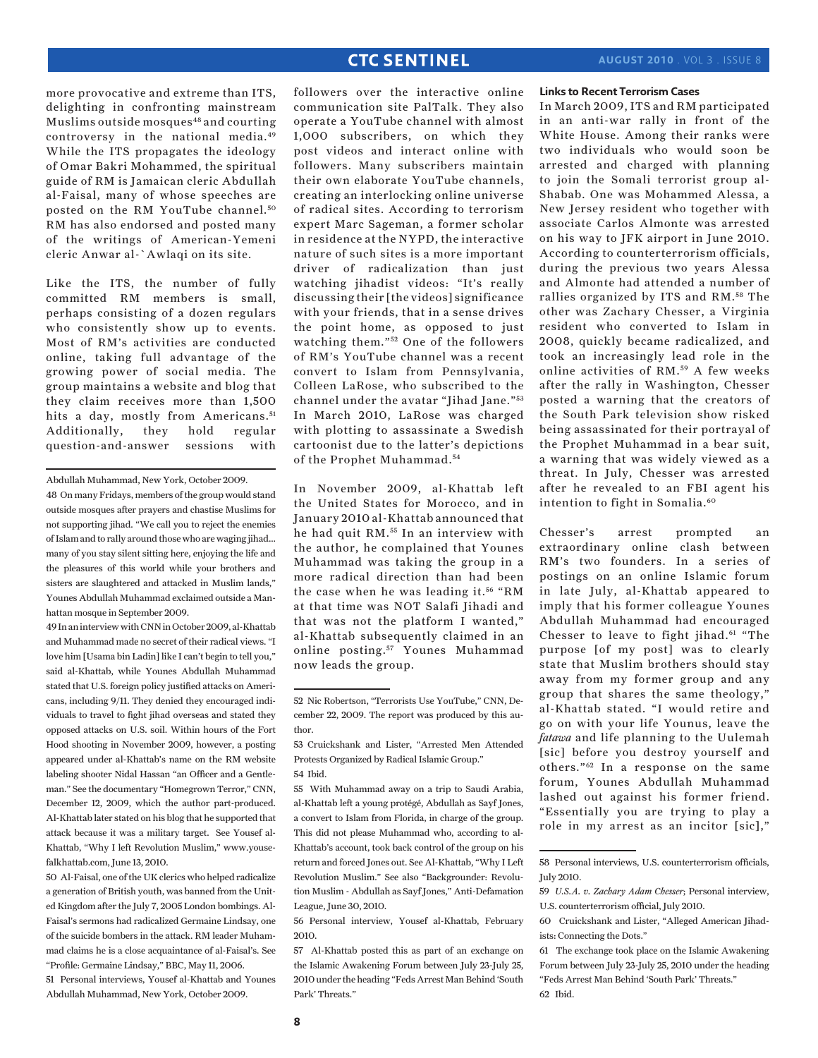more provocative and extreme than ITS, delighting in confronting mainstream Muslims outside mosques[48] and courting controversy in the national media.[49] While the ITS propagates the ideology of Omar Bakri Mohammed, the spiritual guide of RM is Jamaican cleric Abdullah al-Faisal, many of whose speeches are posted on the RM YouTube channel.[50] RM has also endorsed and posted many of the writings of American-Yemeni cleric Anwar al-`Awlaqi on its site.

Like the ITS, the number of fully committed RM members is small, perhaps consisting of a dozen regulars who consistently show up to events. Most of RM's activities are conducted online, taking full advantage of the growing power of social media. The group maintains a website and blog that they claim receives more than 1,500 hits a day, mostly from Americans.[51] Additionally, they hold regular question-and-answer sessions with followers over the interactive online communication site PalTalk. They also operate a YouTube channel with almost 1,000 subscribers, on which they post videos and interact online with followers. Many subscribers maintain their own elaborate YouTube channels, creating an interlocking online universe of radical sites. According to terrorism expert Marc Sageman, a former scholar in residence at the NYPD, the interactive nature of such sites is a more important driver of radicalization than just watching jihadist videos: "It's really discussing their [the videos] significance with your friends, that in a sense drives the point home, as opposed to just watching them."[52] One of the followers of RM's YouTube channel was a recent convert to Islam from Pennsylvania, Colleen LaRose, who subscribed to the channel under the avatar "Jihad Jane."[53] In March 2010, LaRose was charged with plotting to assassinate a Swedish cartoonist due to the latter's depictions of the Prophet Muhammad.[54]

In November 2009, al-Khattab left the United States for Morocco, and in January 2010 al-Khattab announced that he had quit RM.[55] In an interview with the author, he complained that Younes Muhammad was taking the group in a more radical direction than had been the case when he was leading it.[56] "RM at that time was NOT Salafi Jihadi and that was not the platform I wanted," al-Khattab subsequently claimed in an online posting.[57] Younes Muhammad now leads the group.

**Links to Recent Terrorism Cases**

In March 2009, ITS and RM participated in an anti-war rally in front of the White House. Among their ranks were two individuals who would soon be arrested and charged with planning to join the Somali terrorist group al-Shabab. One was Mohammed Alessa, a New Jersey resident who together with associate Carlos Almonte was arrested on his way to JFK airport in June 2010. According to counterterrorism officials, during the previous two years Alessa and Almonte had attended a number of rallies organized by ITS and RM.[58] The other was Zachary Chesser, a Virginia resident who converted to Islam in 2008, quickly became radicalized, and took an increasingly lead role in the online activities of RM.[59] A few weeks after the rally in Washington, Chesser posted a warning that the creators of the South Park television show risked being assassinated for their portrayal of the Prophet Muhammad in a bear suit, a warning that was widely viewed as a threat. In July, Chesser was arrested after he revealed to an FBI agent his intention to fight in Somalia.[60]

Chesser's arrest prompted an extraordinary online clash between RM's two founders. In a series of postings on an online Islamic forum in late July, al-Khattab appeared to imply that his former colleague Younes Abdullah Muhammad had encouraged Chesser to leave to fight jihad.[61] "The purpose [of my post] was to clearly state that Muslim brothers should stay away from my former group and any group that shares the same theology," al-Khattab stated. "I would retire and go on with your life Younus, leave the *fatawa* and life planning to the Uulemah [sic] before you destroy yourself and others."[62] In a response on the same forum, Younes Abdullah Muhammad lashed out against his former friend. "Essentially you are trying to play a role in my arrest as an incitor [sic],"

---

Abdullah Muhammad, New York, October 2009.

48 On many Fridays, members of the group would stand outside mosques after prayers and chastise Muslims for not supporting jihad. "We call you to reject the enemies of Islam and to rally around those who are waging jihad... many of you stay silent sitting here, enjoying the life and the pleasures of this world while your brothers and sisters are slaughtered and attacked in Muslim lands," Younes Abdullah Muhammad exclaimed outside a Manhattan mosque in September 2009.

49 In an interview with CNN in October 2009, al-Khattab and Muhammad made no secret of their radical views. "I love him [Usama bin Ladin] like I can't begin to tell you," said al-Khattab, while Younes Abdullah Muhammad stated that U.S. foreign policy justified attacks on Americans, including 9/11. They denied they encouraged individuals to travel to fight jihad overseas and stated they opposed attacks on U.S. soil. Within hours of the Fort Hood shooting in November 2009, however, a posting appeared under al-Khattab's name on the RM website labeling shooter Nidal Hassan "an Officer and a Gentleman." See the documentary "Homegrown Terror," CNN, December 12, 2009, which the author part-produced. Al-Khattab later stated on his blog that he supported that attack because it was a military target. See Yousef al-Khattab, "Why I left Revolution Muslim," www.yousefalkhattab.com, June 13, 2010.

50 Al-Faisal, one of the UK clerics who helped radicalize a generation of British youth, was banned from the United Kingdom after the July 7, 2005 London bombings. Al-Faisal's sermons had radicalized Germaine Lindsay, one of the suicide bombers in the attack. RM leader Muhammad claims he is a close acquaintance of al-Faisal's. See "Profile: Germaine Lindsay," BBC, May 11, 2006.

51 Personal interviews, Yousef al-Khattab and Younes Abdullah Muhammad, New York, October 2009.

52 Nic Robertson, "Terrorists Use YouTube," CNN, December 22, 2009. The report was produced by this author.

53 Cruickshank and Lister, "Arrested Men Attended Protests Organized by Radical Islamic Group."

54 Ibid.

55 With Muhammad away on a trip to Saudi Arabia, al-Khattab left a young protégé, Abdullah as Sayf Jones, a convert to Islam from Florida, in charge of the group. This did not please Muhammad who, according to al-Khattab's account, took back control of the group on his return and forced Jones out. See Al-Khattab, "Why I Left Revolution Muslim." See also "Backgrounder: Revolution Muslim - Abdullah as Sayf Jones," Anti-Defamation League, June 30, 2010.

56 Personal interview, Yousef al-Khattab, February 2010.

57 Al-Khattab posted this as part of an exchange on the Islamic Awakening Forum between July 23-July 25, 2010 under the heading "Feds Arrest Man Behind 'South Park' Threats."

58 Personal interviews, U.S. counterterrorism officials, July 2010.

59 *U.S.A. v. Zachary Adam Chesser*; Personal interview, U.S. counterterrorism official, July 2010.

60 Cruickshank and Lister, "Alleged American Jihadists: Connecting the Dots."

61 The exchange took place on the Islamic Awakening Forum between July 23-July 25, 2010 under the heading "Feds Arrest Man Behind 'South Park' Threats."

62 Ibid.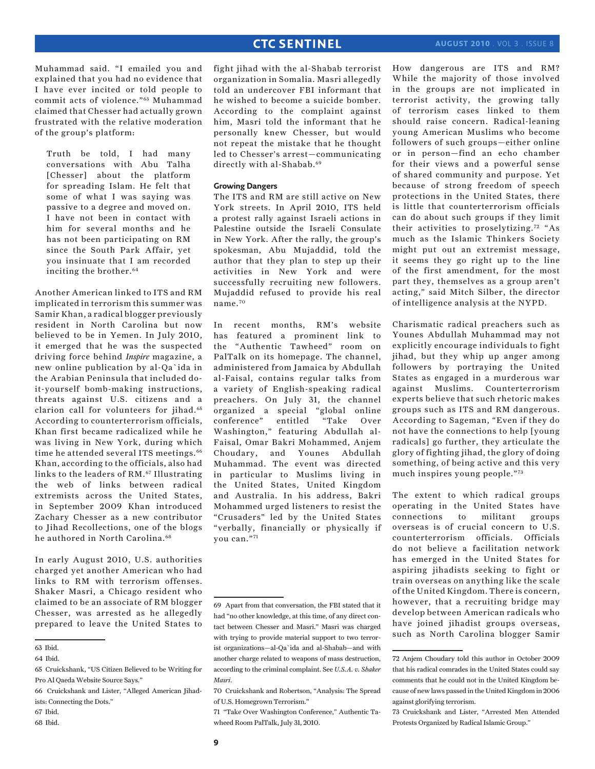Muhammad said. "I emailed you and explained that you had no evidence that I have ever incited or told people to commit acts of violence."[63] Muhammad claimed that Chesser had actually grown frustrated with the relative moderation of the group's platform:

> Truth be told, I had many conversations with Abu Talha [Chesser] about the platform for spreading Islam. He felt that some of what I was saying was passive to a degree and moved on. I have not been in contact with him for several months and he has not been participating on RM since the South Park Affair, yet you insinuate that I am recorded inciting the brother.[64]

Another American linked to ITS and RM implicated in terrorism this summer was Samir Khan, a radical blogger previously resident in North Carolina but now believed to be in Yemen. In July 2010, it emerged that he was the suspected driving force behind *Inspire* magazine, a new online publication by al-Qa`ida in the Arabian Peninsula that included do-it-yourself bomb-making instructions, threats against U.S. citizens and a clarion call for volunteers for jihad.[65] According to counterterrorism officials, Khan first became radicalized while he was living in New York, during which time he attended several ITS meetings.[66] Khan, according to the officials, also had links to the leaders of RM.[67] Illustrating the web of links between radical extremists across the United States, in September 2009 Khan introduced Zachary Chesser as a new contributor to Jihad Recollections, one of the blogs he authored in North Carolina.[68]

In early August 2010, U.S. authorities charged yet another American who had links to RM with terrorism offenses. Shaker Masri, a Chicago resident who claimed to be an associate of RM blogger Chesser, was arrested as he allegedly prepared to leave the United States to fight jihad with the al-Shabab terrorist organization in Somalia. Masri allegedly told an undercover FBI informant that he wished to become a suicide bomber. According to the complaint against him, Masri told the informant that he personally knew Chesser, but would not repeat the mistake that he thought led to Chesser's arrest—communicating directly with al-Shabab.[69]

## Growing Dangers

The ITS and RM are still active on New York streets. In April 2010, ITS held a protest rally against Israeli actions in Palestine outside the Israeli Consulate in New York. After the rally, the group's spokesman, Abu Mujaddid, told the author that they plan to step up their activities in New York and were successfully recruiting new followers. Mujaddid refused to provide his real name.[70]

In recent months, RM's website has featured a prominent link to the "Authentic Tawheed" room on PalTalk on its homepage. The channel, administered from Jamaica by Abdullah al-Faisal, contains regular talks from a variety of English-speaking radical preachers. On July 31, the channel organized a special "global online conference" entitled "Take Over Washington," featuring Abdullah al-Faisal, Omar Bakri Mohammed, Anjem Choudary, and Younes Abdullah Muhammad. The event was directed in particular to Muslims living in the United States, United Kingdom and Australia. In his address, Bakri Mohammed urged listeners to resist the "Crusaders" led by the United States "verbally, financially or physically if you can."[71]

How dangerous are ITS and RM? While the majority of those involved in the groups are not implicated in terrorist activity, the growing tally of terrorism cases linked to them should raise concern. Radical-leaning young American Muslims who become followers of such groups—either online or in person—find an echo chamber for their views and a powerful sense of shared community and purpose. Yet because of strong freedom of speech protections in the United States, there is little that counterterrorism officials can do about such groups if they limit their activities to proselytizing.[72] "As much as the Islamic Thinkers Society might put out an extremist message, it seems they go right up to the line of the first amendment, for the most part they, themselves as a group aren't acting," said Mitch Silber, the director of intelligence analysis at the NYPD.

Charismatic radical preachers such as Younes Abdullah Muhammad may not explicitly encourage individuals to fight jihad, but they whip up anger among followers by portraying the United States as engaged in a murderous war against Muslims. Counterterrorism experts believe that such rhetoric makes groups such as ITS and RM dangerous. According to Sageman, "Even if they do not have the connections to help [young radicals] go further, they articulate the glory of fighting jihad, the glory of doing something, of being active and this very much inspires young people."[73]

The extent to which radical groups operating in the United States have connections to militant groups overseas is of crucial concern to U.S. counterterrorism officials. Officials do not believe a facilitation network has emerged in the United States for aspiring jihadists seeking to fight or train overseas on anything like the scale of the United Kingdom. There is concern, however, that a recruiting bridge may develop between American radicals who have joined jihadist groups overseas, such as North Carolina blogger Samir

---

63 Ibid.

64 Ibid.

65 Cruickshank, "US Citizen Believed to be Writing for Pro Al Qaeda Website Source Says."

66 Cruickshank and Lister, "Alleged American Jihadists: Connecting the Dots."

67 Ibid.

68 Ibid.

69 Apart from that conversation, the FBI stated that it had "no other knowledge, at this time, of any direct contact between Chesser and Masri." Masri was charged with trying to provide material support to two terrorist organizations—al-Qa`ida and al-Shabab—and with another charge related to weapons of mass destruction, according to the criminal complaint. See *U.S.A. v. Shaker Masri*.

70 Cruickshank and Robertson, "Analysis: The Spread of U.S. Homegrown Terrorism."

71 "Take Over Washington Conference," Authentic Tawheed Room PalTalk, July 31, 2010.

72 Anjem Choudary told this author in October 2009 that his radical comrades in the United States could say comments that he could not in the United Kingdom because of new laws passed in the United Kingdom in 2006 against glorifying terrorism.

73 Cruickshank and Lister, "Arrested Men Attended Protests Organized by Radical Islamic Group."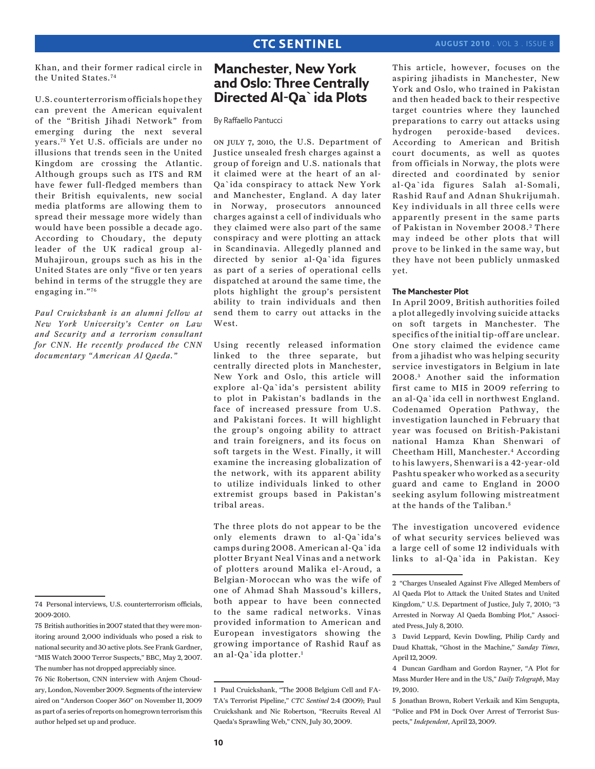Khan, and their former radical circle in the United States.[74]

U.S. counterterrorism officials hope they can prevent the American equivalent of the "British Jihadi Network" from emerging during the next several years.[75] Yet U.S. officials are under no illusions that trends seen in the United Kingdom are crossing the Atlantic. Although groups such as ITS and RM have fewer full-fledged members than their British equivalents, new social media platforms are allowing them to spread their message more widely than would have been possible a decade ago. According to Choudary, the deputy leader of the UK radical group al-Muhajiroun, groups such as his in the United States are only "five or ten years behind in terms of the struggle they are engaging in."[76]

*Paul Cruickshank is an alumni fellow at New York University's Center on Law and Security and a terrorism consultant for CNN. He recently produced the CNN documentary "American Al Qaeda."*

74 Personal interviews, U.S. counterterrorism officials, 2009-2010.

75 British authorities in 2007 stated that they were monitoring around 2,000 individuals who posed a risk to national security and 30 active plots. See Frank Gardner, "MI5 Watch 2000 Terror Suspects," BBC, May 2, 2007. The number has not dropped appreciably since.

76 Nic Robertson, CNN interview with Anjem Choudary, London, November 2009. Segments of the interview aired on "Anderson Cooper 360" on November 11, 2009 as part of a series of reports on homegrown terrorism this author helped set up and produce.

# Manchester, New York and Oslo: Three Centrally Directed Al-Qa`ida Plots

By Raffaello Pantucci

On July 7, 2010, the U.S. Department of Justice unsealed fresh charges against a group of foreign and U.S. nationals that it claimed were at the heart of an al-Qa`ida conspiracy to attack New York and Manchester, England. A day later in Norway, prosecutors announced charges against a cell of individuals who they claimed were also part of the same conspiracy and were plotting an attack in Scandinavia. Allegedly planned and directed by senior al-Qa`ida figures as part of a series of operational cells dispatched at around the same time, the plots highlight the group's persistent ability to train individuals and then send them to carry out attacks in the West.

Using recently released information linked to the three separate, but centrally directed plots in Manchester, New York and Oslo, this article will explore al-Qa`ida's persistent ability to plot in Pakistan's badlands in the face of increased pressure from U.S. and Pakistani forces. It will highlight the group's ongoing ability to attract and train foreigners, and its focus on soft targets in the West. Finally, it will examine the increasing globalization of the network, with its apparent ability to utilize individuals linked to other extremist groups based in Pakistan's tribal areas.

The three plots do not appear to be the only elements drawn to al-Qa`ida's camps during 2008. American al-Qa`ida plotter Bryant Neal Vinas and a network of plotters around Malika el-Aroud, a Belgian-Moroccan who was the wife of one of Ahmad Shah Massoud's killers, both appear to have been connected to the same radical networks. Vinas provided information to American and European investigators showing the growing importance of Rashid Rauf as an al-Qa`ida plotter.[1]

This article, however, focuses on the aspiring jihadists in Manchester, New York and Oslo, who trained in Pakistan and then headed back to their respective target countries where they launched preparations to carry out attacks using hydrogen peroxide-based devices. According to American and British court documents, as well as quotes from officials in Norway, the plots were directed and coordinated by senior al-Qa`ida figures Salah al-Somali, Rashid Rauf and Adnan Shukrijumah. Key individuals in all three cells were apparently present in the same parts of Pakistan in November 2008.[2] There may indeed be other plots that will prove to be linked in the same way, but they have not been publicly unmasked yet.

### The Manchester Plot

In April 2009, British authorities foiled a plot allegedly involving suicide attacks on soft targets in Manchester. The specifics of the initial tip-off are unclear. One story claimed the evidence came from a jihadist who was helping security service investigators in Belgium in late 2008.[3] Another said the information first came to MI5 in 2009 referring to an al-Qa`ida cell in northwest England. Codenamed Operation Pathway, the investigation launched in February that year was focused on British-Pakistani national Hamza Khan Shenwari of Cheetham Hill, Manchester.[4] According to his lawyers, Shenwari is a 42-year-old Pashtu speaker who worked as a security guard and came to England in 2000 seeking asylum following mistreatment at the hands of the Taliban.[5]

The investigation uncovered evidence of what security services believed was a large cell of some 12 individuals with links to al-Qa`ida in Pakistan. Key

1 Paul Cruickshank, "The 2008 Belgium Cell and FATA's Terrorist Pipeline," *CTC Sentinel* 2:4 (2009); Paul Cruickshank and Nic Robertson, "Recruits Reveal Al Qaeda's Sprawling Web," CNN, July 30, 2009.

2 "Charges Unsealed Against Five Alleged Members of Al Qaeda Plot to Attack the United States and United Kingdom," U.S. Department of Justice, July 7, 2010; "3 Arrested in Norway Al Qaeda Bombing Plot," Associated Press, July 8, 2010.

3 David Leppard, Kevin Dowling, Philip Cardy and Daud Khattak, "Ghost in the Machine," *Sunday Times*, April 12, 2009.

4 Duncan Gardham and Gordon Rayner, "A Plot for Mass Murder Here and in the US," *Daily Telegraph*, May 19, 2010.

5 Jonathan Brown, Robert Verkaik and Kim Sengupta, "Police and PM in Dock Over Arrest of Terrorist Suspects," *Independent*, April 23, 2009.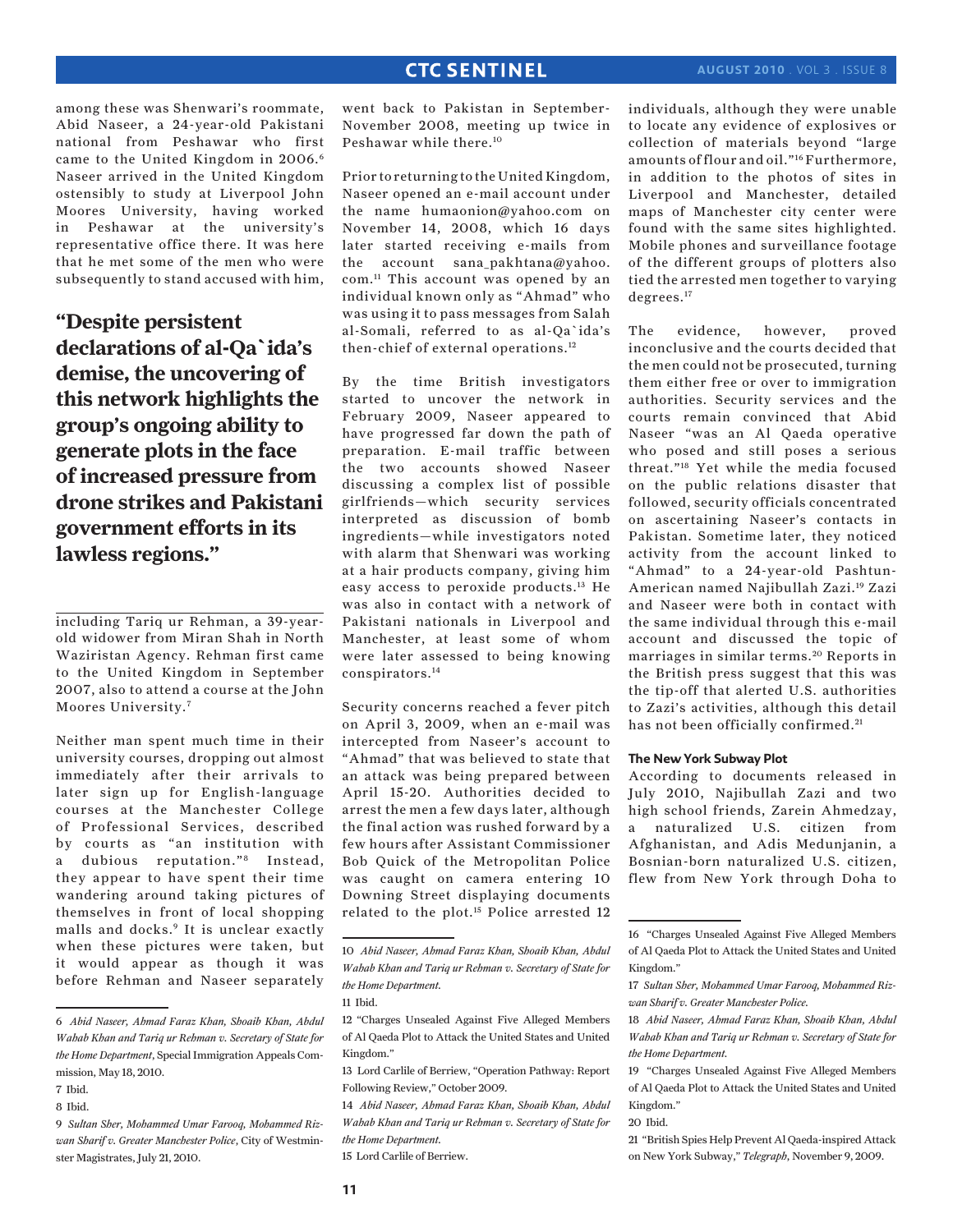among these was Shenwari's roommate, Abid Naseer, a 24-year-old Pakistani national from Peshawar who first came to the United Kingdom in 2006.[6] Naseer arrived in the United Kingdom ostensibly to study at Liverpool John Moores University, having worked in Peshawar at the university's representative office there. It was here that he met some of the men who were subsequently to stand accused with him, including Tariq ur Rehman, a 39-year-old widower from Miran Shah in North Waziristan Agency. Rehman first came to the United Kingdom in September 2007, also to attend a course at the John Moores University.[7]

> **"Despite persistent declarations of al-Qa`ida's demise, the uncovering of this network highlights the group's ongoing ability to generate plots in the face of increased pressure from drone strikes and Pakistani government efforts in its lawless regions."**

Neither man spent much time in their university courses, dropping out almost immediately after their arrivals to later sign up for English-language courses at the Manchester College of Professional Services, described by courts as "an institution with a dubious reputation."[8] Instead, they appear to have spent their time wandering around taking pictures of themselves in front of local shopping malls and docks.[9] It is unclear exactly when these pictures were taken, but it would appear as though it was before Rehman and Naseer separately went back to Pakistan in September-November 2008, meeting up twice in Peshawar while there.[10]

Prior to returning to the United Kingdom, Naseer opened an e-mail account under the name humaonion@yahoo.com on November 14, 2008, which 16 days later started receiving e-mails from the account sana_pakhtana@yahoo.com.[11] This account was opened by an individual known only as "Ahmad" who was using it to pass messages from Salah al-Somali, referred to as al-Qa`ida's then-chief of external operations.[12]

By the time British investigators started to uncover the network in February 2009, Naseer appeared to have progressed far down the path of preparation. E-mail traffic between the two accounts showed Naseer discussing a complex list of possible girlfriends—which security services interpreted as discussion of bomb ingredients—while investigators noted with alarm that Shenwari was working at a hair products company, giving him easy access to peroxide products.[13] He was also in contact with a network of Pakistani nationals in Liverpool and Manchester, at least some of whom were later assessed to being knowing conspirators.[14]

Security concerns reached a fever pitch on April 3, 2009, when an e-mail was intercepted from Naseer's account to "Ahmad" that was believed to state that an attack was being prepared between April 15-20. Authorities decided to arrest the men a few days later, although the final action was rushed forward by a few hours after Assistant Commissioner Bob Quick of the Metropolitan Police was caught on camera entering 10 Downing Street displaying documents related to the plot.[15] Police arrested 12 individuals, although they were unable to locate any evidence of explosives or collection of materials beyond "large amounts of flour and oil."[16] Furthermore, in addition to the photos of sites in Liverpool and Manchester, detailed maps of Manchester city center were found with the same sites highlighted. Mobile phones and surveillance footage of the different groups of plotters also tied the arrested men together to varying degrees.[17]

The evidence, however, proved inconclusive and the courts decided that the men could not be prosecuted, turning them either free or over to immigration authorities. Security services and the courts remain convinced that Abid Naseer "was an Al Qaeda operative who posed and still poses a serious threat."[18] Yet while the media focused on the public relations disaster that followed, security officials concentrated on ascertaining Naseer's contacts in Pakistan. Sometime later, they noticed activity from the account linked to "Ahmad" to a 24-year-old Pashtun-American named Najibullah Zazi.[19] Zazi and Naseer were both in contact with the same individual through this e-mail account and discussed the topic of marriages in similar terms.[20] Reports in the British press suggest that this was the tip-off that alerted U.S. authorities to Zazi's activities, although this detail has not been officially confirmed.[21]

### The New York Subway Plot

According to documents released in July 2010, Najibullah Zazi and two high school friends, Zarein Ahmedzay, a naturalized U.S. citizen from Afghanistan, and Adis Medunjanin, a Bosnian-born naturalized U.S. citizen, flew from New York through Doha to

---

6 *Abid Naseer, Ahmad Faraz Khan, Shoaib Khan, Abdul Wahab Khan and Tariq ur Rehman v. Secretary of State for the Home Department*, Special Immigration Appeals Commission, May 18, 2010.

7 Ibid.

8 Ibid.

9 *Sultan Sher, Mohammed Umar Farooq, Mohammed Rizwan Sharif v. Greater Manchester Police*, City of Westminster Magistrates, July 21, 2010.

10 *Abid Naseer, Ahmad Faraz Khan, Shoaib Khan, Abdul Wahab Khan and Tariq ur Rehman v. Secretary of State for the Home Department.*

11 Ibid.

12 "Charges Unsealed Against Five Alleged Members of Al Qaeda Plot to Attack the United States and United Kingdom."

13 Lord Carlile of Berriew, "Operation Pathway: Report Following Review," October 2009.

14 *Abid Naseer, Ahmad Faraz Khan, Shoaib Khan, Abdul Wahab Khan and Tariq ur Rehman v. Secretary of State for the Home Department.*

15 Lord Carlile of Berriew.

16 "Charges Unsealed Against Five Alleged Members of Al Qaeda Plot to Attack the United States and United Kingdom."

17 *Sultan Sher, Mohammed Umar Farooq, Mohammed Rizwan Sharif v. Greater Manchester Police.*

18 *Abid Naseer, Ahmad Faraz Khan, Shoaib Khan, Abdul Wahab Khan and Tariq ur Rehman v. Secretary of State for the Home Department.*

19 "Charges Unsealed Against Five Alleged Members of Al Qaeda Plot to Attack the United States and United Kingdom."

20 Ibid.

21 "British Spies Help Prevent Al Qaeda-inspired Attack on New York Subway," *Telegraph*, November 9, 2009.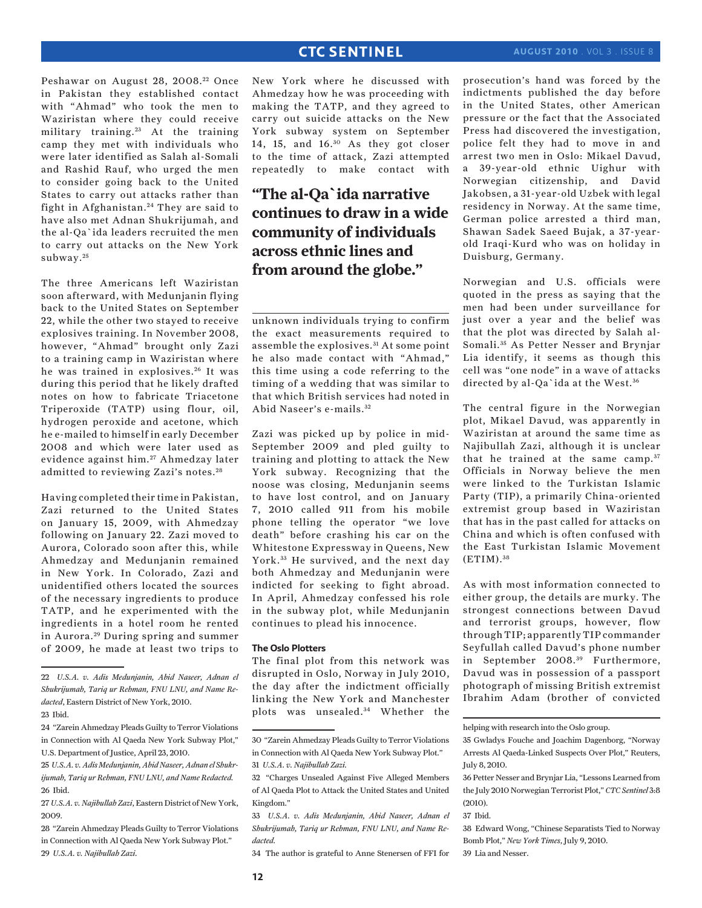Peshawar on August 28, 2008.[22] Once in Pakistan they established contact with "Ahmad" who took the men to Waziristan where they could receive military training.[23] At the training camp they met with individuals who were later identified as Salah al-Somali and Rashid Rauf, who urged the men to consider going back to the United States to carry out attacks rather than fight in Afghanistan.[24] They are said to have also met Adnan Shukrijumah, and the al-Qa`ida leaders recruited the men to carry out attacks on the New York subway.[25]

The three Americans left Waziristan soon afterward, with Medunjanin flying back to the United States on September 22, while the other two stayed to receive explosives training. In November 2008, however, "Ahmad" brought only Zazi to a training camp in Waziristan where he was trained in explosives.[26] It was during this period that he likely drafted notes on how to fabricate Triacetone Triperoxide (TATP) using flour, oil, hydrogen peroxide and acetone, which he e-mailed to himself in early December 2008 and which were later used as evidence against him.[27] Ahmedzay later admitted to reviewing Zazi's notes.[28]

Having completed their time in Pakistan, Zazi returned to the United States on January 15, 2009, with Ahmedzay following on January 22. Zazi moved to Aurora, Colorado soon after this, while Ahmedzay and Medunjanin remained in New York. In Colorado, Zazi and unidentified others located the sources of the necessary ingredients to produce TATP, and he experimented with the ingredients in a hotel room he rented in Aurora.[29] During spring and summer of 2009, he made at least two trips to New York where he discussed with Ahmedzay how he was proceeding with making the TATP, and they agreed to carry out suicide attacks on the New York subway system on September 14, 15, and 16.[30] As they got closer to the time of attack, Zazi attempted repeatedly to make contact with unknown individuals trying to confirm the exact measurements required to assemble the explosives.[31] At some point he also made contact with "Ahmad," this time using a code referring to the timing of a wedding that was similar to that which British services had noted in Abid Naseer's e-mails.[32]

**"The al-Qa`ida narrative continues to draw in a wide community of individuals across ethnic lines and from around the globe."**

Zazi was picked up by police in mid-September 2009 and pled guilty to training and plotting to attack the New York subway. Recognizing that the noose was closing, Medunjanin seems to have lost control, and on January 7, 2010 called 911 from his mobile phone telling the operator "we love death" before crashing his car on the Whitestone Expressway in Queens, New York.[33] He survived, and the next day both Ahmedzay and Medunjanin were indicted for seeking to fight abroad. In April, Ahmedzay confessed his role in the subway plot, while Medunjanin continues to plead his innocence.

### The Oslo Plotters

The final plot from this network was disrupted in Oslo, Norway in July 2010, the day after the indictment officially linking the New York and Manchester plots was unsealed.[34] Whether the prosecution's hand was forced by the indictments published the day before in the United States, other American pressure or the fact that the Associated Press had discovered the investigation, police felt they had to move in and arrest two men in Oslo: Mikael Davud, a 39-year-old ethnic Uighur with Norwegian citizenship, and David Jakobsen, a 31-year-old Uzbek with legal residency in Norway. At the same time, German police arrested a third man, Shawan Sadek Saeed Bujak, a 37-year-old Iraqi-Kurd who was on holiday in Duisburg, Germany.

Norwegian and U.S. officials were quoted in the press as saying that the men had been under surveillance for just over a year and the belief was that the plot was directed by Salah al-Somali.[35] As Petter Nesser and Brynjar Lia identify, it seems as though this cell was "one node" in a wave of attacks directed by al-Qa`ida at the West.[36]

The central figure in the Norwegian plot, Mikael Davud, was apparently in Waziristan at around the same time as Najibullah Zazi, although it is unclear that he trained at the same camp.[37] Officials in Norway believe the men were linked to the Turkistan Islamic Party (TIP), a primarily China-oriented extremist group based in Waziristan that has in the past called for attacks on China and which is often confused with the East Turkistan Islamic Movement (ETIM).[38]

As with most information connected to either group, the details are murky. The strongest connections between Davud and terrorist groups, however, flow through TIP; apparently TIP commander Seyfullah called Davud's phone number in September 2008.[39] Furthermore, Davud was in possession of a passport photograph of missing British extremist Ibrahim Adam (brother of convicted

---

22 *U.S.A. v. Adis Medunjanin, Abid Naseer, Adnan el Shukrijumah, Tariq ur Rehman, FNU LNU, and Name Redacted*, Eastern District of New York, 2010.

23 Ibid.

24 "Zarein Ahmedzay Pleads Guilty to Terror Violations in Connection with Al Qaeda New York Subway Plot," U.S. Department of Justice, April 23, 2010.

25 *U.S.A. v. Adis Medunjanin, Abid Naseer, Adnan el Shukrijumah, Tariq ur Rehman, FNU LNU, and Name Redacted.*

26 Ibid.

27 *U.S.A. v. Najibullah Zazi*, Eastern District of New York, 2009.

28 "Zarein Ahmedzay Pleads Guilty to Terror Violations in Connection with Al Qaeda New York Subway Plot."

29 *U.S.A. v. Najibullah Zazi.*

30 "Zarein Ahmedzay Pleads Guilty to Terror Violations in Connection with Al Qaeda New York Subway Plot."

31 *U.S.A. v. Najibullah Zazi.*

32 "Charges Unsealed Against Five Alleged Members of Al Qaeda Plot to Attack the United States and United Kingdom."

33 *U.S.A. v. Adis Medunjanin, Abid Naseer, Adnan el Shukrijumah, Tariq ur Rehman, FNU LNU, and Name Redacted.*

34 The author is grateful to Anne Stenersen of FFI for helping with research into the Oslo group.

35 Gwladys Fouche and Joachim Dagenborg, "Norway Arrests Al Qaeda-Linked Suspects Over Plot," Reuters, July 8, 2010.

36 Petter Nesser and Brynjar Lia, "Lessons Learned from the July 2010 Norwegian Terrorist Plot," *CTC Sentinel* 3:8 (2010).

37 Ibid.

38 Edward Wong, "Chinese Separatists Tied to Norway Bomb Plot," *New York Times*, July 9, 2010.

39 Lia and Nesser.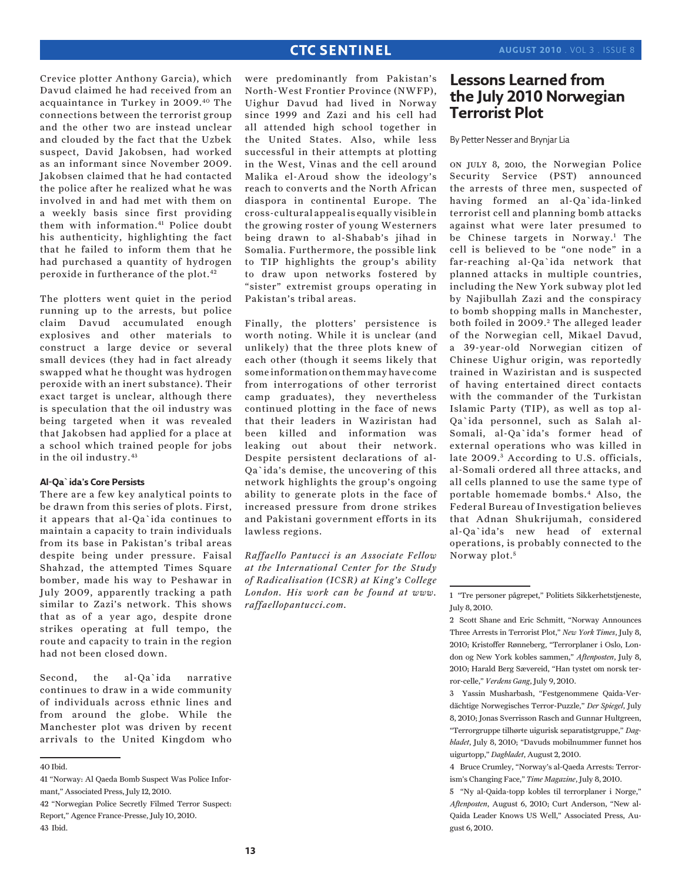Crevice plotter Anthony Garcia), which Davud claimed he had received from an acquaintance in Turkey in 2009.[40] The connections between the terrorist group and the other two are instead unclear and clouded by the fact that the Uzbek suspect, David Jakobsen, had worked as an informant since November 2009. Jakobsen claimed that he had contacted the police after he realized what he was involved in and had met with them on a weekly basis since first providing them with information.[41] Police doubt his authenticity, highlighting the fact that he failed to inform them that he had purchased a quantity of hydrogen peroxide in furtherance of the plot.[42]

The plotters went quiet in the period running up to the arrests, but police claim Davud accumulated enough explosives and other materials to construct a large device or several small devices (they had in fact already swapped what he thought was hydrogen peroxide with an inert substance). Their exact target is unclear, although there is speculation that the oil industry was being targeted when it was revealed that Jakobsen had applied for a place at a school which trained people for jobs in the oil industry.[43]

#### Al-Qa`ida's Core Persists

There are a few key analytical points to be drawn from this series of plots. First, it appears that al-Qa`ida continues to maintain a capacity to train individuals from its base in Pakistan's tribal areas despite being under pressure. Faisal Shahzad, the attempted Times Square bomber, made his way to Peshawar in July 2009, apparently tracking a path similar to Zazi's network. This shows that as of a year ago, despite drone strikes operating at full tempo, the route and capacity to train in the region had not been closed down.

Second, the al-Qa`ida narrative continues to draw in a wide community of individuals across ethnic lines and from around the globe. While the Manchester plot was driven by recent arrivals to the United Kingdom who were predominantly from Pakistan's North-West Frontier Province (NWFP), Uighur Davud had lived in Norway since 1999 and Zazi and his cell had all attended high school together in the United States. Also, while less successful in their attempts at plotting in the West, Vinas and the cell around Malika el-Aroud show the ideology's reach to converts and the North African diaspora in continental Europe. The cross-cultural appeal is equally visible in the growing roster of young Westerners being drawn to al-Shabab's jihad in Somalia. Furthermore, the possible link to TIP highlights the group's ability to draw upon networks fostered by "sister" extremist groups operating in Pakistan's tribal areas.

Finally, the plotters' persistence is worth noting. While it is unclear (and unlikely) that the three plots knew of each other (though it seems likely that some information on them may have come from interrogations of other terrorist camp graduates), they nevertheless continued plotting in the face of news that their leaders in Waziristan had been killed and information was leaking out about their network. Despite persistent declarations of al-Qa`ida's demise, the uncovering of this network highlights the group's ongoing ability to generate plots in the face of increased pressure from drone strikes and Pakistani government efforts in its lawless regions.

*Raffaello Pantucci is an Associate Fellow at the International Center for the Study of Radicalisation (ICSR) at King's College London. His work can be found at www.raffaellopantucci.com.*

40 Ibid.

41 "Norway: Al Qaeda Bomb Suspect Was Police Informant," Associated Press, July 12, 2010.

42 "Norwegian Police Secretly Filmed Terror Suspect: Report," Agence France-Presse, July 10, 2010.

43 Ibid.

# Lessons Learned from the July 2010 Norwegian Terrorist Plot

By Petter Nesser and Brynjar Lia

On July 8, 2010, the Norwegian Police Security Service (PST) announced the arrests of three men, suspected of having formed an al-Qa`ida-linked terrorist cell and planning bomb attacks against what were later presumed to be Chinese targets in Norway.[1] The cell is believed to be "one node" in a far-reaching al-Qa`ida network that planned attacks in multiple countries, including the New York subway plot led by Najibullah Zazi and the conspiracy to bomb shopping malls in Manchester, both foiled in 2009.[2] The alleged leader of the Norwegian cell, Mikael Davud, a 39-year-old Norwegian citizen of Chinese Uighur origin, was reportedly trained in Waziristan and is suspected of having entertained direct contacts with the commander of the Turkistan Islamic Party (TIP), as well as top al-Qa`ida personnel, such as Salah al-Somali, al-Qa`ida's former head of external operations who was killed in late 2009.[3] According to U.S. officials, al-Somali ordered all three attacks, and all cells planned to use the same type of portable homemade bombs.[4] Also, the Federal Bureau of Investigation believes that Adnan Shukrijumah, considered al-Qa`ida's new head of external operations, is probably connected to the Norway plot.[5]

1 "Tre personer pågrepet," Politiets Sikkerhetstjeneste, July 8, 2010.

2 Scott Shane and Eric Schmitt, "Norway Announces Three Arrests in Terrorist Plot," *New York Times*, July 8, 2010; Kristoffer Rønneberg, "Terrorplaner i Oslo, London og New York kobles sammen," *Aftenposten*, July 8, 2010; Harald Berg Sævereid, "Han tystet om norsk terror-celle," *Verdens Gang*, July 9, 2010.

3 Yassin Musharbash, "Festgenommene Qaida-Verdächtige Norwegisches Terror-Puzzle," *Der Spiegel*, July 8, 2010; Jonas Sverrisson Rasch and Gunnar Hultgreen, "Terrorgruppe tilhørte uigurisk separatistgruppe," *Dagbladet*, July 8, 2010; "Davuds mobilnummer funnet hos uigurtopp," *Dagbladet*, August 2, 2010.

4 Bruce Crumley, "Norway's al-Qaeda Arrests: Terrorism's Changing Face," *Time Magazine*, July 8, 2010.

5 "Ny al-Qaida-topp kobles til terrorplaner i Norge," *Aftenposten*, August 6, 2010; Curt Anderson, "New al-Qaida Leader Knows US Well," Associated Press, August 6, 2010.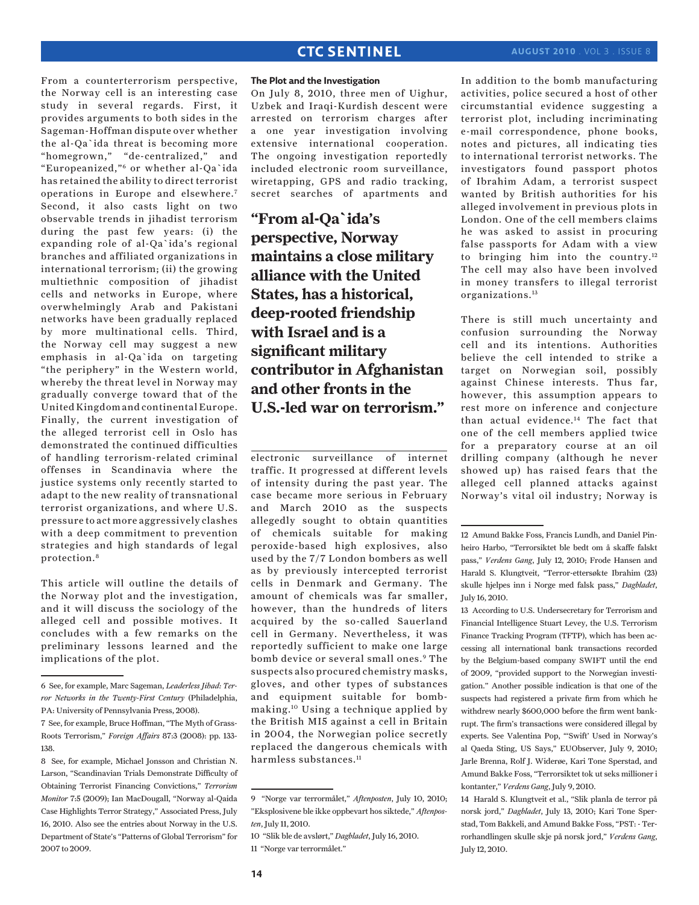From a counterterrorism perspective, the Norway cell is an interesting case study in several regards. First, it provides arguments to both sides in the Sageman-Hoffman dispute over whether the al-Qa`ida threat is becoming more "homegrown," "de-centralized," and "Europeanized,"[6] or whether al-Qa`ida has retained the ability to direct terrorist operations in Europe and elsewhere.[7] Second, it also casts light on two observable trends in jihadist terrorism during the past few years: (i) the expanding role of al-Qa`ida's regional branches and affiliated organizations in international terrorism; (ii) the growing multiethnic composition of jihadist cells and networks in Europe, where overwhelmingly Arab and Pakistani networks have been gradually replaced by more multinational cells. Third, the Norway cell may suggest a new emphasis in al-Qa`ida on targeting "the periphery" in the Western world, whereby the threat level in Norway may gradually converge toward that of the United Kingdom and continental Europe. Finally, the current investigation of the alleged terrorist cell in Oslo has demonstrated the continued difficulties of handling terrorism-related criminal offenses in Scandinavia where the justice systems only recently started to adapt to the new reality of transnational terrorist organizations, and where U.S. pressure to act more aggressively clashes with a deep commitment to prevention strategies and high standards of legal protection.[8]

This article will outline the details of the Norway plot and the investigation, and it will discuss the sociology of the alleged cell and possible motives. It concludes with a few remarks on the preliminary lessons learned and the implications of the plot.

### The Plot and the Investigation

On July 8, 2010, three men of Uighur, Uzbek and Iraqi-Kurdish descent were arrested on terrorism charges after a one year investigation involving extensive international cooperation. The ongoing investigation reportedly included electronic room surveillance, wiretapping, GPS and radio tracking, secret searches of apartments and electronic surveillance of internet traffic. It progressed at different levels of intensity during the past year. The case became more serious in February and March 2010 as the suspects allegedly sought to obtain quantities of chemicals suitable for making peroxide-based high explosives, also used by the 7/7 London bombers as well as by previously intercepted terrorist cells in Denmark and Germany. The amount of chemicals was far smaller, however, than the hundreds of liters acquired by the so-called Sauerland cell in Germany. Nevertheless, it was reportedly sufficient to make one large bomb device or several small ones.[9] The suspects also procured chemistry masks, gloves, and other types of substances and equipment suitable for bomb-making.[10] Using a technique applied by the British MI5 against a cell in Britain in 2004, the Norwegian police secretly replaced the dangerous chemicals with harmless substances.[11]

**"From al-Qa`ida's perspective, Norway maintains a close military alliance with the United States, has a historical, deep-rooted friendship with Israel and is a significant military contributor in Afghanistan and other fronts in the U.S.-led war on terrorism."**

In addition to the bomb manufacturing activities, police secured a host of other circumstantial evidence suggesting a terrorist plot, including incriminating e-mail correspondence, phone books, notes and pictures, all indicating ties to international terrorist networks. The investigators found passport photos of Ibrahim Adam, a terrorist suspect wanted by British authorities for his alleged involvement in previous plots in London. One of the cell members claims he was asked to assist in procuring false passports for Adam with a view to bringing him into the country.[12] The cell may also have been involved in money transfers to illegal terrorist organizations.[13]

There is still much uncertainty and confusion surrounding the Norway cell and its intentions. Authorities believe the cell intended to strike a target on Norwegian soil, possibly against Chinese interests. Thus far, however, this assumption appears to rest more on inference and conjecture than actual evidence.[14] The fact that one of the cell members applied twice for a preparatory course at an oil drilling company (although he never showed up) has raised fears that the alleged cell planned attacks against Norway's vital oil industry; Norway is

---

6 See, for example, Marc Sageman, *Leaderless Jihad: Terror Networks in the Twenty-First Century* (Philadelphia, PA: University of Pennsylvania Press, 2008).

7 See, for example, Bruce Hoffman, "The Myth of Grass-Roots Terrorism," *Foreign Affairs* 87:3 (2008): pp. 133-138.

8 See, for example, Michael Jonsson and Christian N. Larson, "Scandinavian Trials Demonstrate Difficulty of Obtaining Terrorist Financing Convictions," *Terrorism Monitor* 7:5 (2009); Ian MacDougall, "Norway al-Qaida Case Highlights Terror Strategy," Associated Press, July 16, 2010. Also see the entries about Norway in the U.S. Department of State's "Patterns of Global Terrorism" for 2007 to 2009.

9 "Norge var terrormålet," *Aftenposten*, July 10, 2010; "Eksplosivene ble ikke oppbevart hos siktede," *Aftenposten*, July 11, 2010.

10 "Slik ble de avslørt," *Dagbladet*, July 16, 2010.

11 "Norge var terrormålet."

12 Amund Bakke Foss, Francis Lundh, and Daniel Pinheiro Harbo, "Terrorsiktet ble bedt om å skaffe falskt pass," *Verdens Gang*, July 12, 2010; Frode Hansen and Harald S. Klungtveit, "Terror-ettersøkte Ibrahim (23) skulle hjelpes inn i Norge med falsk pass," *Dagbladet*, July 16, 2010.

13 According to U.S. Undersecretary for Terrorism and Financial Intelligence Stuart Levey, the U.S. Terrorism Finance Tracking Program (TFTP), which has been accessing all international bank transactions recorded by the Belgium-based company SWIFT until the end of 2009, "provided support to the Norwegian investigation." Another possible indication is that one of the suspects had registered a private firm from which he withdrew nearly $600,000 before the firm went bankrupt. The firm's transactions were considered illegal by experts. See Valentina Pop, "'Swift' Used in Norway's al Qaeda Sting, US Says," EUObserver, July 9, 2010; Jarle Brenna, Rolf J. Widerøe, Kari Tone Sperstad, and Amund Bakke Foss, "Terrorsiktet tok ut seks millioner i kontanter," *Verdens Gang*, July 9, 2010.

14 Harald S. Klungtveit et al., "Slik planla de terror på norsk jord," *Dagbladet*, July 13, 2010; Kari Tone Sperstad, Tom Bakkeli, and Amund Bakke Foss, "PST: - Terrorhandlingen skulle skje på norsk jord," *Verdens Gang*, July 12, 2010.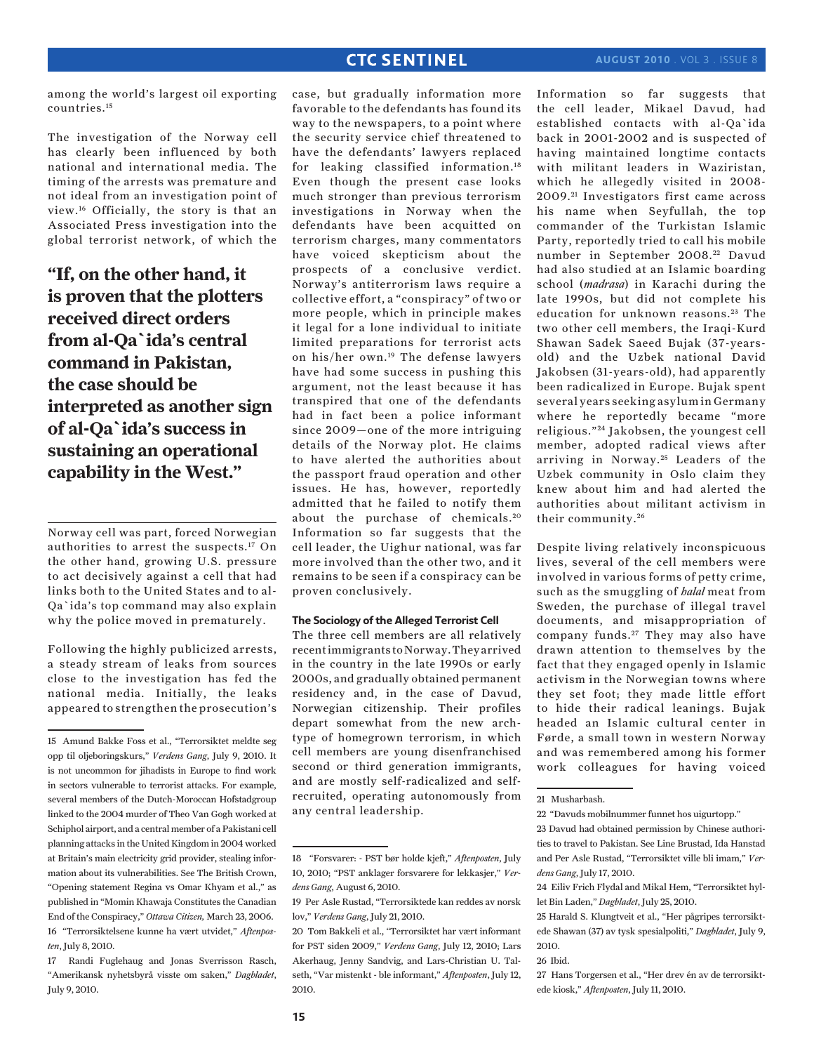among the world's largest oil exporting countries.[15]

The investigation of the Norway cell has clearly been influenced by both national and international media. The timing of the arrests was premature and not ideal from an investigation point of view.[16] Officially, the story is that an Associated Press investigation into the global terrorist network, of which the Norway cell was part, forced Norwegian authorities to arrest the suspects.[17] On the other hand, growing U.S. pressure to act decisively against a cell that had links both to the United States and to al-Qa`ida's top command may also explain why the police moved in prematurely.

**"If, on the other hand, it is proven that the plotters received direct orders from al-Qa`ida's central command in Pakistan, the case should be interpreted as another sign of al-Qa`ida's success in sustaining an operational capability in the West."**

Following the highly publicized arrests, a steady stream of leaks from sources close to the investigation has fed the national media. Initially, the leaks appeared to strengthen the prosecution's case, but gradually information more favorable to the defendants has found its way to the newspapers, to a point where the security service chief threatened to have the defendants' lawyers replaced for leaking classified information.[18] Even though the present case looks much stronger than previous terrorism investigations in Norway when the defendants have been acquitted on terrorism charges, many commentators have voiced skepticism about the prospects of a conclusive verdict. Norway's antiterrorism laws require a collective effort, a "conspiracy" of two or more people, which in principle makes it legal for a lone individual to initiate limited preparations for terrorist acts on his/her own.[19] The defense lawyers have had some success in pushing this argument, not the least because it has transpired that one of the defendants had in fact been a police informant since 2009—one of the more intriguing details of the Norway plot. He claims to have alerted the authorities about the passport fraud operation and other issues. He has, however, reportedly admitted that he failed to notify them about the purchase of chemicals.[20] Information so far suggests that the cell leader, the Uighur national, was far more involved than the other two, and it remains to be seen if a conspiracy can be proven conclusively.

### The Sociology of the Alleged Terrorist Cell

The three cell members are all relatively recent immigrants to Norway. They arrived in the country in the late 1990s or early 2000s, and gradually obtained permanent residency and, in the case of Davud, Norwegian citizenship. Their profiles depart somewhat from the new archtype of homegrown terrorism, in which cell members are young disenfranchised second or third generation immigrants, and are mostly self-radicalized and self-recruited, operating autonomously from any central leadership.

Information so far suggests that the cell leader, Mikael Davud, had established contacts with al-Qa`ida back in 2001-2002 and is suspected of having maintained longtime contacts with militant leaders in Waziristan, which he allegedly visited in 2008-2009.[21] Investigators first came across his name when Seyfullah, the top commander of the Turkistan Islamic Party, reportedly tried to call his mobile number in September 2008.[22] Davud had also studied at an Islamic boarding school (*madrasa*) in Karachi during the late 1990s, but did not complete his education for unknown reasons.[23] The two other cell members, the Iraqi-Kurd Shawan Sadek Saeed Bujak (37-years-old) and the Uzbek national David Jakobsen (31-years-old), had apparently been radicalized in Europe. Bujak spent several years seeking asylum in Germany where he reportedly became "more religious."[24] Jakobsen, the youngest cell member, adopted radical views after arriving in Norway.[25] Leaders of the Uzbek community in Oslo claim they knew about him and had alerted the authorities about militant activism in their community.[26]

Despite living relatively inconspicuous lives, several of the cell members were involved in various forms of petty crime, such as the smuggling of *halal* meat from Sweden, the purchase of illegal travel documents, and misappropriation of company funds.[27] They may also have drawn attention to themselves by the fact that they engaged openly in Islamic activism in the Norwegian towns where they set foot; they made little effort to hide their radical leanings. Bujak headed an Islamic cultural center in Førde, a small town in western Norway and was remembered among his former work colleagues for having voiced

---

15 Amund Bakke Foss et al., "Terrorsiktet meldte seg opp til oljeboringskurs," *Verdens Gang*, July 9, 2010. It is not uncommon for jihadists in Europe to find work in sectors vulnerable to terrorist attacks. For example, several members of the Dutch-Moroccan Hofstadgroup linked to the 2004 murder of Theo Van Gogh worked at Schiphol airport, and a central member of a Pakistani cell planning attacks in the United Kingdom in 2004 worked at Britain's main electricity grid provider, stealing information about its vulnerabilities. See The British Crown, "Opening statement Regina vs Omar Khyam et al.," as published in "Momin Khawaja Constitutes the Canadian End of the Conspiracy," *Ottawa Citizen*, March 23, 2006.

16 "Terrorsiktelsene kunne ha vært utvidet," *Aftenposten*, July 8, 2010.

17 Randi Fuglehaug and Jonas Sverrisson Rasch, "Amerikansk nyhetsbyrå visste om saken," *Dagbladet*, July 9, 2010.

18 "Forsvarer: - PST bør holde kjeft," *Aftenposten*, July 10, 2010; "PST anklager forsvarere for lekkasjer," *Verdens Gang*, August 6, 2010.

19 Per Asle Rustad, "Terrorsiktede kan reddes av norsk lov," *Verdens Gang*, July 21, 2010.

20 Tom Bakkeli et al., "Terrorsiktet har vært informant for PST siden 2009," *Verdens Gang*, July 12, 2010; Lars Akerhaug, Jenny Sandvig, and Lars-Christian U. Talseth, "Var mistenkt - ble informant," *Aftenposten*, July 12, 2010.

21 Musharbash.

22 "Davuds mobilnummer funnet hos uigurtopp."

23 Davud had obtained permission by Chinese authorities to travel to Pakistan. See Line Brustad, Ida Hanstad and Per Asle Rustad, "Terrorsiktet ville bli imam," *Verdens Gang*, July 17, 2010.

24 Eiliv Frich Flydal and Mikal Hem, "Terrorsiktet hyllet Bin Laden," *Dagbladet*, July 25, 2010.

25 Harald S. Klungtveit et al., "Her pågripes terrorsiktede Shawan (37) av tysk spesialpoliti," *Dagbladet*, July 9, 2010.

26 Ibid.

27 Hans Torgersen et al., "Her drev én av de terrorsiktede kiosk," *Aftenposten*, July 11, 2010.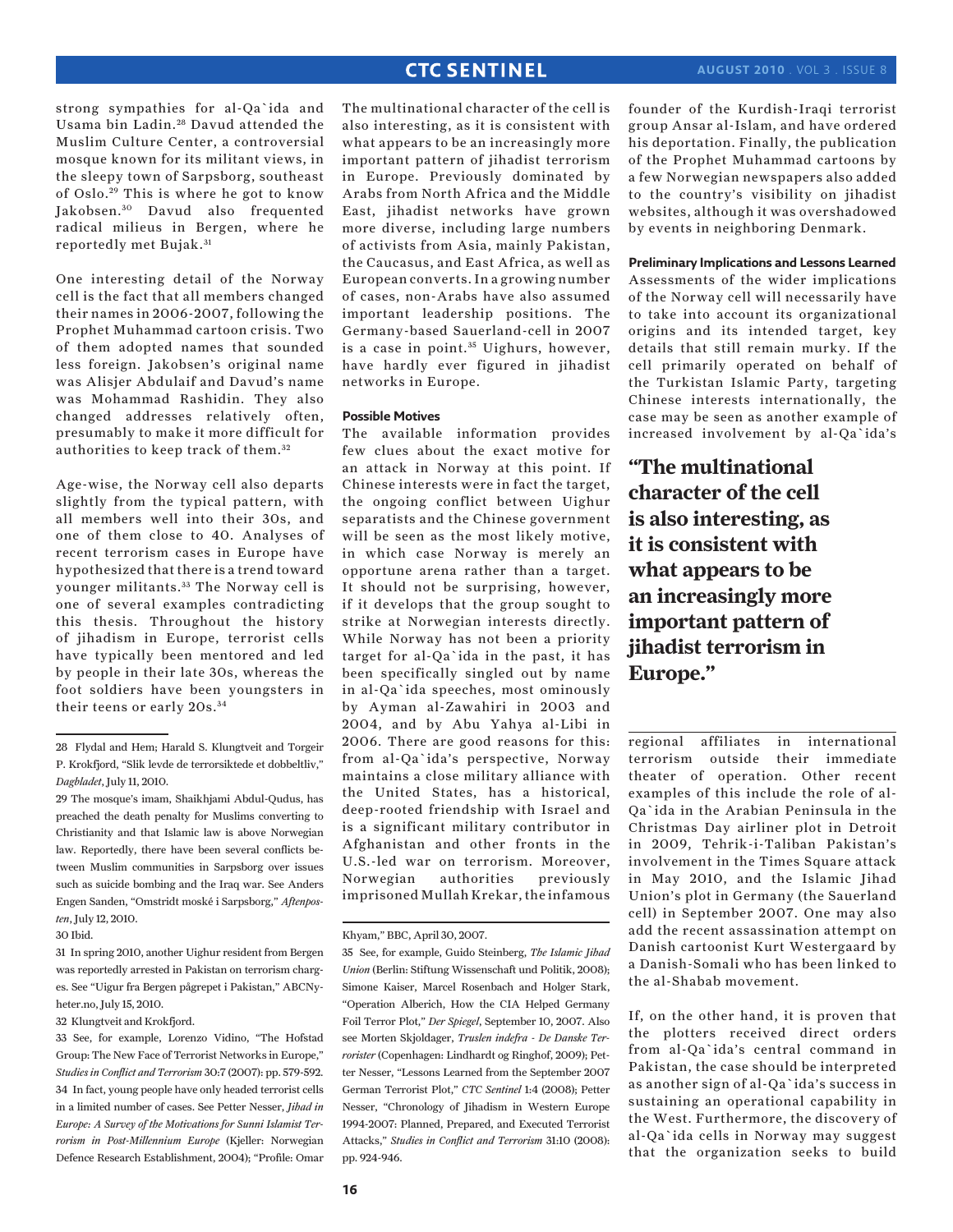strong sympathies for al-Qa`ida and Usama bin Ladin.[28] Davud attended the Muslim Culture Center, a controversial mosque known for its militant views, in the sleepy town of Sarpsborg, southeast of Oslo.[29] This is where he got to know Jakobsen.[30] Davud also frequented radical milieus in Bergen, where he reportedly met Bujak.[31]

One interesting detail of the Norway cell is the fact that all members changed their names in 2006-2007, following the Prophet Muhammad cartoon crisis. Two of them adopted names that sounded less foreign. Jakobsen's original name was Alisjer Abdulaif and Davud's name was Mohammad Rashidin. They also changed addresses relatively often, presumably to make it more difficult for authorities to keep track of them.[32]

Age-wise, the Norway cell also departs slightly from the typical pattern, with all members well into their 30s, and one of them close to 40. Analyses of recent terrorism cases in Europe have hypothesized that there is a trend toward younger militants.[33] The Norway cell is one of several examples contradicting this thesis. Throughout the history of jihadism in Europe, terrorist cells have typically been mentored and led by people in their late 30s, whereas the foot soldiers have been youngsters in their teens or early 20s.[34]

The multinational character of the cell is also interesting, as it is consistent with what appears to be an increasingly more important pattern of jihadist terrorism in Europe. Previously dominated by Arabs from North Africa and the Middle East, jihadist networks have grown more diverse, including large numbers of activists from Asia, mainly Pakistan, the Caucasus, and East Africa, as well as European converts. In a growing number of cases, non-Arabs have also assumed important leadership positions. The Germany-based Sauerland-cell in 2007 is a case in point.[35] Uighurs, however, have hardly ever figured in jihadist networks in Europe.

**Possible Motives**

The available information provides few clues about the exact motive for an attack in Norway at this point. If Chinese interests were in fact the target, the ongoing conflict between Uighur separatists and the Chinese government will be seen as the most likely motive, in which case Norway is merely an opportune arena rather than a target. It should not be surprising, however, if it develops that the group sought to strike at Norwegian interests directly. While Norway has not been a priority target for al-Qa`ida in the past, it has been specifically singled out by name in al-Qa`ida speeches, most ominously by Ayman al-Zawahiri in 2003 and 2004, and by Abu Yahya al-Libi in 2006. There are good reasons for this: from al-Qa`ida's perspective, Norway maintains a close military alliance with the United States, has a historical, deep-rooted friendship with Israel and is a significant military contributor in Afghanistan and other fronts in the U.S.-led war on terrorism. Moreover, Norwegian authorities previously imprisoned Mullah Krekar, the infamous founder of the Kurdish-Iraqi terrorist group Ansar al-Islam, and have ordered his deportation. Finally, the publication of the Prophet Muhammad cartoons by a few Norwegian newspapers also added to the country's visibility on jihadist websites, although it was overshadowed by events in neighboring Denmark.

**Preliminary Implications and Lessons Learned**

Assessments of the wider implications of the Norway cell will necessarily have to take into account its organizational origins and its intended target, key details that still remain murky. If the cell primarily operated on behalf of the Turkistan Islamic Party, targeting Chinese interests internationally, the case may be seen as another example of increased involvement by al-Qa`ida's regional affiliates in international terrorism outside their immediate theater of operation. Other recent examples of this include the role of al-Qa`ida in the Arabian Peninsula in the Christmas Day airliner plot in Detroit in 2009, Tehrik-i-Taliban Pakistan's involvement in the Times Square attack in May 2010, and the Islamic Jihad Union's plot in Germany (the Sauerland cell) in September 2007. One may also add the recent assassination attempt on Danish cartoonist Kurt Westergaard by a Danish-Somali who has been linked to the al-Shabab movement.

**"The multinational character of the cell is also interesting, as it is consistent with what appears to be an increasingly more important pattern of jihadist terrorism in Europe."**

If, on the other hand, it is proven that the plotters received direct orders from al-Qa`ida's central command in Pakistan, the case should be interpreted as another sign of al-Qa`ida's success in sustaining an operational capability in the West. Furthermore, the discovery of al-Qa`ida cells in Norway may suggest that the organization seeks to build

---

28 Flydal and Hem; Harald S. Klungtveit and Torgeir P. Krokfjord, "Slik levde de terrorsiktede et dobbeltliv," *Dagbladet*, July 11, 2010.

29 The mosque's imam, Shaikhjami Abdul-Qudus, has preached the death penalty for Muslims converting to Christianity and that Islamic law is above Norwegian law. Reportedly, there have been several conflicts between Muslim communities in Sarpsborg over issues such as suicide bombing and the Iraq war. See Anders Engen Sanden, "Omstridt moské i Sarpsborg," *Aftenposten*, July 12, 2010.

30 Ibid.

31 In spring 2010, another Uighur resident from Bergen was reportedly arrested in Pakistan on terrorism charges. See "Uigur fra Bergen pågrepet i Pakistan," ABCNyheter.no, July 15, 2010.

32 Klungtveit and Krokfjord.

33 See, for example, Lorenzo Vidino, "The Hofstad Group: The New Face of Terrorist Networks in Europe," *Studies in Conflict and Terrorism* 30:7 (2007): pp. 579-592.

34 In fact, young people have only headed terrorist cells in a limited number of cases. See Petter Nesser, *Jihad in Europe: A Survey of the Motivations for Sunni Islamist Terrorism in Post-Millennium Europe* (Kjeller: Norwegian Defence Research Establishment, 2004); "Profile: Omar Khyam," BBC, April 30, 2007.

35 See, for example, Guido Steinberg, *The Islamic Jihad Union* (Berlin: Stiftung Wissenschaft und Politik, 2008); Simone Kaiser, Marcel Rosenbach and Holger Stark, "Operation Alberich, How the CIA Helped Germany Foil Terror Plot," *Der Spiegel*, September 10, 2007. Also see Morten Skjoldager, *Truslen indefra - De Danske Terrorister* (Copenhagen: Lindhardt og Ringhof, 2009); Petter Nesser, "Lessons Learned from the September 2007 German Terrorist Plot," *CTC Sentinel* 1:4 (2008); Petter Nesser, "Chronology of Jihadism in Western Europe 1994-2007: Planned, Prepared, and Executed Terrorist Attacks," *Studies in Conflict and Terrorism* 31:10 (2008): pp. 924-946.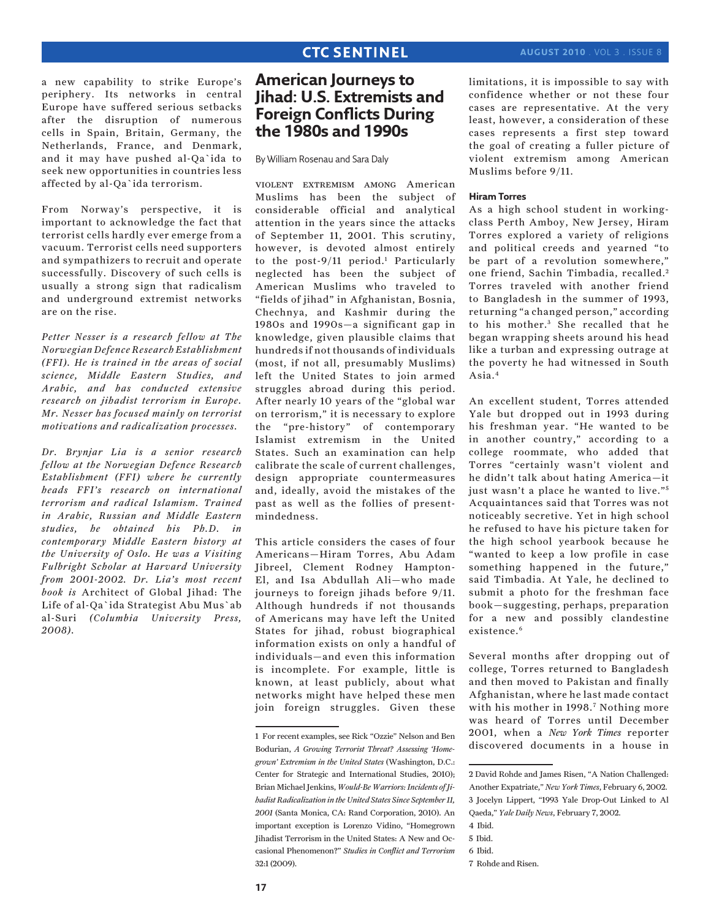a new capability to strike Europe's periphery. Its networks in central Europe have suffered serious setbacks after the disruption of numerous cells in Spain, Britain, Germany, the Netherlands, France, and Denmark, and it may have pushed al-Qa`ida to seek new opportunities in countries less affected by al-Qa`ida terrorism.

From Norway's perspective, it is important to acknowledge the fact that terrorist cells hardly ever emerge from a vacuum. Terrorist cells need supporters and sympathizers to recruit and operate successfully. Discovery of such cells is usually a strong sign that radicalism and underground extremist networks are on the rise.

*Petter Nesser is a research fellow at The Norwegian Defence Research Establishment (FFI). He is trained in the areas of social science, Middle Eastern Studies, and Arabic, and has conducted extensive research on jihadist terrorism in Europe. Mr. Nesser has focused mainly on terrorist motivations and radicalization processes.*

*Dr. Brynjar Lia is a senior research fellow at the Norwegian Defence Research Establishment (FFI) where he currently heads FFI's research on international terrorism and radical Islamism. Trained in Arabic, Russian and Middle Eastern studies, he obtained his Ph.D. in contemporary Middle Eastern history at the University of Oslo. He was a Visiting Fulbright Scholar at Harvard University from 2001-2002. Dr. Lia's most recent book is* Architect of Global Jihad: The Life of al-Qa`ida Strategist Abu Mus`ab al-Suri *(Columbia University Press, 2008).*

# American Journeys to Jihad: U.S. Extremists and Foreign Conflicts During the 1980s and 1990s

By William Rosenau and Sara Daly

VIOLENT EXTREMISM AMONG American Muslims has been the subject of considerable official and analytical attention in the years since the attacks of September 11, 2001. This scrutiny, however, is devoted almost entirely to the post-9/11 period.[1] Particularly neglected has been the subject of American Muslims who traveled to "fields of jihad" in Afghanistan, Bosnia, Chechnya, and Kashmir during the 1980s and 1990s—a significant gap in knowledge, given plausible claims that hundreds if not thousands of individuals (most, if not all, presumably Muslims) left the United States to join armed struggles abroad during this period. After nearly 10 years of the "global war on terrorism," it is necessary to explore the "pre-history" of contemporary Islamist extremism in the United States. Such an examination can help calibrate the scale of current challenges, design appropriate countermeasures and, ideally, avoid the mistakes of the past as well as the follies of present-mindedness.

This article considers the cases of four Americans—Hiram Torres, Abu Adam Jibreel, Clement Rodney Hampton-El, and Isa Abdullah Ali—who made journeys to foreign jihads before 9/11. Although hundreds if not thousands of Americans may have left the United States for jihad, robust biographical information exists on only a handful of individuals—and even this information is incomplete. For example, little is known, at least publicly, about what networks might have helped these men join foreign struggles. Given these limitations, it is impossible to say with confidence whether or not these four cases are representative. At the very least, however, a consideration of these cases represents a first step toward the goal of creating a fuller picture of violent extremism among American Muslims before 9/11.

### Hiram Torres

As a high school student in working-class Perth Amboy, New Jersey, Hiram Torres explored a variety of religions and political creeds and yearned "to be part of a revolution somewhere," one friend, Sachin Timbadia, recalled.[2] Torres traveled with another friend to Bangladesh in the summer of 1993, returning "a changed person," according to his mother.[3] She recalled that he began wrapping sheets around his head like a turban and expressing outrage at the poverty he had witnessed in South Asia.[4]

An excellent student, Torres attended Yale but dropped out in 1993 during his freshman year. "He wanted to be in another country," according to a college roommate, who added that Torres "certainly wasn't violent and he didn't talk about hating America—it just wasn't a place he wanted to live."[5] Acquaintances said that Torres was not noticeably secretive. Yet in high school he refused to have his picture taken for the high school yearbook because he "wanted to keep a low profile in case something happened in the future," said Timbadia. At Yale, he declined to submit a photo for the freshman face book—suggesting, perhaps, preparation for a new and possibly clandestine existence.[6]

Several months after dropping out of college, Torres returned to Bangladesh and then moved to Pakistan and finally Afghanistan, where he last made contact with his mother in 1998.[7] Nothing more was heard of Torres until December 2001, when a *New York Times* reporter discovered documents in a house in

---

1 For recent examples, see Rick "Ozzie" Nelson and Ben Bodurian, *A Growing Terrorist Threat? Assessing 'Homegrown' Extremism in the United States* (Washington, D.C.: Center for Strategic and International Studies, 2010); Brian Michael Jenkins, *Would-Be Warriors: Incidents of Jihadist Radicalization in the United States Since September 11, 2001* (Santa Monica, CA: Rand Corporation, 2010). An important exception is Lorenzo Vidino, "Homegrown Jihadist Terrorism in the United States: A New and Occasional Phenomenon?" *Studies in Conflict and Terrorism* 32:1 (2009).

2 David Rohde and James Risen, "A Nation Challenged: Another Expatriate," *New York Times*, February 6, 2002.

3 Jocelyn Lippert, "1993 Yale Drop-Out Linked to Al Qaeda," *Yale Daily News*, February 7, 2002.

4 Ibid.

5 Ibid.

6 Ibid.

7 Rohde and Risen.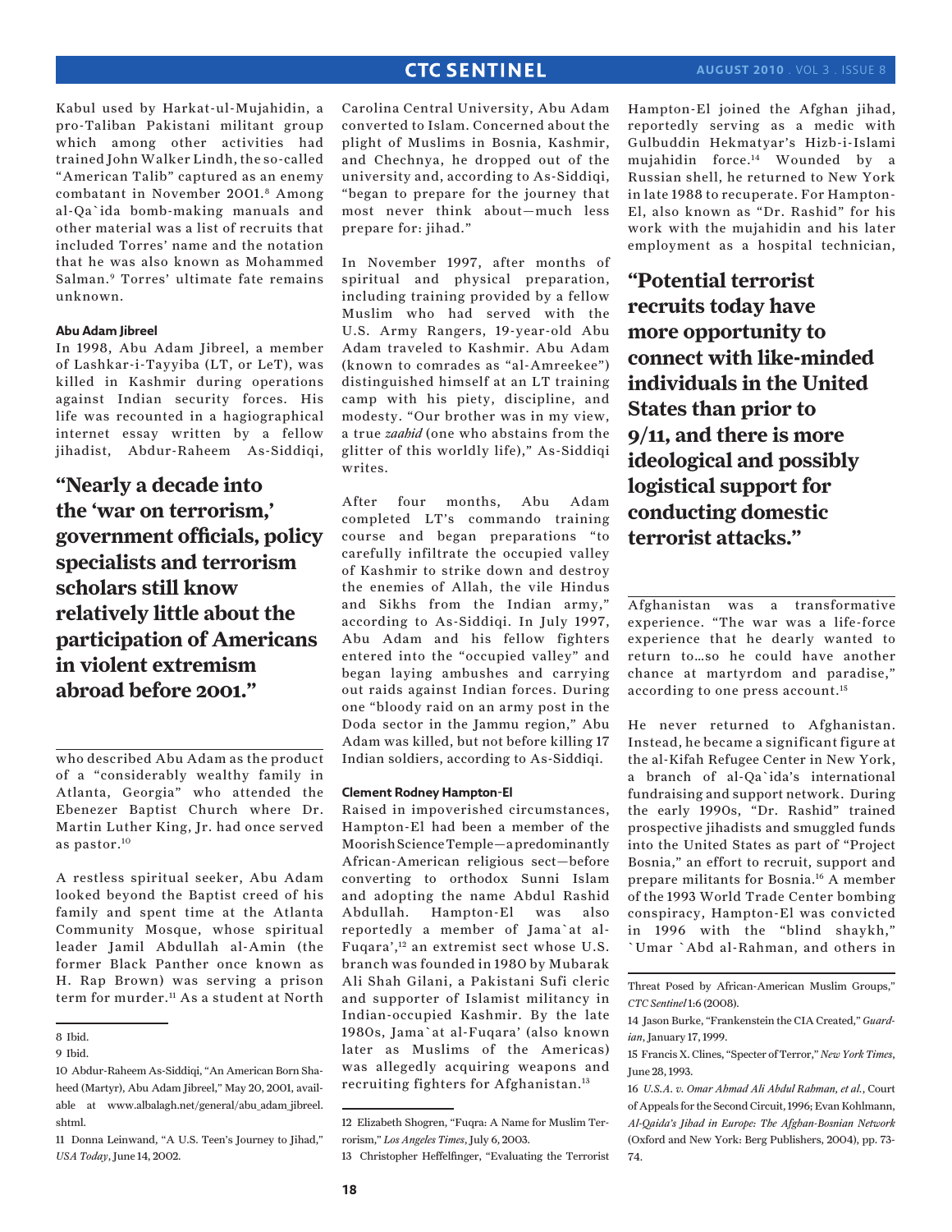Kabul used by Harkat-ul-Mujahidin, a pro-Taliban Pakistani militant group which among other activities had trained John Walker Lindh, the so-called "American Talib" captured as an enemy combatant in November 2001.[8] Among al-Qa`ida bomb-making manuals and other material was a list of recruits that included Torres' name and the notation that he was also known as Mohammed Salman.[9] Torres' ultimate fate remains unknown.

**Abu Adam Jibreel**

In 1998, Abu Adam Jibreel, a member of Lashkar-i-Tayyiba (LT, or LeT), was killed in Kashmir during operations against Indian security forces. His life was recounted in a hagiographical internet essay written by a fellow jihadist, Abdur-Raheem As-Siddiqi,

> **"Nearly a decade into the 'war on terrorism,' government officials, policy specialists and terrorism scholars still know relatively little about the participation of Americans in violent extremism abroad before 2001."**

who described Abu Adam as the product of a "considerably wealthy family in Atlanta, Georgia" who attended the Ebenezer Baptist Church where Dr. Martin Luther King, Jr. had once served as pastor.[10]

A restless spiritual seeker, Abu Adam looked beyond the Baptist creed of his family and spent time at the Atlanta Community Mosque, whose spiritual leader Jamil Abdullah al-Amin (the former Black Panther once known as H. Rap Brown) was serving a prison term for murder.[11] As a student at North Carolina Central University, Abu Adam converted to Islam. Concerned about the plight of Muslims in Bosnia, Kashmir, and Chechnya, he dropped out of the university and, according to As-Siddiqi, "began to prepare for the journey that most never think about—much less prepare for: jihad."

In November 1997, after months of spiritual and physical preparation, including training provided by a fellow Muslim who had served with the U.S. Army Rangers, 19-year-old Abu Adam traveled to Kashmir. Abu Adam (known to comrades as "al-Amreekee") distinguished himself at an LT training camp with his piety, discipline, and modesty. "Our brother was in my view, a true *zaahid* (one who abstains from the glitter of this worldly life)," As-Siddiqi writes.

After four months, Abu Adam completed LT's commando training course and began preparations "to carefully infiltrate the occupied valley of Kashmir to strike down and destroy the enemies of Allah, the vile Hindus and Sikhs from the Indian army," according to As-Siddiqi. In July 1997, Abu Adam and his fellow fighters entered into the "occupied valley" and began laying ambushes and carrying out raids against Indian forces. During one "bloody raid on an army post in the Doda sector in the Jammu region," Abu Adam was killed, but not before killing 17 Indian soldiers, according to As-Siddiqi.

**Clement Rodney Hampton-El**

Raised in impoverished circumstances, Hampton-El had been a member of the Moorish Science Temple—a predominantly African-American religious sect—before converting to orthodox Sunni Islam and adopting the name Abdul Rashid Abdullah. Hampton-El was also reportedly a member of Jama`at al-Fuqara',[12] an extremist sect whose U.S. branch was founded in 1980 by Mubarak Ali Shah Gilani, a Pakistani Sufi cleric and supporter of Islamist militancy in Indian-occupied Kashmir. By the late 1980s, Jama`at al-Fuqara' (also known later as Muslims of the Americas) was allegedly acquiring weapons and recruiting fighters for Afghanistan.[13] Hampton-El joined the Afghan jihad, reportedly serving as a medic with Gulbuddin Hekmatyar's Hizb-i-Islami mujahidin force.[14] Wounded by a Russian shell, he returned to New York in late 1988 to recuperate. For Hampton-El, also known as "Dr. Rashid" for his work with the mujahidin and his later employment as a hospital technician,

> **"Potential terrorist recruits today have more opportunity to connect with like-minded individuals in the United States than prior to 9/11, and there is more ideological and possibly logistical support for conducting domestic terrorist attacks."**

Afghanistan was a transformative experience. "The war was a life-force experience that he dearly wanted to return to…so he could have another chance at martyrdom and paradise," according to one press account.[15]

He never returned to Afghanistan. Instead, he became a significant figure at the al-Kifah Refugee Center in New York, a branch of al-Qa`ida's international fundraising and support network. During the early 1990s, "Dr. Rashid" trained prospective jihadists and smuggled funds into the United States as part of "Project Bosnia," an effort to recruit, support and prepare militants for Bosnia.[16] A member of the 1993 World Trade Center bombing conspiracy, Hampton-El was convicted in 1996 with the "blind shaykh," `Umar `Abd al-Rahman, and others in

---

8 Ibid.

9 Ibid.

10 Abdur-Raheem As-Siddiqi, "An American Born Shaheed (Martyr), Abu Adam Jibreel," May 20, 2001, available at www.albalagh.net/general/abu_adam_jibreel.shtml.

11 Donna Leinwand, "A U.S. Teen's Journey to Jihad," *USA Today*, June 14, 2002.

12 Elizabeth Shogren, "Fuqra: A Name for Muslim Terrorism," *Los Angeles Times*, July 6, 2003.

13 Christopher Heffelfinger, "Evaluating the Terrorist Threat Posed by African-American Muslim Groups," *CTC Sentinel* 1:6 (2008).

14 Jason Burke, "Frankenstein the CIA Created," *Guardian*, January 17, 1999.

15 Francis X. Clines, "Specter of Terror," *New York Times*, June 28, 1993.

16 *U.S.A. v. Omar Ahmad Ali Abdul Rahman, et al.*, Court of Appeals for the Second Circuit, 1996; Evan Kohlmann, *Al-Qaida's Jihad in Europe: The Afghan-Bosnian Network* (Oxford and New York: Berg Publishers, 2004), pp. 73-74.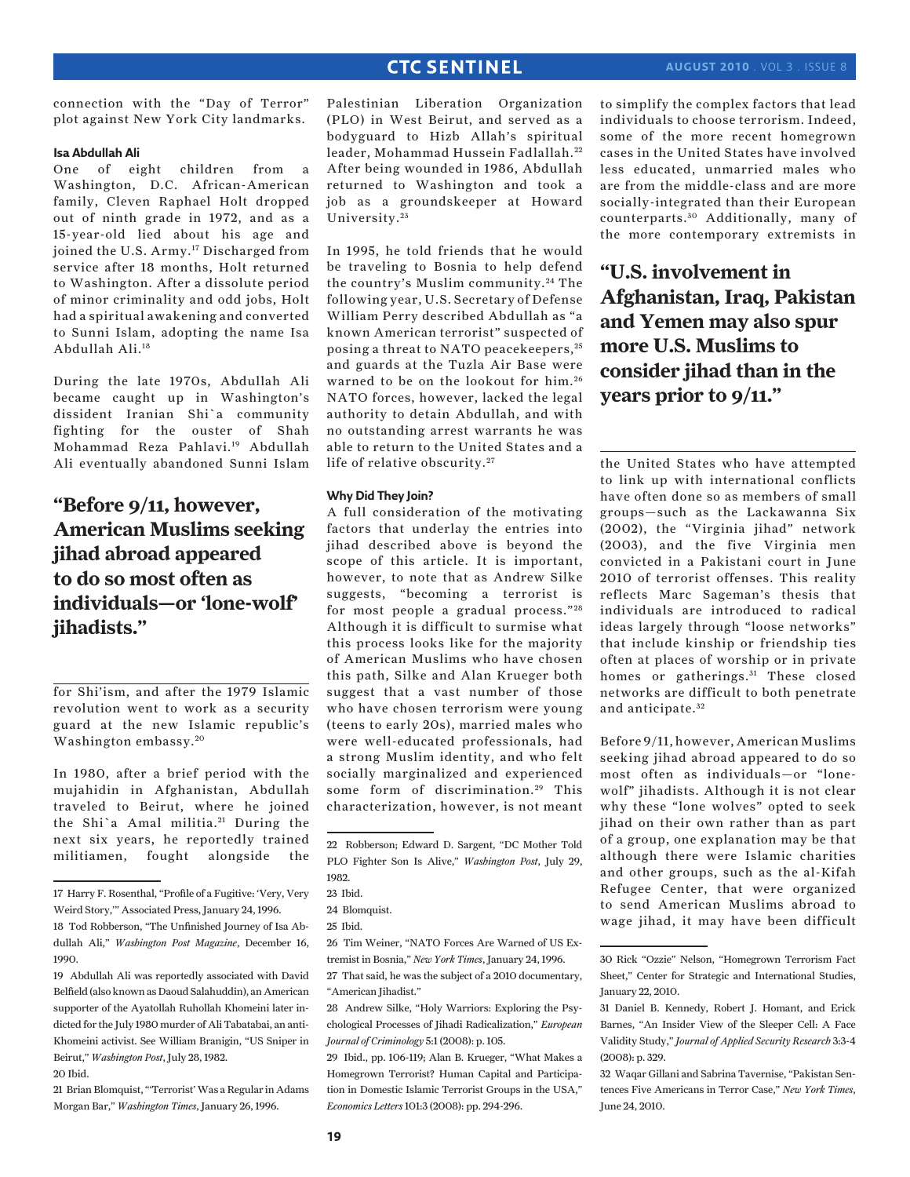connection with the "Day of Terror" plot against New York City landmarks.

### Isa Abdullah Ali

One of eight children from a Washington, D.C. African-American family, Cleven Raphael Holt dropped out of ninth grade in 1972, and as a 15-year-old lied about his age and joined the U.S. Army.[17] Discharged from service after 18 months, Holt returned to Washington. After a dissolute period of minor criminality and odd jobs, Holt had a spiritual awakening and converted to Sunni Islam, adopting the name Isa Abdullah Ali.[18]

During the late 1970s, Abdullah Ali became caught up in Washington's dissident Iranian Shi`a community fighting for the ouster of Shah Mohammad Reza Pahlavi.[19] Abdullah Ali eventually abandoned Sunni Islam for Shi'ism, and after the 1979 Islamic revolution went to work as a security guard at the new Islamic republic's Washington embassy.[20]

> **"Before 9/11, however, American Muslims seeking jihad abroad appeared to do so most often as individuals—or 'lone-wolf' jihadists."**

In 1980, after a brief period with the mujahidin in Afghanistan, Abdullah traveled to Beirut, where he joined the Shi`a Amal militia.[21] During the next six years, he reportedly trained militiamen, fought alongside the Palestinian Liberation Organization (PLO) in West Beirut, and served as a bodyguard to Hizb Allah's spiritual leader, Mohammad Hussein Fadlallah.[22] After being wounded in 1986, Abdullah returned to Washington and took a job as a groundskeeper at Howard University.[23]

In 1995, he told friends that he would be traveling to Bosnia to help defend the country's Muslim community.[24] The following year, U.S. Secretary of Defense William Perry described Abdullah as "a known American terrorist" suspected of posing a threat to NATO peacekeepers,[25] and guards at the Tuzla Air Base were warned to be on the lookout for him.[26] NATO forces, however, lacked the legal authority to detain Abdullah, and with no outstanding arrest warrants he was able to return to the United States and a life of relative obscurity.[27]

### Why Did They Join?

A full consideration of the motivating factors that underlay the entries into jihad described above is beyond the scope of this article. It is important, however, to note that as Andrew Silke suggests, "becoming a terrorist is for most people a gradual process."[28] Although it is difficult to surmise what this process looks like for the majority of American Muslims who have chosen this path, Silke and Alan Krueger both suggest that a vast number of those who have chosen terrorism were young (teens to early 20s), married males who were well-educated professionals, had a strong Muslim identity, and who felt socially marginalized and experienced some form of discrimination.[29] This characterization, however, is not meant to simplify the complex factors that lead individuals to choose terrorism. Indeed, some of the more recent homegrown cases in the United States have involved less educated, unmarried males who are from the middle-class and are more socially-integrated than their European counterparts.[30] Additionally, many of the more contemporary extremists in the United States who have attempted to link up with international conflicts have often done so as members of small groups—such as the Lackawanna Six (2002), the "Virginia jihad" network (2003), and the five Virginia men convicted in a Pakistani court in June 2010 of terrorist offenses. This reality reflects Marc Sageman's thesis that individuals are introduced to radical ideas largely through "loose networks" that include kinship or friendship ties often at places of worship or in private homes or gatherings.[31] These closed networks are difficult to both penetrate and anticipate.[32]

> **"U.S. involvement in Afghanistan, Iraq, Pakistan and Yemen may also spur more U.S. Muslims to consider jihad than in the years prior to 9/11."**

Before 9/11, however, American Muslims seeking jihad abroad appeared to do so most often as individuals—or "lone-wolf" jihadists. Although it is not clear why these "lone wolves" opted to seek jihad on their own rather than as part of a group, one explanation may be that although there were Islamic charities and other groups, such as the al-Kifah Refugee Center, that were organized to send American Muslims abroad to wage jihad, it may have been difficult

---

17 Harry F. Rosenthal, "Profile of a Fugitive: 'Very, Very Weird Story,'" Associated Press, January 24, 1996.

18 Tod Robberson, "The Unfinished Journey of Isa Abdullah Ali," *Washington Post Magazine*, December 16, 1990.

19 Abdullah Ali was reportedly associated with David Belfield (also known as Daoud Salahuddin), an American supporter of the Ayatollah Ruhollah Khomeini later indicted for the July 1980 murder of Ali Tabatabai, an anti-Khomeini activist. See William Branigin, "US Sniper in Beirut," *Washington Post*, July 28, 1982.

20 Ibid.

21 Brian Blomquist, "'Terrorist' Was a Regular in Adams Morgan Bar," *Washington Times*, January 26, 1996.

22 Robberson; Edward D. Sargent, "DC Mother Told PLO Fighter Son Is Alive," *Washington Post*, July 29, 1982.

23 Ibid.

24 Blomquist.

25 Ibid.

26 Tim Weiner, "NATO Forces Are Warned of US Extremist in Bosnia," *New York Times*, January 24, 1996.

27 That said, he was the subject of a 2010 documentary, "American Jihadist."

28 Andrew Silke, "Holy Warriors: Exploring the Psychological Processes of Jihadi Radicalization," *European Journal of Criminology* 5:1 (2008): p. 105.

29 Ibid., pp. 106-119; Alan B. Krueger, "What Makes a Homegrown Terrorist? Human Capital and Participation in Domestic Islamic Terrorist Groups in the USA," *Economics Letters* 101:3 (2008): pp. 294-296.

30 Rick "Ozzie" Nelson, "Homegrown Terrorism Fact Sheet," Center for Strategic and International Studies, January 22, 2010.

31 Daniel B. Kennedy, Robert J. Homant, and Erick Barnes, "An Insider View of the Sleeper Cell: A Face Validity Study," *Journal of Applied Security Research* 3:3-4 (2008): p. 329.

32 Waqar Gillani and Sabrina Tavernise, "Pakistan Sentences Five Americans in Terror Case," *New York Times*, June 24, 2010.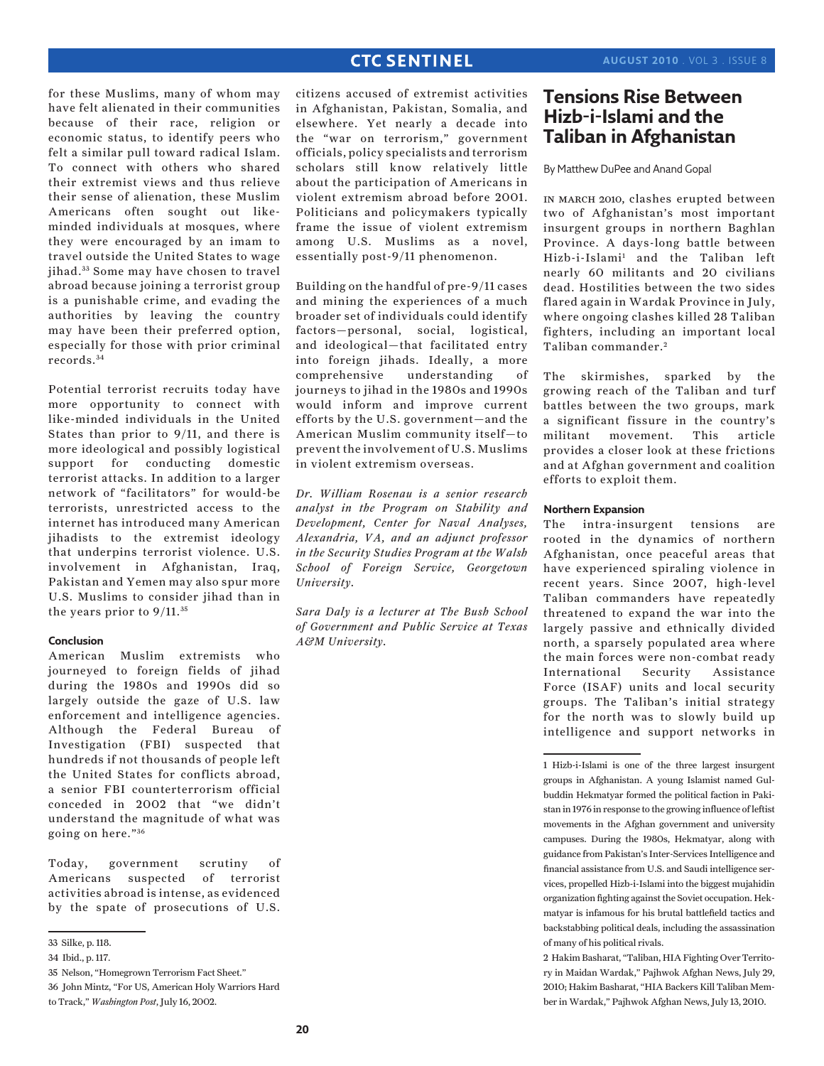for these Muslims, many of whom may have felt alienated in their communities because of their race, religion or economic status, to identify peers who felt a similar pull toward radical Islam. To connect with others who shared their extremist views and thus relieve their sense of alienation, these Muslim Americans often sought out like-minded individuals at mosques, where they were encouraged by an imam to travel outside the United States to wage jihad.[33] Some may have chosen to travel abroad because joining a terrorist group is a punishable crime, and evading the authorities by leaving the country may have been their preferred option, especially for those with prior criminal records.[34]

Potential terrorist recruits today have more opportunity to connect with like-minded individuals in the United States than prior to 9/11, and there is more ideological and possibly logistical support for conducting domestic terrorist attacks. In addition to a larger network of "facilitators" for would-be terrorists, unrestricted access to the internet has introduced many American jihadists to the extremist ideology that underpins terrorist violence. U.S. involvement in Afghanistan, Iraq, Pakistan and Yemen may also spur more U.S. Muslims to consider jihad than in the years prior to 9/11.[35]

#### Conclusion

American Muslim extremists who journeyed to foreign fields of jihad during the 1980s and 1990s did so largely outside the gaze of U.S. law enforcement and intelligence agencies. Although the Federal Bureau of Investigation (FBI) suspected that hundreds if not thousands of people left the United States for conflicts abroad, a senior FBI counterterrorism official conceded in 2002 that "we didn't understand the magnitude of what was going on here."[36]

Today, government scrutiny of Americans suspected of terrorist activities abroad is intense, as evidenced by the spate of prosecutions of U.S. citizens accused of extremist activities in Afghanistan, Pakistan, Somalia, and elsewhere. Yet nearly a decade into the "war on terrorism," government officials, policy specialists and terrorism scholars still know relatively little about the participation of Americans in violent extremism abroad before 2001. Politicians and policymakers typically frame the issue of violent extremism among U.S. Muslims as a novel, essentially post-9/11 phenomenon.

Building on the handful of pre-9/11 cases and mining the experiences of a much broader set of individuals could identify factors—personal, social, logistical, and ideological—that facilitated entry into foreign jihads. Ideally, a more comprehensive understanding of journeys to jihad in the 1980s and 1990s would inform and improve current efforts by the U.S. government—and the American Muslim community itself—to prevent the involvement of U.S. Muslims in violent extremism overseas.

*Dr. William Rosenau is a senior research analyst in the Program on Stability and Development, Center for Naval Analyses, Alexandria, VA, and an adjunct professor in the Security Studies Program at the Walsh School of Foreign Service, Georgetown University.*

*Sara Daly is a lecturer at The Bush School of Government and Public Service at Texas A&M University.*

33 Silke, p. 118.

34 Ibid., p. 117.

35 Nelson, "Homegrown Terrorism Fact Sheet."

36 John Mintz, "For US, American Holy Warriors Hard to Track," *Washington Post*, July 16, 2002.

# Tensions Rise Between Hizb-i-Islami and the Taliban in Afghanistan

By Matthew DuPee and Anand Gopal

In March 2010, clashes erupted between two of Afghanistan's most important insurgent groups in northern Baghlan Province. A days-long battle between Hizb-i-Islami[1] and the Taliban left nearly 60 militants and 20 civilians dead. Hostilities between the two sides flared again in Wardak Province in July, where ongoing clashes killed 28 Taliban fighters, including an important local Taliban commander.[2]

The skirmishes, sparked by the growing reach of the Taliban and turf battles between the two groups, mark a significant fissure in the country's militant movement. This article provides a closer look at these frictions and at Afghan government and coalition efforts to exploit them.

#### Northern Expansion

The intra-insurgent tensions are rooted in the dynamics of northern Afghanistan, once peaceful areas that have experienced spiraling violence in recent years. Since 2007, high-level Taliban commanders have repeatedly threatened to expand the war into the largely passive and ethnically divided north, a sparsely populated area where the main forces were non-combat ready International Security Assistance Force (ISAF) units and local security groups. The Taliban's initial strategy for the north was to slowly build up intelligence and support networks in

1 Hizb-i-Islami is one of the three largest insurgent groups in Afghanistan. A young Islamist named Gulbuddin Hekmatyar formed the political faction in Pakistan in 1976 in response to the growing influence of leftist movements in the Afghan government and university campuses. During the 1980s, Hekmatyar, along with guidance from Pakistan's Inter-Services Intelligence and financial assistance from U.S. and Saudi intelligence services, propelled Hizb-i-Islami into the biggest mujahidin organization fighting against the Soviet occupation. Hekmatyar is infamous for his brutal battlefield tactics and backstabbing political deals, including the assassination of many of his political rivals.

2 Hakim Basharat, "Taliban, HIA Fighting Over Territory in Maidan Wardak," Pajhwok Afghan News, July 29, 2010; Hakim Basharat, "HIA Backers Kill Taliban Member in Wardak," Pajhwok Afghan News, July 13, 2010.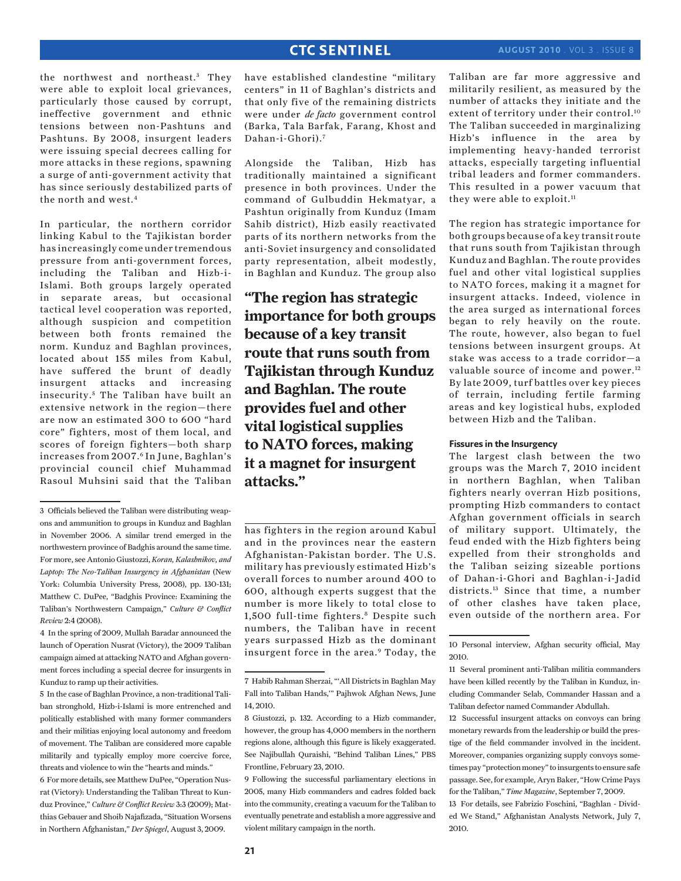the northwest and northeast.[3] They were able to exploit local grievances, particularly those caused by corrupt, ineffective government and ethnic tensions between non-Pashtuns and Pashtuns. By 2008, insurgent leaders were issuing special decrees calling for more attacks in these regions, spawning a surge of anti-government activity that has since seriously destabilized parts of the north and west.[4]

In particular, the northern corridor linking Kabul to the Tajikistan border has increasingly come under tremendous pressure from anti-government forces, including the Taliban and Hizb-i-Islami. Both groups largely operated in separate areas, but occasional tactical level cooperation was reported, although suspicion and competition between both fronts remained the norm. Kunduz and Baghlan provinces, located about 155 miles from Kabul, have suffered the brunt of deadly insurgent attacks and increasing insecurity.[5] The Taliban have built an extensive network in the region—there are now an estimated 300 to 600 "hard core" fighters, most of them local, and scores of foreign fighters—both sharp increases from 2007.[6] In June, Baghlan's provincial council chief Muhammad Rasoul Muhsini said that the Taliban have established clandestine "military centers" in 11 of Baghlan's districts and that only five of the remaining districts were under *de facto* government control (Barka, Tala Barfak, Farang, Khost and Dahan-i-Ghori).[7]

Alongside the Taliban, Hizb has traditionally maintained a significant presence in both provinces. Under the command of Gulbuddin Hekmatyar, a Pashtun originally from Kunduz (Imam Sahib district), Hizb easily reactivated parts of its northern networks from the anti-Soviet insurgency and consolidated party representation, albeit modestly, in Baghlan and Kunduz. The group also has fighters in the region around Kabul and in the provinces near the eastern Afghanistan-Pakistan border. The U.S. military has previously estimated Hizb's overall forces to number around 400 to 600, although experts suggest that the number is more likely to total close to 1,500 full-time fighters.[8] Despite such numbers, the Taliban have in recent years surpassed Hizb as the dominant insurgent force in the area.[9] Today, the Taliban are far more aggressive and militarily resilient, as measured by the number of attacks they initiate and the extent of territory under their control.[10] The Taliban succeeded in marginalizing Hizb's influence in the area by implementing heavy-handed terrorist attacks, especially targeting influential tribal leaders and former commanders. This resulted in a power vacuum that they were able to exploit.[11]

**"The region has strategic importance for both groups because of a key transit route that runs south from Tajikistan through Kunduz and Baghlan. The route provides fuel and other vital logistical supplies to NATO forces, making it a magnet for insurgent attacks."**

The region has strategic importance for both groups because of a key transit route that runs south from Tajikistan through Kunduz and Baghlan. The route provides fuel and other vital logistical supplies to NATO forces, making it a magnet for insurgent attacks. Indeed, violence in the area surged as international forces began to rely heavily on the route. The route, however, also began to fuel tensions between insurgent groups. At stake was access to a trade corridor—a valuable source of income and power.[12] By late 2009, turf battles over key pieces of terrain, including fertile farming areas and key logistical hubs, exploded between Hizb and the Taliban.

### Fissures in the Insurgency

The largest clash between the two groups was the March 7, 2010 incident in northern Baghlan, when Taliban fighters nearly overran Hizb positions, prompting Hizb commanders to contact Afghan government officials in search of military support. Ultimately, the feud ended with the Hizb fighters being expelled from their strongholds and the Taliban seizing sizeable portions of Dahan-i-Ghori and Baghlan-i-Jadid districts.[13] Since that time, a number of other clashes have taken place, even outside of the northern area. For

---

3 Officials believed the Taliban were distributing weapons and ammunition to groups in Kunduz and Baghlan in November 2006. A similar trend emerged in the northwestern province of Badghis around the same time. For more, see Antonio Giustozzi, *Koran, Kalashnikov, and Laptop: The Neo-Taliban Insurgency in Afghanistan* (New York: Columbia University Press, 2008), pp. 130-131; Matthew C. DuPee, "Badghis Province: Examining the Taliban's Northwestern Campaign," *Culture & Conflict Review* 2:4 (2008).

4 In the spring of 2009, Mullah Baradar announced the launch of Operation Nusrat (Victory), the 2009 Taliban campaign aimed at attacking NATO and Afghan government forces including a special decree for insurgents in Kunduz to ramp up their activities.

5 In the case of Baghlan Province, a non-traditional Taliban stronghold, Hizb-i-Islami is more entrenched and politically established with many former commanders and their militias enjoying local autonomy and freedom of movement. The Taliban are considered more capable militarily and typically employ more coercive force, threats and violence to win the "hearts and minds."

6 For more details, see Matthew DuPee, "Operation Nusrat (Victory): Understanding the Taliban Threat to Kunduz Province," *Culture & Conflict Review* 3:3 (2009); Matthias Gebauer and Shoib Najafizada, "Situation Worsens in Northern Afghanistan," *Der Spiegel*, August 3, 2009.

7 Habib Rahman Sherzai, "'All Districts in Baghlan May Fall into Taliban Hands,'" Pajhwok Afghan News, June 14, 2010.

8 Giustozzi, p. 132. According to a Hizb commander, however, the group has 4,000 members in the northern regions alone, although this figure is likely exaggerated. See Najibullah Quraishi, "Behind Taliban Lines," PBS Frontline, February 23, 2010.

9 Following the successful parliamentary elections in 2005, many Hizb commanders and cadres folded back into the community, creating a vacuum for the Taliban to eventually penetrate and establish a more aggressive and violent military campaign in the north.

10 Personal interview, Afghan security official, May 2010.

11 Several prominent anti-Taliban militia commanders have been killed recently by the Taliban in Kunduz, including Commander Selab, Commander Hassan and a Taliban defector named Commander Abdullah.

12 Successful insurgent attacks on convoys can bring monetary rewards from the leadership or build the prestige of the field commander involved in the incident. Moreover, companies organizing supply convoys sometimes pay "protection money" to insurgents to ensure safe passage. See, for example, Aryn Baker, "How Crime Pays for the Taliban," *Time Magazine*, September 7, 2009.

13 For details, see Fabrizio Foschini, "Baghlan - Divided We Stand," Afghanistan Analysts Network, July 7, 2010.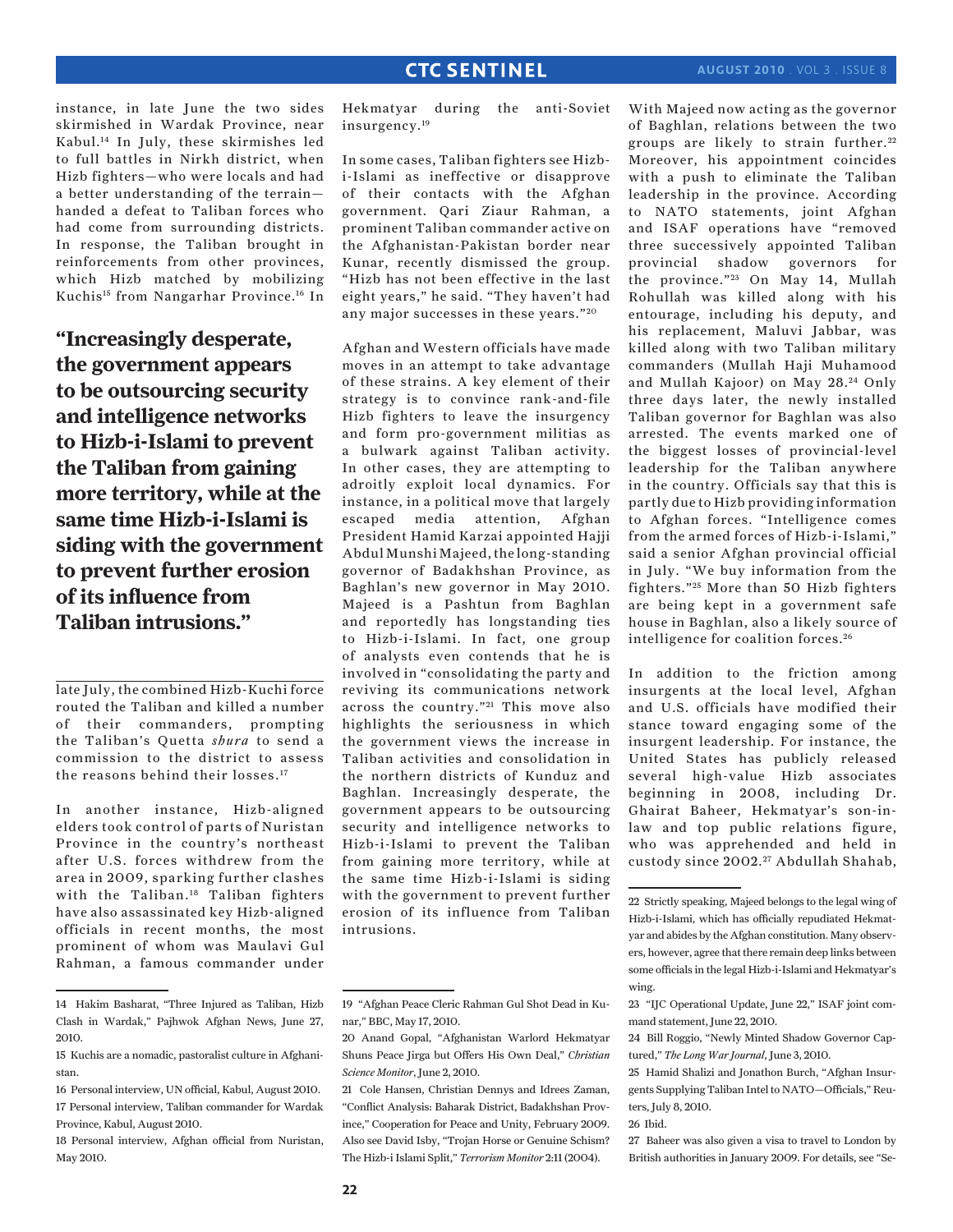instance, in late June the two sides skirmished in Wardak Province, near Kabul.[14] In July, these skirmishes led to full battles in Nirkh district, when Hizb fighters—who were locals and had a better understanding of the terrain—handed a defeat to Taliban forces who had come from surrounding districts. In response, the Taliban brought in reinforcements from other provinces, which Hizb matched by mobilizing Kuchis[15] from Nangarhar Province.[16] In late July, the combined Hizb-Kuchi force routed the Taliban and killed a number of their commanders, prompting the Taliban's Quetta *shura* to send a commission to the district to assess the reasons behind their losses.[17]

> **"Increasingly desperate, the government appears to be outsourcing security and intelligence networks to Hizb-i-Islami to prevent the Taliban from gaining more territory, while at the same time Hizb-i-Islami is siding with the government to prevent further erosion of its influence from Taliban intrusions."**

In another instance, Hizb-aligned elders took control of parts of Nuristan Province in the country's northeast after U.S. forces withdrew from the area in 2009, sparking further clashes with the Taliban.[18] Taliban fighters have also assassinated key Hizb-aligned officials in recent months, the most prominent of whom was Maulavi Gul Rahman, a famous commander under Hekmatyar during the anti-Soviet insurgency.[19]

In some cases, Taliban fighters see Hizb-i-Islami as ineffective or disapprove of their contacts with the Afghan government. Qari Ziaur Rahman, a prominent Taliban commander active on the Afghanistan-Pakistan border near Kunar, recently dismissed the group. "Hizb has not been effective in the last eight years," he said. "They haven't had any major successes in these years."[20]

Afghan and Western officials have made moves in an attempt to take advantage of these strains. A key element of their strategy is to convince rank-and-file Hizb fighters to leave the insurgency and form pro-government militias as a bulwark against Taliban activity. In other cases, they are attempting to adroitly exploit local dynamics. For instance, in a political move that largely escaped media attention, Afghan President Hamid Karzai appointed Hajji Abdul Munshi Majeed, the long-standing governor of Badakhshan Province, as Baghlan's new governor in May 2010. Majeed is a Pashtun from Baghlan and reportedly has longstanding ties to Hizb-i-Islami. In fact, one group of analysts even contends that he is involved in "consolidating the party and reviving its communications network across the country."[21] This move also highlights the seriousness in which the government views the increase in Taliban activities and consolidation in the northern districts of Kunduz and Baghlan. Increasingly desperate, the government appears to be outsourcing security and intelligence networks to Hizb-i-Islami to prevent the Taliban from gaining more territory, while at the same time Hizb-i-Islami is siding with the government to prevent further erosion of its influence from Taliban intrusions.

With Majeed now acting as the governor of Baghlan, relations between the two groups are likely to strain further.[22] Moreover, his appointment coincides with a push to eliminate the Taliban leadership in the province. According to NATO statements, joint Afghan and ISAF operations have "removed three successively appointed Taliban provincial shadow governors for the province."[23] On May 14, Mullah Rohullah was killed along with his entourage, including his deputy, and his replacement, Maluvi Jabbar, was killed along with two Taliban military commanders (Mullah Haji Muhamood and Mullah Kajoor) on May 28.[24] Only three days later, the newly installed Taliban governor for Baghlan was also arrested. The events marked one of the biggest losses of provincial-level leadership for the Taliban anywhere in the country. Officials say that this is partly due to Hizb providing information to Afghan forces. "Intelligence comes from the armed forces of Hizb-i-Islami," said a senior Afghan provincial official in July. "We buy information from the fighters."[25] More than 50 Hizb fighters are being kept in a government safe house in Baghlan, also a likely source of intelligence for coalition forces.[26]

In addition to the friction among insurgents at the local level, Afghan and U.S. officials have modified their stance toward engaging some of the insurgent leadership. For instance, the United States has publicly released several high-value Hizb associates beginning in 2008, including Dr. Ghairat Baheer, Hekmatyar's son-in-law and top public relations figure, who was apprehended and held in custody since 2002.[27] Abdullah Shahab,

---

14 Hakim Basharat, "Three Injured as Taliban, Hizb Clash in Wardak," Pajhwok Afghan News, June 27, 2010.

15 Kuchis are a nomadic, pastoralist culture in Afghanistan.

16 Personal interview, UN official, Kabul, August 2010.

17 Personal interview, Taliban commander for Wardak Province, Kabul, August 2010.

18 Personal interview, Afghan official from Nuristan, May 2010.

19 "Afghan Peace Cleric Rahman Gul Shot Dead in Kunar," BBC, May 17, 2010.

20 Anand Gopal, "Afghanistan Warlord Hekmatyar Shuns Peace Jirga but Offers His Own Deal," *Christian Science Monitor*, June 2, 2010.

21 Cole Hansen, Christian Dennys and Idrees Zaman, "Conflict Analysis: Baharak District, Badakhshan Province," Cooperation for Peace and Unity, February 2009. Also see David Isby, "Trojan Horse or Genuine Schism? The Hizb-i Islami Split," *Terrorism Monitor* 2:11 (2004).

22 Strictly speaking, Majeed belongs to the legal wing of Hizb-i-Islami, which has officially repudiated Hekmatyar and abides by the Afghan constitution. Many observers, however, agree that there remain deep links between some officials in the legal Hizb-i-Islami and Hekmatyar's wing.

23 "IJC Operational Update, June 22," ISAF joint command statement, June 22, 2010.

24 Bill Roggio, "Newly Minted Shadow Governor Captured," *The Long War Journal*, June 3, 2010.

25 Hamid Shalizi and Jonathon Burch, "Afghan Insurgents Supplying Taliban Intel to NATO—Officials," Reuters, July 8, 2010.

26 Ibid.

27 Baheer was also given a visa to travel to London by British authorities in January 2009. For details, see "Se-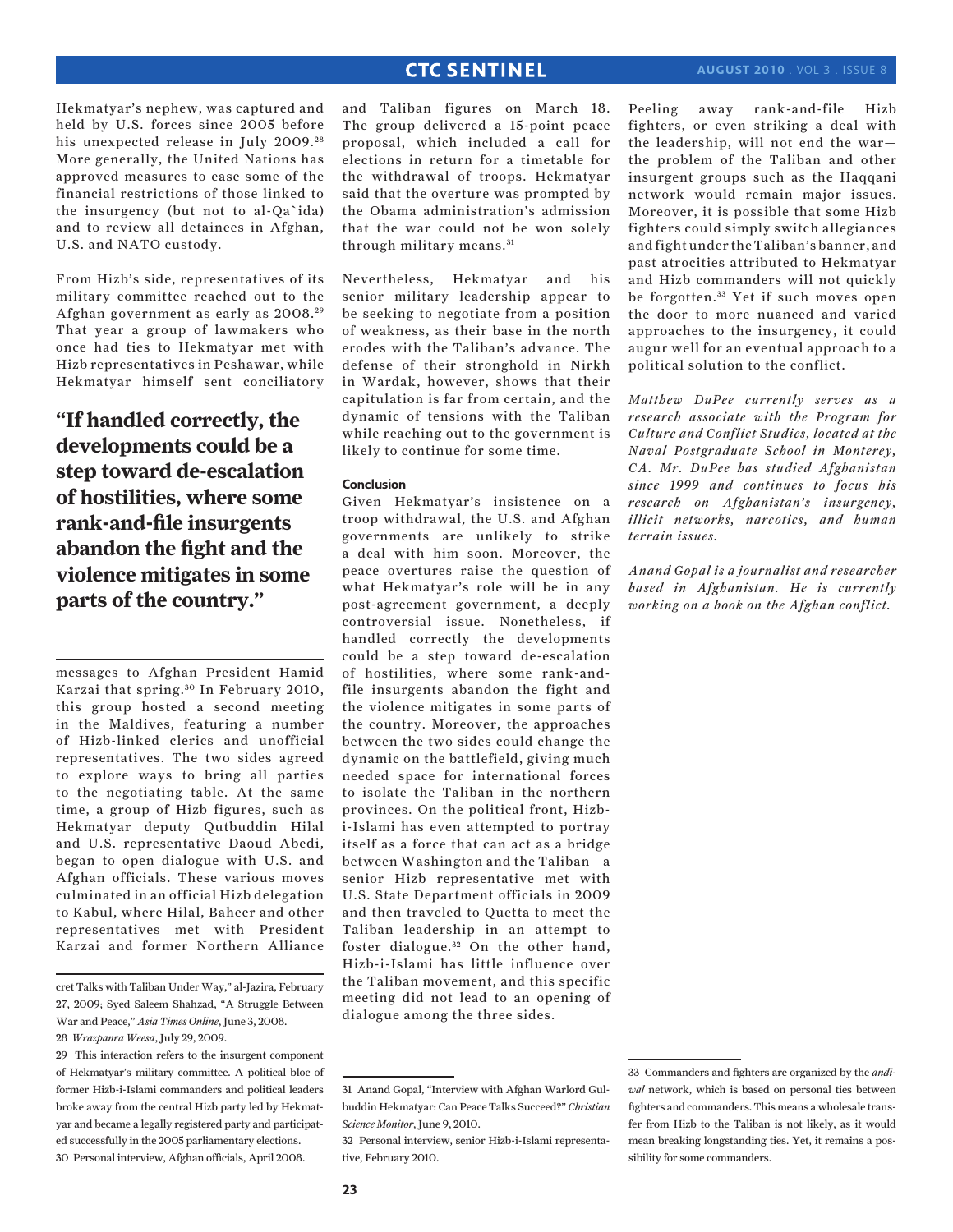Hekmatyar's nephew, was captured and held by U.S. forces since 2005 before his unexpected release in July 2009.[28] More generally, the United Nations has approved measures to ease some of the financial restrictions of those linked to the insurgency (but not to al-Qa`ida) and to review all detainees in Afghan, U.S. and NATO custody.

From Hizb's side, representatives of its military committee reached out to the Afghan government as early as 2008.[29] That year a group of lawmakers who once had ties to Hekmatyar met with Hizb representatives in Peshawar, while Hekmatyar himself sent conciliatory messages to Afghan President Hamid Karzai that spring.[30] In February 2010, this group hosted a second meeting in the Maldives, featuring a number of Hizb-linked clerics and unofficial representatives. The two sides agreed to explore ways to bring all parties to the negotiating table. At the same time, a group of Hizb figures, such as Hekmatyar deputy Qutbuddin Hilal and U.S. representative Daoud Abedi, began to open dialogue with U.S. and Afghan officials. These various moves culminated in an official Hizb delegation to Kabul, where Hilal, Baheer and other representatives met with President Karzai and former Northern Alliance and Taliban figures on March 18. The group delivered a 15-point peace proposal, which included a call for elections in return for a timetable for the withdrawal of troops. Hekmatyar said that the overture was prompted by the Obama administration's admission that the war could not be won solely through military means.[31]

**"If handled correctly, the developments could be a step toward de-escalation of hostilities, where some rank-and-file insurgents abandon the fight and the violence mitigates in some parts of the country."**

Nevertheless, Hekmatyar and his senior military leadership appear to be seeking to negotiate from a position of weakness, as their base in the north erodes with the Taliban's advance. The defense of their stronghold in Nirkh in Wardak, however, shows that their capitulation is far from certain, and the dynamic of tensions with the Taliban while reaching out to the government is likely to continue for some time.

### Conclusion

Given Hekmatyar's insistence on a troop withdrawal, the U.S. and Afghan governments are unlikely to strike a deal with him soon. Moreover, the peace overtures raise the question of what Hekmatyar's role will be in any post-agreement government, a deeply controversial issue. Nonetheless, if handled correctly the developments could be a step toward de-escalation of hostilities, where some rank-and-file insurgents abandon the fight and the violence mitigates in some parts of the country. Moreover, the approaches between the two sides could change the dynamic on the battlefield, giving much needed space for international forces to isolate the Taliban in the northern provinces. On the political front, Hizb-i-Islami has even attempted to portray itself as a force that can act as a bridge between Washington and the Taliban—a senior Hizb representative met with U.S. State Department officials in 2009 and then traveled to Quetta to meet the Taliban leadership in an attempt to foster dialogue.[32] On the other hand, Hizb-i-Islami has little influence over the Taliban movement, and this specific meeting did not lead to an opening of dialogue among the three sides.

Peeling away rank-and-file Hizb fighters, or even striking a deal with the leadership, will not end the war—the problem of the Taliban and other insurgent groups such as the Haqqani network would remain major issues. Moreover, it is possible that some Hizb fighters could simply switch allegiances and fight under the Taliban's banner, and past atrocities attributed to Hekmatyar and Hizb commanders will not quickly be forgotten.[33] Yet if such moves open the door to more nuanced and varied approaches to the insurgency, it could augur well for an eventual approach to a political solution to the conflict.

*Matthew DuPee currently serves as a research associate with the Program for Culture and Conflict Studies, located at the Naval Postgraduate School in Monterey, CA. Mr. DuPee has studied Afghanistan since 1999 and continues to focus his research on Afghanistan's insurgency, illicit networks, narcotics, and human terrain issues.*

*Anand Gopal is a journalist and researcher based in Afghanistan. He is currently working on a book on the Afghan conflict.*

---

cret Talks with Taliban Under Way," al-Jazira, February 27, 2009; Syed Saleem Shahzad, "A Struggle Between War and Peace," *Asia Times Online*, June 3, 2008.

28 *Wrazpanra Weesa*, July 29, 2009.

29 This interaction refers to the insurgent component of Hekmatyar's military committee. A political bloc of former Hizb-i-Islami commanders and political leaders broke away from the central Hizb party led by Hekmatyar and became a legally registered party and participated successfully in the 2005 parliamentary elections.

30 Personal interview, Afghan officials, April 2008.

31 Anand Gopal, "Interview with Afghan Warlord Gulbuddin Hekmatyar: Can Peace Talks Succeed?" *Christian Science Monitor*, June 9, 2010.

32 Personal interview, senior Hizb-i-Islami representative, February 2010.

33 Commanders and fighters are organized by the *andiwal* network, which is based on personal ties between fighters and commanders. This means a wholesale transfer from Hizb to the Taliban is not likely, as it would mean breaking longstanding ties. Yet, it remains a possibility for some commanders.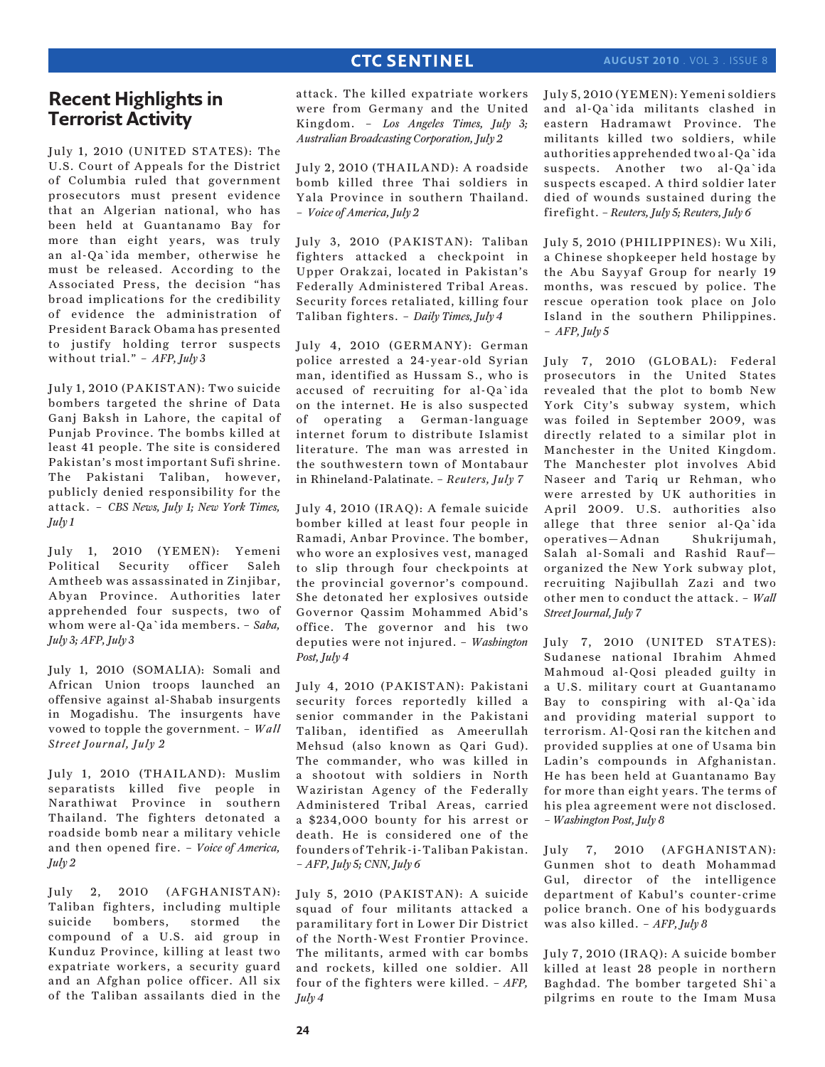## Recent Highlights in Terrorist Activity

July 1, 2010 (UNITED STATES): The U.S. Court of Appeals for the District of Columbia ruled that government prosecutors must present evidence that an Algerian national, who has been held at Guantanamo Bay for more than eight years, was truly an al-Qa`ida member, otherwise he must be released. According to the Associated Press, the decision "has broad implications for the credibility of evidence the administration of President Barack Obama has presented to justify holding terror suspects without trial." – *AFP, July 3*

July 1, 2010 (PAKISTAN): Two suicide bombers targeted the shrine of Data Ganj Baksh in Lahore, the capital of Punjab Province. The bombs killed at least 41 people. The site is considered Pakistan's most important Sufi shrine. The Pakistani Taliban, however, publicly denied responsibility for the attack. – *CBS News, July 1; New York Times, July 1*

July 1, 2010 (YEMEN): Yemeni Political Security officer Saleh Amtheeb was assassinated in Zinjibar, Abyan Province. Authorities later apprehended four suspects, two of whom were al-Qa`ida members. – *Saba, July 3; AFP, July 3*

July 1, 2010 (SOMALIA): Somali and African Union troops launched an offensive against al-Shabab insurgents in Mogadishu. The insurgents have vowed to topple the government. – *Wall Street Journal, July 2*

July 1, 2010 (THAILAND): Muslim separatists killed five people in Narathiwat Province in southern Thailand. The fighters detonated a roadside bomb near a military vehicle and then opened fire. – *Voice of America, July 2*

July 2, 2010 (AFGHANISTAN): Taliban fighters, including multiple suicide bombers, stormed the compound of a U.S. aid group in Kunduz Province, killing at least two expatriate workers, a security guard and an Afghan police officer. All six of the Taliban assailants died in the attack. The killed expatriate workers were from Germany and the United Kingdom. – *Los Angeles Times, July 3; Australian Broadcasting Corporation, July 2*

July 2, 2010 (THAILAND): A roadside bomb killed three Thai soldiers in Yala Province in southern Thailand. – *Voice of America, July 2*

July 3, 2010 (PAKISTAN): Taliban fighters attacked a checkpoint in Upper Orakzai, located in Pakistan's Federally Administered Tribal Areas. Security forces retaliated, killing four Taliban fighters. – *Daily Times, July 4*

July 4, 2010 (GERMANY): German police arrested a 24-year-old Syrian man, identified as Hussam S., who is accused of recruiting for al-Qa`ida on the internet. He is also suspected of operating a German-language internet forum to distribute Islamist literature. The man was arrested in the southwestern town of Montabaur in Rhineland-Palatinate. – *Reuters, July 7*

July 4, 2010 (IRAQ): A female suicide bomber killed at least four people in Ramadi, Anbar Province. The bomber, who wore an explosives vest, managed to slip through four checkpoints at the provincial governor's compound. She detonated her explosives outside Governor Qassim Mohammed Abid's office. The governor and his two deputies were not injured. – *Washington Post, July 4*

July 4, 2010 (PAKISTAN): Pakistani security forces reportedly killed a senior commander in the Pakistani Taliban, identified as Ameerullah Mehsud (also known as Qari Gud). The commander, who was killed in a shootout with soldiers in North Waziristan Agency of the Federally Administered Tribal Areas, carried a $234,000 bounty for his arrest or death. He is considered one of the founders of Tehrik-i-Taliban Pakistan. – *AFP, July 5; CNN, July 6*

July 5, 2010 (PAKISTAN): A suicide squad of four militants attacked a paramilitary fort in Lower Dir District of the North-West Frontier Province. The militants, armed with car bombs and rockets, killed one soldier. All four of the fighters were killed. – *AFP, July 4*

July 5, 2010 (YEMEN): Yemeni soldiers and al-Qa`ida militants clashed in eastern Hadramawt Province. The militants killed two soldiers, while authorities apprehended two al-Qa`ida suspects. Another two al-Qa`ida suspects escaped. A third soldier later died of wounds sustained during the firefight. – *Reuters, July 5; Reuters, July 6*

July 5, 2010 (PHILIPPINES): Wu Xili, a Chinese shopkeeper held hostage by the Abu Sayyaf Group for nearly 19 months, was rescued by police. The rescue operation took place on Jolo Island in the southern Philippines. – *AFP, July 5*

July 7, 2010 (GLOBAL): Federal prosecutors in the United States revealed that the plot to bomb New York City's subway system, which was foiled in September 2009, was directly related to a similar plot in Manchester in the United Kingdom. The Manchester plot involves Abid Naseer and Tariq ur Rehman, who were arrested by UK authorities in April 2009. U.S. authorities also allege that three senior al-Qa`ida operatives—Adnan Shukrijumah, Salah al-Somali and Rashid Rauf—organized the New York subway plot, recruiting Najibullah Zazi and two other men to conduct the attack. – *Wall Street Journal, July 7*

July 7, 2010 (UNITED STATES): Sudanese national Ibrahim Ahmed Mahmoud al-Qosi pleaded guilty in a U.S. military court at Guantanamo Bay to conspiring with al-Qa`ida and providing material support to terrorism. Al-Qosi ran the kitchen and provided supplies at one of Usama bin Ladin's compounds in Afghanistan. He has been held at Guantanamo Bay for more than eight years. The terms of his plea agreement were not disclosed. – *Washington Post, July 8*

July 7, 2010 (AFGHANISTAN): Gunmen shot to death Mohammad Gul, director of the intelligence department of Kabul's counter-crime police branch. One of his bodyguards was also killed. – *AFP, July 8*

July 7, 2010 (IRAQ): A suicide bomber killed at least 28 people in northern Baghdad. The bomber targeted Shi`a pilgrims en route to the Imam Musa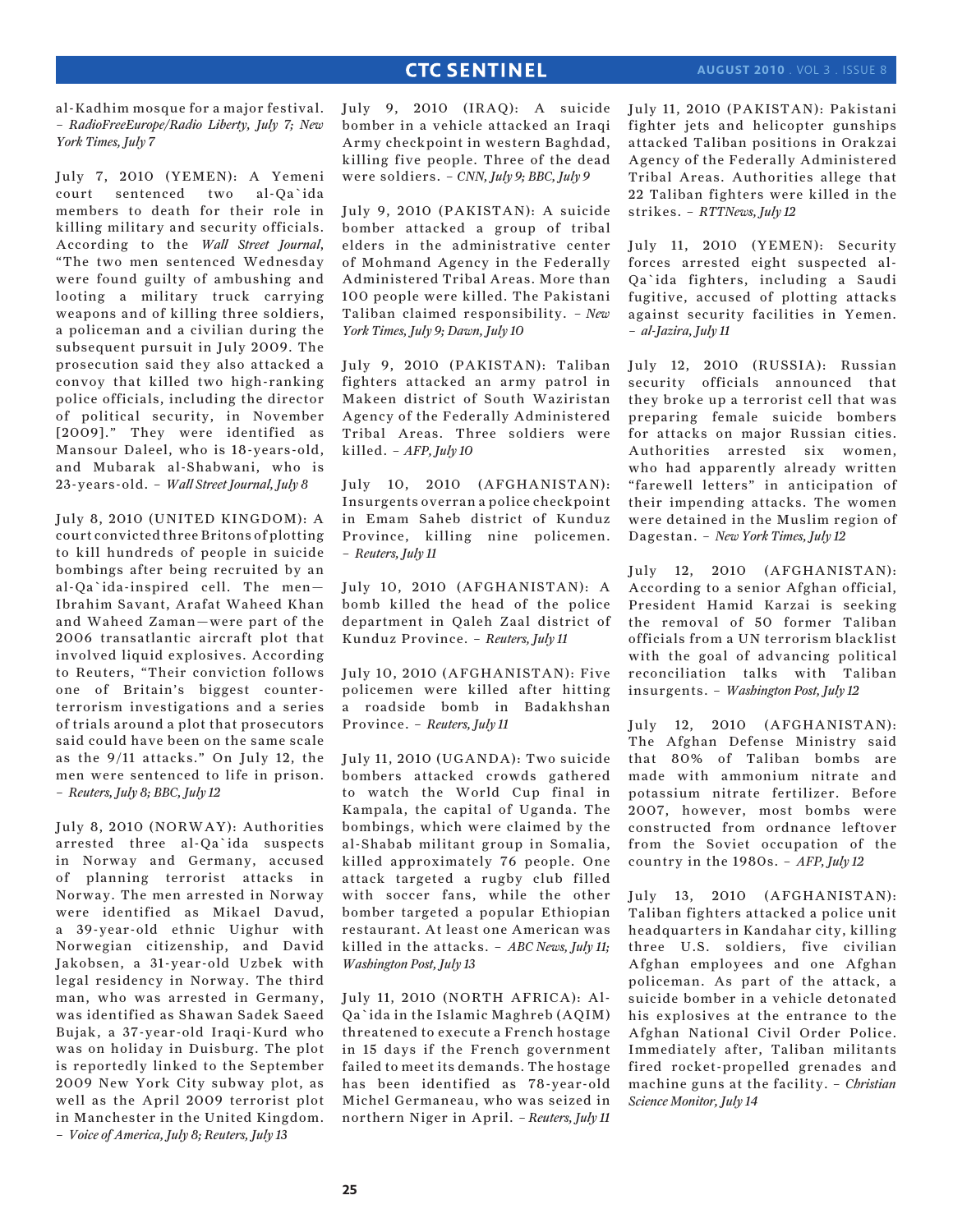al-Kadhim mosque for a major festival. – *RadioFreeEurope/Radio Liberty, July 7; New York Times, July 7*

July 7, 2010 (YEMEN): A Yemeni court sentenced two al-Qa`ida members to death for their role in killing military and security officials. According to the *Wall Street Journal*, "The two men sentenced Wednesday were found guilty of ambushing and looting a military truck carrying weapons and of killing three soldiers, a policeman and a civilian during the subsequent pursuit in July 2009. The prosecution said they also attacked a convoy that killed two high-ranking police officials, including the director of political security, in November [2009]." They were identified as Mansour Daleel, who is 18-years-old, and Mubarak al-Shabwani, who is 23-years-old. – *Wall Street Journal, July 8*

July 8, 2010 (UNITED KINGDOM): A court convicted three Britons of plotting to kill hundreds of people in suicide bombings after being recruited by an al-Qa`ida-inspired cell. The men—Ibrahim Savant, Arafat Waheed Khan and Waheed Zaman—were part of the 2006 transatlantic aircraft plot that involved liquid explosives. According to Reuters, "Their conviction follows one of Britain's biggest counter-terrorism investigations and a series of trials around a plot that prosecutors said could have been on the same scale as the 9/11 attacks." On July 12, the men were sentenced to life in prison. – *Reuters, July 8; BBC, July 12*

July 8, 2010 (NORWAY): Authorities arrested three al-Qa`ida suspects in Norway and Germany, accused of planning terrorist attacks in Norway. The men arrested in Norway were identified as Mikael Davud, a 39-year-old ethnic Uighur with Norwegian citizenship, and David Jakobsen, a 31-year-old Uzbek with legal residency in Norway. The third man, who was arrested in Germany, was identified as Shawan Sadek Saeed Bujak, a 37-year-old Iraqi-Kurd who was on holiday in Duisburg. The plot is reportedly linked to the September 2009 New York City subway plot, as well as the April 2009 terrorist plot in Manchester in the United Kingdom. – *Voice of America, July 8; Reuters, July 13*

July 9, 2010 (IRAQ): A suicide bomber in a vehicle attacked an Iraqi Army checkpoint in western Baghdad, killing five people. Three of the dead were soldiers. – *CNN, July 9; BBC, July 9*

July 9, 2010 (PAKISTAN): A suicide bomber attacked a group of tribal elders in the administrative center of Mohmand Agency in the Federally Administered Tribal Areas. More than 100 people were killed. The Pakistani Taliban claimed responsibility. – *New York Times, July 9; Dawn, July 10*

July 9, 2010 (PAKISTAN): Taliban fighters attacked an army patrol in Makeen district of South Waziristan Agency of the Federally Administered Tribal Areas. Three soldiers were killed. – *AFP, July 10*

July 10, 2010 (AFGHANISTAN): Insurgents overran a police checkpoint in Emam Saheb district of Kunduz Province, killing nine policemen. – *Reuters, July 11*

July 10, 2010 (AFGHANISTAN): A bomb killed the head of the police department in Qaleh Zaal district of Kunduz Province. – *Reuters, July 11*

July 10, 2010 (AFGHANISTAN): Five policemen were killed after hitting a roadside bomb in Badakhshan Province. – *Reuters, July 11*

July 11, 2010 (UGANDA): Two suicide bombers attacked crowds gathered to watch the World Cup final in Kampala, the capital of Uganda. The bombings, which were claimed by the al-Shabab militant group in Somalia, killed approximately 76 people. One attack targeted a rugby club filled with soccer fans, while the other bomber targeted a popular Ethiopian restaurant. At least one American was killed in the attacks. – *ABC News, July 11; Washington Post, July 13*

July 11, 2010 (NORTH AFRICA): Al-Qa`ida in the Islamic Maghreb (AQIM) threatened to execute a French hostage in 15 days if the French government failed to meet its demands. The hostage has been identified as 78-year-old Michel Germaneau, who was seized in northern Niger in April. – *Reuters, July 11*

July 11, 2010 (PAKISTAN): Pakistani fighter jets and helicopter gunships attacked Taliban positions in Orakzai Agency of the Federally Administered Tribal Areas. Authorities allege that 22 Taliban fighters were killed in the strikes. – *RTTNews, July 12*

July 11, 2010 (YEMEN): Security forces arrested eight suspected al-Qa`ida fighters, including a Saudi fugitive, accused of plotting attacks against security facilities in Yemen. – *al-Jazira, July 11*

July 12, 2010 (RUSSIA): Russian security officials announced that they broke up a terrorist cell that was preparing female suicide bombers for attacks on major Russian cities. Authorities arrested six women, who had apparently already written "farewell letters" in anticipation of their impending attacks. The women were detained in the Muslim region of Dagestan. – *New York Times, July 12*

July 12, 2010 (AFGHANISTAN): According to a senior Afghan official, President Hamid Karzai is seeking the removal of 50 former Taliban officials from a UN terrorism blacklist with the goal of advancing political reconciliation talks with Taliban insurgents. – *Washington Post, July 12*

July 12, 2010 (AFGHANISTAN): The Afghan Defense Ministry said that 80% of Taliban bombs are made with ammonium nitrate and potassium nitrate fertilizer. Before 2007, however, most bombs were constructed from ordnance leftover from the Soviet occupation of the country in the 1980s. – *AFP, July 12*

July 13, 2010 (AFGHANISTAN): Taliban fighters attacked a police unit headquarters in Kandahar city, killing three U.S. soldiers, five civilian Afghan employees and one Afghan policeman. As part of the attack, a suicide bomber in a vehicle detonated his explosives at the entrance to the Afghan National Civil Order Police. Immediately after, Taliban militants fired rocket-propelled grenades and machine guns at the facility. – *Christian Science Monitor, July 14*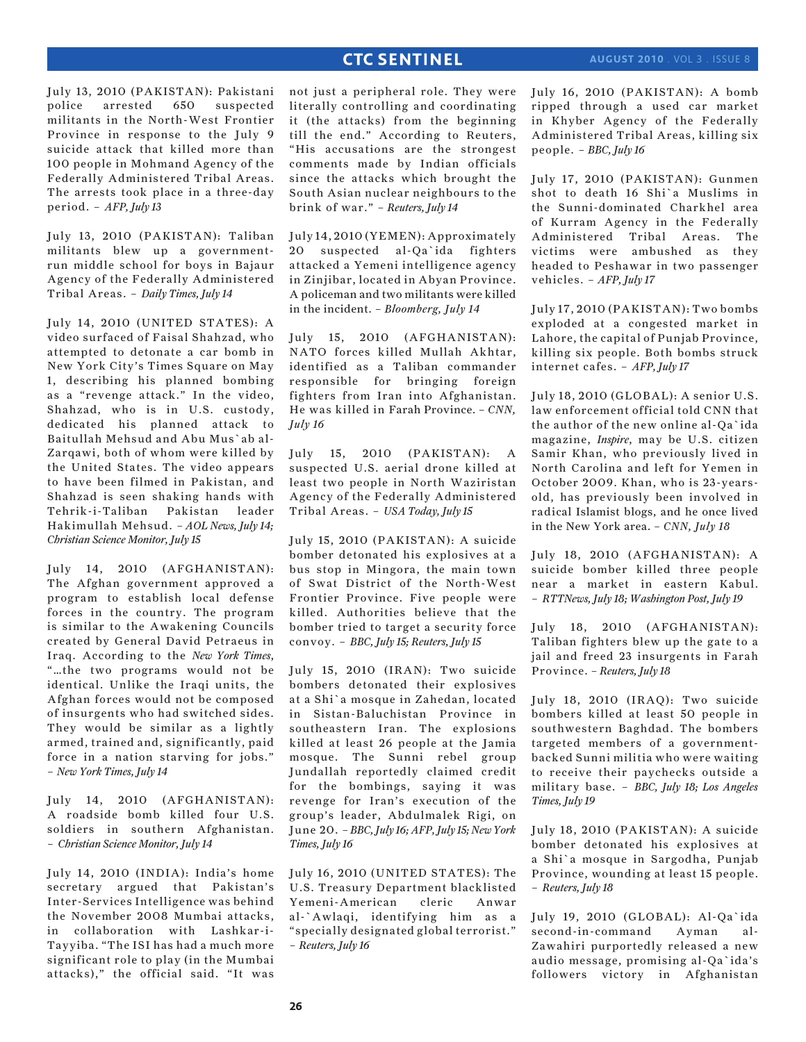July 13, 2010 (PAKISTAN): Pakistani police arrested 650 suspected militants in the North-West Frontier Province in response to the July 9 suicide attack that killed more than 100 people in Mohmand Agency of the Federally Administered Tribal Areas. The arrests took place in a three-day period. – *AFP, July 13*

July 13, 2010 (PAKISTAN): Taliban militants blew up a government-run middle school for boys in Bajaur Agency of the Federally Administered Tribal Areas. – *Daily Times, July 14*

July 14, 2010 (UNITED STATES): A video surfaced of Faisal Shahzad, who attempted to detonate a car bomb in New York City's Times Square on May 1, describing his planned bombing as a "revenge attack." In the video, Shahzad, who is in U.S. custody, dedicated his planned attack to Baitullah Mehsud and Abu Mus`ab al-Zarqawi, both of whom were killed by the United States. The video appears to have been filmed in Pakistan, and Shahzad is seen shaking hands with Tehrik-i-Taliban Pakistan leader Hakimullah Mehsud. – *AOL News, July 14; Christian Science Monitor, July 15*

July 14, 2010 (AFGHANISTAN): The Afghan government approved a program to establish local defense forces in the country. The program is similar to the Awakening Councils created by General David Petraeus in Iraq. According to the *New York Times*, "…the two programs would not be identical. Unlike the Iraqi units, the Afghan forces would not be composed of insurgents who had switched sides. They would be similar as a lightly armed, trained and, significantly, paid force in a nation starving for jobs." – *New York Times, July 14*

July 14, 2010 (AFGHANISTAN): A roadside bomb killed four U.S. soldiers in southern Afghanistan. – *Christian Science Monitor, July 14*

July 14, 2010 (INDIA): India's home secretary argued that Pakistan's Inter-Services Intelligence was behind the November 2008 Mumbai attacks, in collaboration with Lashkar-i-Tayyiba. "The ISI has had a much more significant role to play (in the Mumbai attacks)," the official said. "It was not just a peripheral role. They were literally controlling and coordinating it (the attacks) from the beginning till the end." According to Reuters, "His accusations are the strongest comments made by Indian officials since the attacks which brought the South Asian nuclear neighbours to the brink of war." – *Reuters, July 14*

July 14, 2010 (YEMEN): Approximately 20 suspected al-Qa`ida fighters attacked a Yemeni intelligence agency in Zinjibar, located in Abyan Province. A policeman and two militants were killed in the incident. – *Bloomberg, July 14*

July 15, 2010 (AFGHANISTAN): NATO forces killed Mullah Akhtar, identified as a Taliban commander responsible for bringing foreign fighters from Iran into Afghanistan. He was killed in Farah Province. – *CNN, July 16*

July 15, 2010 (PAKISTAN): A suspected U.S. aerial drone killed at least two people in North Waziristan Agency of the Federally Administered Tribal Areas. – *USA Today, July 15*

July 15, 2010 (PAKISTAN): A suicide bomber detonated his explosives at a bus stop in Mingora, the main town of Swat District of the North-West Frontier Province. Five people were killed. Authorities believe that the bomber tried to target a security force convoy. – *BBC, July 15; Reuters, July 15*

July 15, 2010 (IRAN): Two suicide bombers detonated their explosives at a Shi`a mosque in Zahedan, located in Sistan-Baluchistan Province in southeastern Iran. The explosions killed at least 26 people at the Jamia mosque. The Sunni rebel group Jundallah reportedly claimed credit for the bombings, saying it was revenge for Iran's execution of the group's leader, Abdulmalek Rigi, on June 20. – *BBC, July 16; AFP, July 15; New York Times, July 16*

July 16, 2010 (UNITED STATES): The U.S. Treasury Department blacklisted Yemeni-American cleric Anwar al-`Awlaqi, identifying him as a "specially designated global terrorist." – *Reuters, July 16*

July 16, 2010 (PAKISTAN): A bomb ripped through a used car market in Khyber Agency of the Federally Administered Tribal Areas, killing six people. – *BBC, July 16*

July 17, 2010 (PAKISTAN): Gunmen shot to death 16 Shi`a Muslims in the Sunni-dominated Charkhel area of Kurram Agency in the Federally Administered Tribal Areas. The victims were ambushed as they headed to Peshawar in two passenger vehicles. – *AFP, July 17*

July 17, 2010 (PAKISTAN): Two bombs exploded at a congested market in Lahore, the capital of Punjab Province, killing six people. Both bombs struck internet cafes. – *AFP, July 17*

July 18, 2010 (GLOBAL): A senior U.S. law enforcement official told CNN that the author of the new online al-Qa`ida magazine, *Inspire*, may be U.S. citizen Samir Khan, who previously lived in North Carolina and left for Yemen in October 2009. Khan, who is 23-years-old, has previously been involved in radical Islamist blogs, and he once lived in the New York area. – *CNN, July 18*

July 18, 2010 (AFGHANISTAN): A suicide bomber killed three people near a market in eastern Kabul. – *RTTNews, July 18; Washington Post, July 19*

July 18, 2010 (AFGHANISTAN): Taliban fighters blew up the gate to a jail and freed 23 insurgents in Farah Province. – *Reuters, July 18*

July 18, 2010 (IRAQ): Two suicide bombers killed at least 50 people in southwestern Baghdad. The bombers targeted members of a government-backed Sunni militia who were waiting to receive their paychecks outside a military base. – *BBC, July 18; Los Angeles Times, July 19*

July 18, 2010 (PAKISTAN): A suicide bomber detonated his explosives at a Shi`a mosque in Sargodha, Punjab Province, wounding at least 15 people. – *Reuters, July 18*

July 19, 2010 (GLOBAL): Al-Qa`ida second-in-command Ayman al-Zawahiri purportedly released a new audio message, promising al-Qa`ida's followers victory in Afghanistan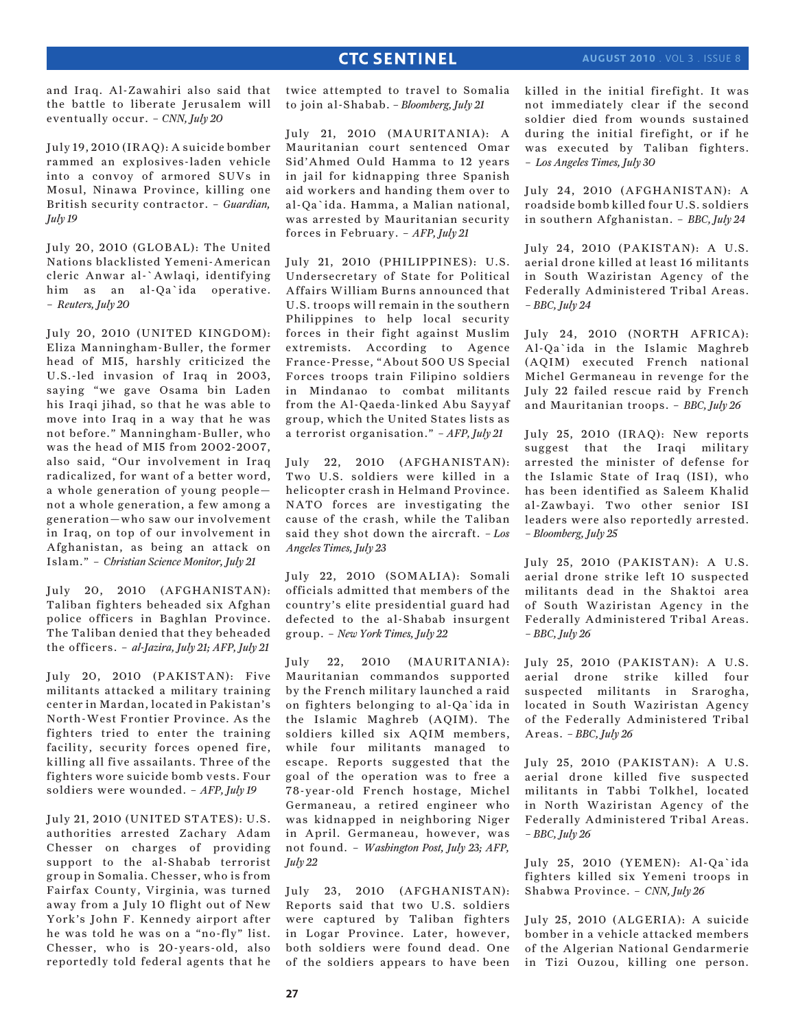and Iraq. Al-Zawahiri also said that the battle to liberate Jerusalem will eventually occur. – *CNN, July 20*

July 19, 2010 (IRAQ): A suicide bomber rammed an explosives-laden vehicle into a convoy of armored SUVs in Mosul, Ninawa Province, killing one British security contractor. – *Guardian, July 19*

July 20, 2010 (GLOBAL): The United Nations blacklisted Yemeni-American cleric Anwar al-`Awlaqi, identifying him as an al-Qa`ida operative. – *Reuters, July 20*

July 20, 2010 (UNITED KINGDOM): Eliza Manningham-Buller, the former head of MI5, harshly criticized the U.S.-led invasion of Iraq in 2003, saying "we gave Osama bin Laden his Iraqi jihad, so that he was able to move into Iraq in a way that he was not before." Manningham-Buller, who was the head of MI5 from 2002-2007, also said, "Our involvement in Iraq radicalized, for want of a better word, a whole generation of young people—not a whole generation, a few among a generation—who saw our involvement in Iraq, on top of our involvement in Afghanistan, as being an attack on Islam." – *Christian Science Monitor, July 21*

July 20, 2010 (AFGHANISTAN): Taliban fighters beheaded six Afghan police officers in Baghlan Province. The Taliban denied that they beheaded the officers. – *al-Jazira, July 21; AFP, July 21*

July 20, 2010 (PAKISTAN): Five militants attacked a military training center in Mardan, located in Pakistan's North-West Frontier Province. As the fighters tried to enter the training facility, security forces opened fire, killing all five assailants. Three of the fighters wore suicide bomb vests. Four soldiers were wounded. – *AFP, July 19*

July 21, 2010 (UNITED STATES): U.S. authorities arrested Zachary Adam Chesser on charges of providing support to the al-Shabab terrorist group in Somalia. Chesser, who is from Fairfax County, Virginia, was turned away from a July 10 flight out of New York's John F. Kennedy airport after he was told he was on a "no-fly" list. Chesser, who is 20-years-old, also reportedly told federal agents that he twice attempted to travel to Somalia to join al-Shabab. – *Bloomberg, July 21*

July 21, 2010 (MAURITANIA): A Mauritanian court sentenced Omar Sid'Ahmed Ould Hamma to 12 years in jail for kidnapping three Spanish aid workers and handing them over to al-Qa`ida. Hamma, a Malian national, was arrested by Mauritanian security forces in February. – *AFP, July 21*

July 21, 2010 (PHILIPPINES): U.S. Undersecretary of State for Political Affairs William Burns announced that U.S. troops will remain in the southern Philippines to help local security forces in their fight against Muslim extremists. According to Agence France-Presse, "About 500 US Special Forces troops train Filipino soldiers in Mindanao to combat militants from the Al-Qaeda-linked Abu Sayyaf group, which the United States lists as a terrorist organisation." – *AFP, July 21*

July 22, 2010 (AFGHANISTAN): Two U.S. soldiers were killed in a helicopter crash in Helmand Province. NATO forces are investigating the cause of the crash, while the Taliban said they shot down the aircraft. – *Los Angeles Times, July 23*

July 22, 2010 (SOMALIA): Somali officials admitted that members of the country's elite presidential guard had defected to the al-Shabab insurgent group. – *New York Times, July 22*

July 22, 2010 (MAURITANIA): Mauritanian commandos supported by the French military launched a raid on fighters belonging to al-Qa`ida in the Islamic Maghreb (AQIM). The soldiers killed six AQIM members, while four militants managed to escape. Reports suggested that the goal of the operation was to free a 78-year-old French hostage, Michel Germaneau, a retired engineer who was kidnapped in neighboring Niger in April. Germaneau, however, was not found. – *Washington Post, July 23; AFP, July 22*

July 23, 2010 (AFGHANISTAN): Reports said that two U.S. soldiers were captured by Taliban fighters in Logar Province. Later, however, both soldiers were found dead. One of the soldiers appears to have been killed in the initial firefight. It was not immediately clear if the second soldier died from wounds sustained during the initial firefight, or if he was executed by Taliban fighters. – *Los Angeles Times, July 30*

July 24, 2010 (AFGHANISTAN): A roadside bomb killed four U.S. soldiers in southern Afghanistan. – *BBC, July 24*

July 24, 2010 (PAKISTAN): A U.S. aerial drone killed at least 16 militants in South Waziristan Agency of the Federally Administered Tribal Areas. – *BBC, July 24*

July 24, 2010 (NORTH AFRICA): Al-Qa`ida in the Islamic Maghreb (AQIM) executed French national Michel Germaneau in revenge for the July 22 failed rescue raid by French and Mauritanian troops. – *BBC, July 26*

July 25, 2010 (IRAQ): New reports suggest that the Iraqi military arrested the minister of defense for the Islamic State of Iraq (ISI), who has been identified as Saleem Khalid al-Zawbayi. Two other senior ISI leaders were also reportedly arrested. – *Bloomberg, July 25*

July 25, 2010 (PAKISTAN): A U.S. aerial drone strike left 10 suspected militants dead in the Shaktoi area of South Waziristan Agency in the Federally Administered Tribal Areas. – *BBC, July 26*

July 25, 2010 (PAKISTAN): A U.S. aerial drone strike killed four suspected militants in Srarogha, located in South Waziristan Agency of the Federally Administered Tribal Areas. – *BBC, July 26*

July 25, 2010 (PAKISTAN): A U.S. aerial drone killed five suspected militants in Tabbi Tolkhel, located in North Waziristan Agency of the Federally Administered Tribal Areas. – *BBC, July 26*

July 25, 2010 (YEMEN): Al-Qa`ida fighters killed six Yemeni troops in Shabwa Province. – *CNN, July 26*

July 25, 2010 (ALGERIA): A suicide bomber in a vehicle attacked members of the Algerian National Gendarmerie in Tizi Ouzou, killing one person.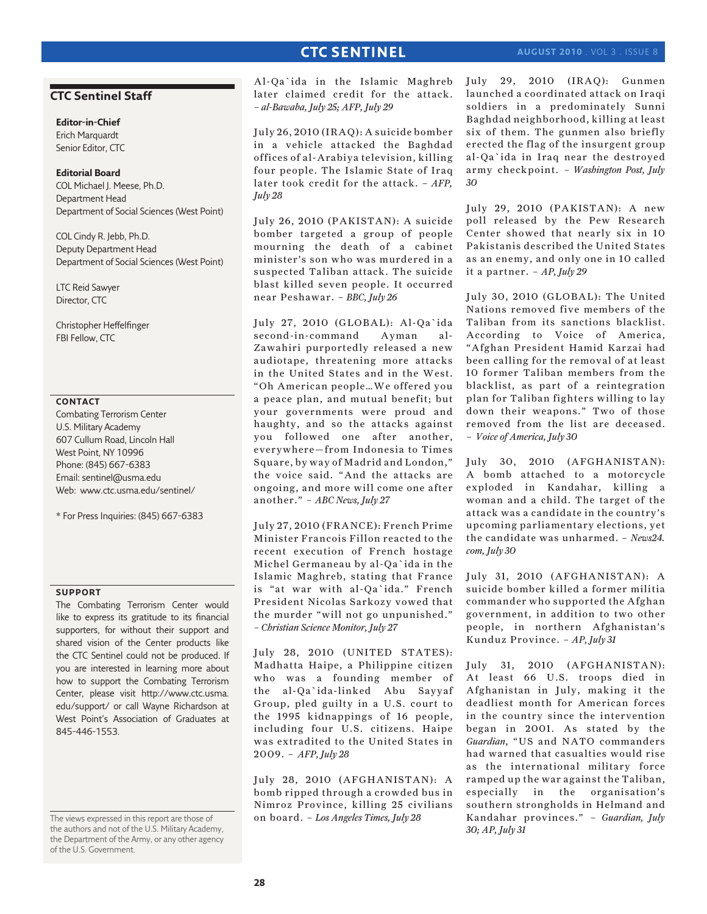Al-Qa`ida in the Islamic Maghreb later claimed credit for the attack. – *al-Bawaba, July 25; AFP, July 29*

July 26, 2010 (IRAQ): A suicide bomber in a vehicle attacked the Baghdad offices of al-Arabiya television, killing four people. The Islamic State of Iraq later took credit for the attack. – *AFP, July 28*

July 26, 2010 (PAKISTAN): A suicide bomber targeted a group of people mourning the death of a cabinet minister's son who was murdered in a suspected Taliban attack. The suicide blast killed seven people. It occurred near Peshawar. – *BBC, July 26*

July 27, 2010 (GLOBAL): Al-Qa`ida second-in-command Ayman al-Zawahiri purportedly released a new audiotape, threatening more attacks in the United States and in the West. "Oh American people…We offered you a peace plan, and mutual benefit; but your governments were proud and haughty, and so the attacks against you followed one after another, everywhere—from Indonesia to Times Square, by way of Madrid and London," the voice said. "And the attacks are ongoing, and more will come one after another." – *ABC News, July 27*

July 27, 2010 (FRANCE): French Prime Minister Francois Fillon reacted to the recent execution of French hostage Michel Germaneau by al-Qa`ida in the Islamic Maghreb, stating that France is "at war with al-Qa`ida." French President Nicolas Sarkozy vowed that the murder "will not go unpunished." – *Christian Science Monitor, July 27*

July 28, 2010 (UNITED STATES): Madhatta Haipe, a Philippine citizen who was a founding member of the al-Qa`ida-linked Abu Sayyaf Group, pled guilty in a U.S. court to the 1995 kidnappings of 16 people, including four U.S. citizens. Haipe was extradited to the United States in 2009. – *AFP, July 28*

July 28, 2010 (AFGHANISTAN): A bomb ripped through a crowded bus in Nimroz Province, killing 25 civilians on board. – *Los Angeles Times, July 28*

July 29, 2010 (IRAQ): Gunmen launched a coordinated attack on Iraqi soldiers in a predominately Sunni Baghdad neighborhood, killing at least six of them. The gunmen also briefly erected the flag of the insurgent group al-Qa`ida in Iraq near the destroyed army checkpoint. – *Washington Post, July 30*

July 29, 2010 (PAKISTAN): A new poll released by the Pew Research Center showed that nearly six in 10 Pakistanis described the United States as an enemy, and only one in 10 called it a partner. – *AP, July 29*

July 30, 2010 (GLOBAL): The United Nations removed five members of the Taliban from its sanctions blacklist. According to Voice of America, "Afghan President Hamid Karzai had been calling for the removal of at least 10 former Taliban members from the blacklist, as part of a reintegration plan for Taliban fighters willing to lay down their weapons." Two of those removed from the list are deceased. – *Voice of America, July 30*

July 30, 2010 (AFGHANISTAN): A bomb attached to a motorcycle exploded in Kandahar, killing a woman and a child. The target of the attack was a candidate in the country's upcoming parliamentary elections, yet the candidate was unharmed. – *News24.com, July 30*

July 31, 2010 (AFGHANISTAN): A suicide bomber killed a former militia commander who supported the Afghan government, in addition to two other people, in northern Afghanistan's Kunduz Province. – *AP, July 31*

July 31, 2010 (AFGHANISTAN): At least 66 U.S. troops died in Afghanistan in July, making it the deadliest month for American forces in the country since the intervention began in 2001. As stated by the *Guardian*, "US and NATO commanders had warned that casualties would rise as the international military force ramped up the war against the Taliban, especially in the organisation's southern strongholds in Helmand and Kandahar provinces." – *Guardian, July 30; AP, July 31*

## CTC Sentinel Staff

**Editor-in-Chief**
Erich Marquardt
Senior Editor, CTC

**Editorial Board**
COL Michael J. Meese, Ph.D.
Department Head
Department of Social Sciences (West Point)

COL Cindy R. Jebb, Ph.D.
Deputy Department Head
Department of Social Sciences (West Point)

LTC Reid Sawyer
Director, CTC

Christopher Heffelfinger
FBI Fellow, CTC

### CONTACT

Combating Terrorism Center
U.S. Military Academy
607 Cullum Road, Lincoln Hall
West Point, NY 10996
Phone: (845) 667-6383
Email: sentinel@usma.edu
Web: www.ctc.usma.edu/sentinel/

* For Press Inquiries: (845) 667-6383

### SUPPORT

The Combating Terrorism Center would like to express its gratitude to its financial supporters, for without their support and shared vision of the Center products like the CTC Sentinel could not be produced. If you are interested in learning more about how to support the Combating Terrorism Center, please visit http://www.ctc.usma.edu/support/ or call Wayne Richardson at West Point's Association of Graduates at 845-446-1553.

The views expressed in this report are those of the authors and not of the U.S. Military Academy, the Department of the Army, or any other agency of the U.S. Government.